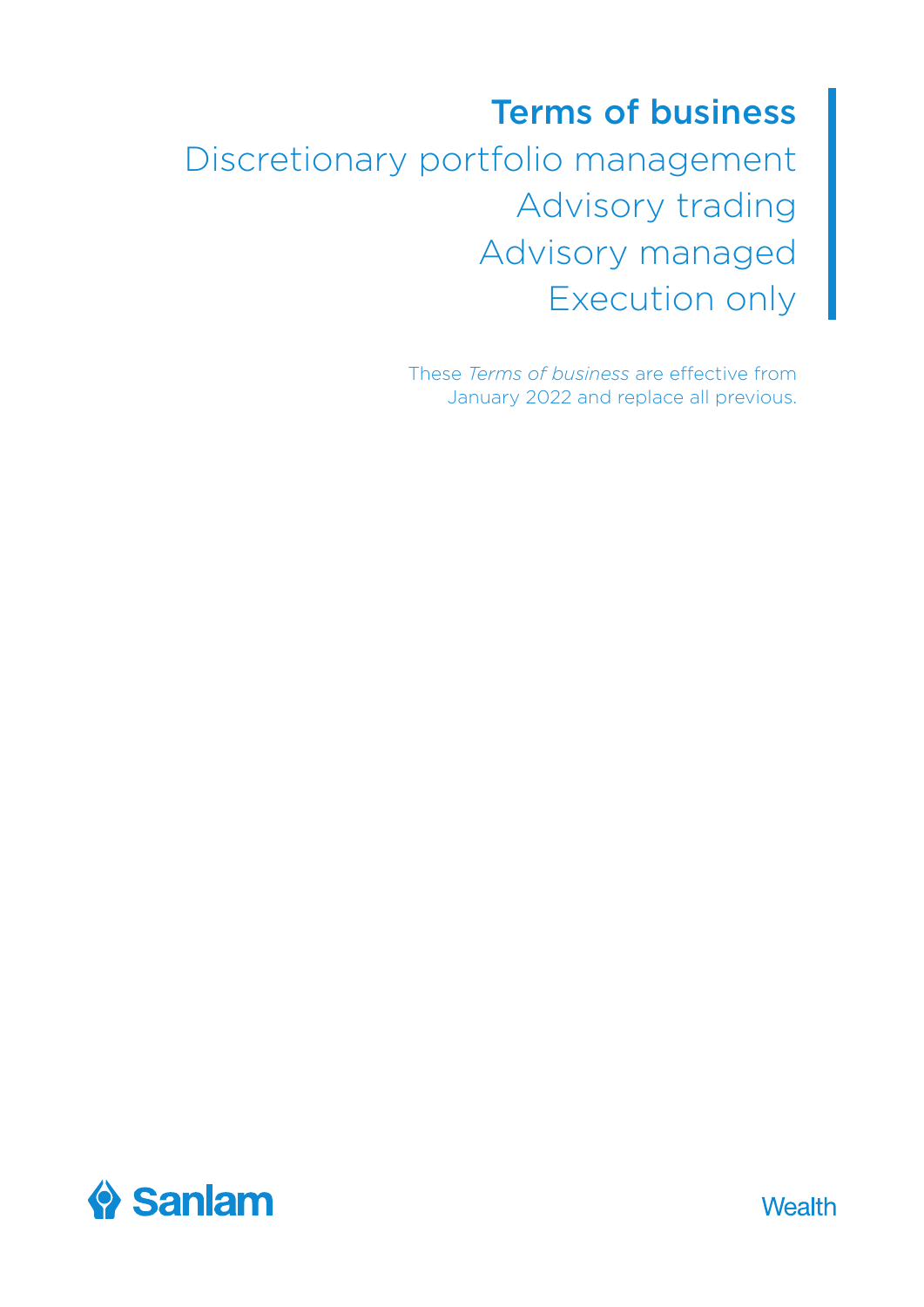# Terms of business

## Discretionary portfolio management
## Advisory trading
## Advisory managed
## Execution only

These *Terms of business* are effective from January 2022 and replace all previous.

Sanlam

Wealth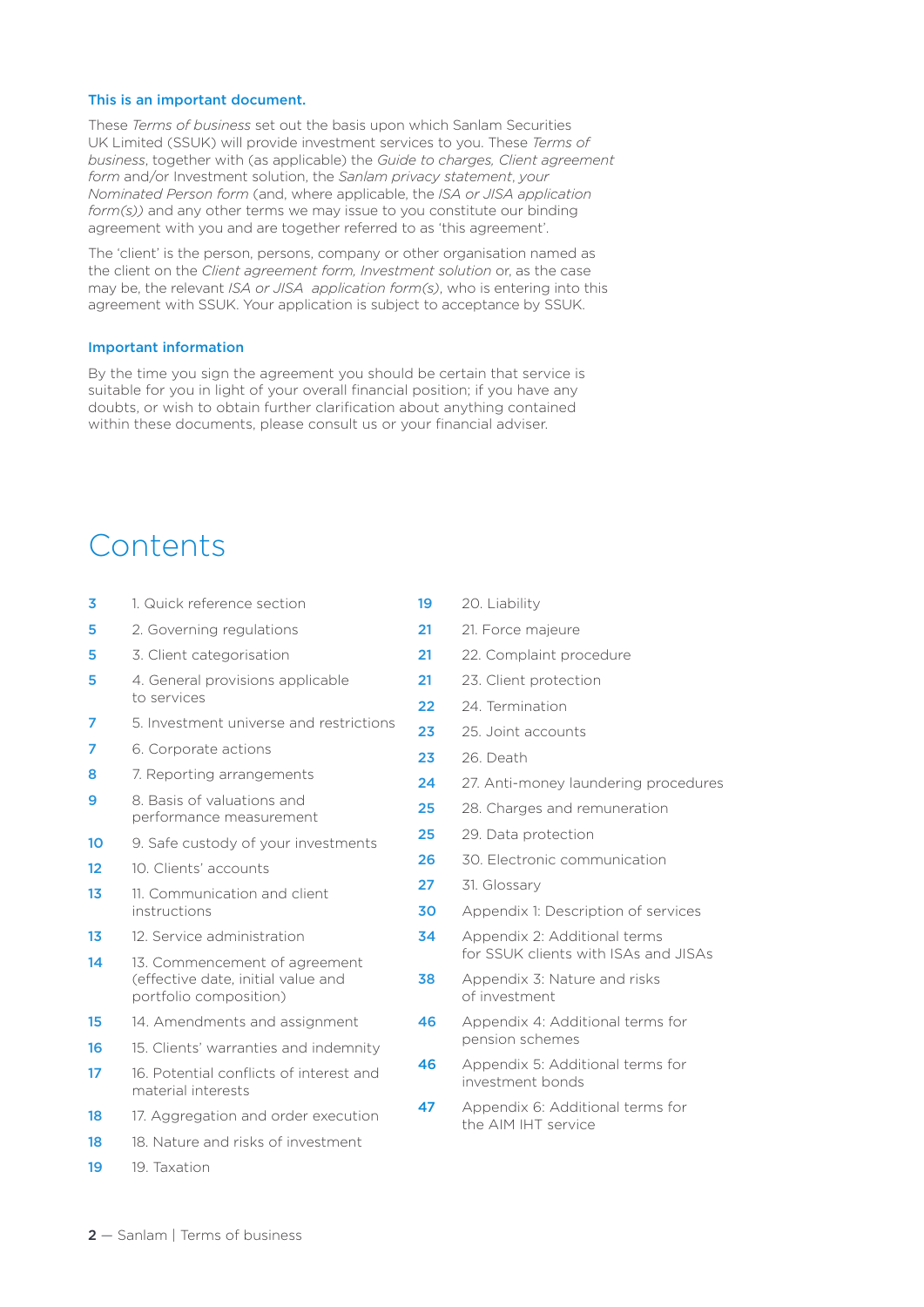**This is an important document.**

These *Terms of business* set out the basis upon which Sanlam Securities UK Limited (SSUK) will provide investment services to you. These *Terms of business*, together with (as applicable) the *Guide to charges, Client agreement form* and/or Investment solution, the *Sanlam privacy statement*, *your Nominated Person form* (and, where applicable, the *ISA or JISA application form(s))* and any other terms we may issue to you constitute our binding agreement with you and are together referred to as 'this agreement'.

The 'client' is the person, persons, company or other organisation named as the client on the *Client agreement form, Investment solution* or, as the case may be, the relevant *ISA or JISA application form(s)*, who is entering into this agreement with SSUK. Your application is subject to acceptance by SSUK.

**Important information**

By the time you sign the agreement you should be certain that service is suitable for you in light of your overall financial position; if you have any doubts, or wish to obtain further clarification about anything contained within these documents, please consult us or your financial adviser.

# Contents

| Page | Section |
|---|---|
| 3 | 1. Quick reference section |
| 5 | 2. Governing regulations |
| 5 | 3. Client categorisation |
| 5 | 4. General provisions applicable to services |
| 7 | 5. Investment universe and restrictions |
| 7 | 6. Corporate actions |
| 8 | 7. Reporting arrangements |
| 9 | 8. Basis of valuations and performance measurement |
| 10 | 9. Safe custody of your investments |
| 12 | 10. Clients' accounts |
| 13 | 11. Communication and client instructions |
| 13 | 12. Service administration |
| 14 | 13. Commencement of agreement (effective date, initial value and portfolio composition) |
| 15 | 14. Amendments and assignment |
| 16 | 15. Clients' warranties and indemnity |
| 17 | 16. Potential conflicts of interest and material interests |
| 18 | 17. Aggregation and order execution |
| 18 | 18. Nature and risks of investment |
| 19 | 19. Taxation |
| 19 | 20. Liability |
| 21 | 21. Force majeure |
| 21 | 22. Complaint procedure |
| 21 | 23. Client protection |
| 22 | 24. Termination |
| 23 | 25. Joint accounts |
| 23 | 26. Death |
| 24 | 27. Anti-money laundering procedures |
| 25 | 28. Charges and remuneration |
| 25 | 29. Data protection |
| 26 | 30. Electronic communication |
| 27 | 31. Glossary |
| 30 | Appendix 1: Description of services |
| 34 | Appendix 2: Additional terms for SSUK clients with ISAs and JISAs |
| 38 | Appendix 3: Nature and risks of investment |
| 46 | Appendix 4: Additional terms for pension schemes |
| 46 | Appendix 5: Additional terms for investment bonds |
| 47 | Appendix 6: Additional terms for the AIM IHT service |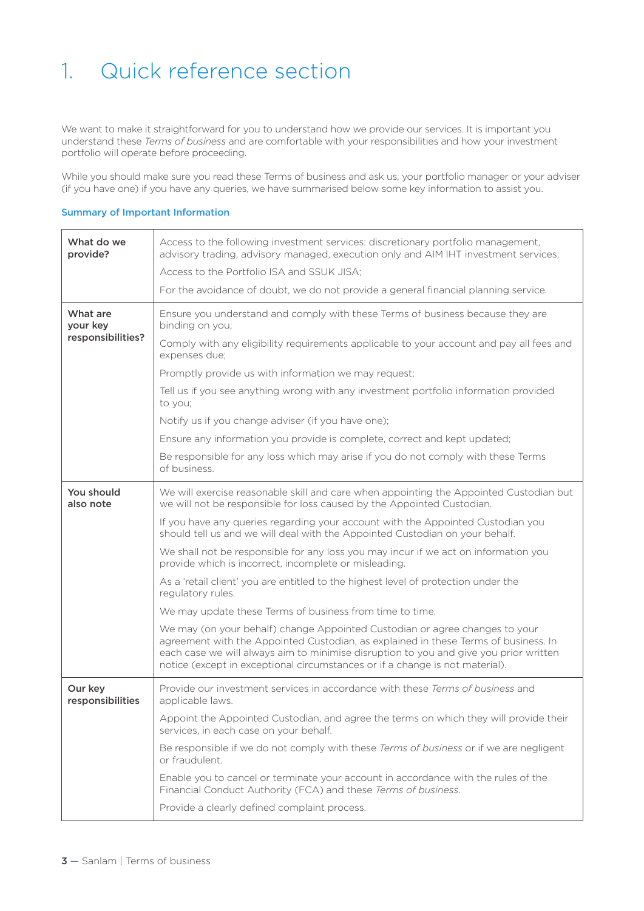# 1. Quick reference section

We want to make it straightforward for you to understand how we provide our services. It is important you understand these *Terms of business* and are comfortable with your responsibilities and how your investment portfolio will operate before proceeding.

While you should make sure you read these Terms of business and ask us, your portfolio manager or your adviser (if you have one) if you have any queries, we have summarised below some key information to assist you.

### Summary of Important Information

| | |
|---|---|
| **What do we provide?** | Access to the following investment services: discretionary portfolio management, advisory trading, advisory managed, execution only and AIM IHT investment services;<br>Access to the Portfolio ISA and SSUK JISA;<br>For the avoidance of doubt, we do not provide a general financial planning service. |
| **What are your key responsibilities?** | Ensure you understand and comply with these Terms of business because they are binding on you;<br>Comply with any eligibility requirements applicable to your account and pay all fees and expenses due;<br>Promptly provide us with information we may request;<br>Tell us if you see anything wrong with any investment portfolio information provided to you;<br>Notify us if you change adviser (if you have one);<br>Ensure any information you provide is complete, correct and kept updated;<br>Be responsible for any loss which may arise if you do not comply with these Terms of business. |
| **You should also note** | We will exercise reasonable skill and care when appointing the Appointed Custodian but we will not be responsible for loss caused by the Appointed Custodian.<br>If you have any queries regarding your account with the Appointed Custodian you should tell us and we will deal with the Appointed Custodian on your behalf.<br>We shall not be responsible for any loss you may incur if we act on information you provide which is incorrect, incomplete or misleading.<br>As a 'retail client' you are entitled to the highest level of protection under the regulatory rules.<br>We may update these Terms of business from time to time.<br>We may (on your behalf) change Appointed Custodian or agree changes to your agreement with the Appointed Custodian, as explained in these Terms of business. In each case we will always aim to minimise disruption to you and give you prior written notice (except in exceptional circumstances or if a change is not material). |
| **Our key responsibilities** | Provide our investment services in accordance with these *Terms of business* and applicable laws.<br>Appoint the Appointed Custodian, and agree the terms on which they will provide their services, in each case on your behalf.<br>Be responsible if we do not comply with these *Terms of business* or if we are negligent or fraudulent.<br>Enable you to cancel or terminate your account in accordance with the rules of the Financial Conduct Authority (FCA) and these *Terms of business*.<br>Provide a clearly defined complaint process. |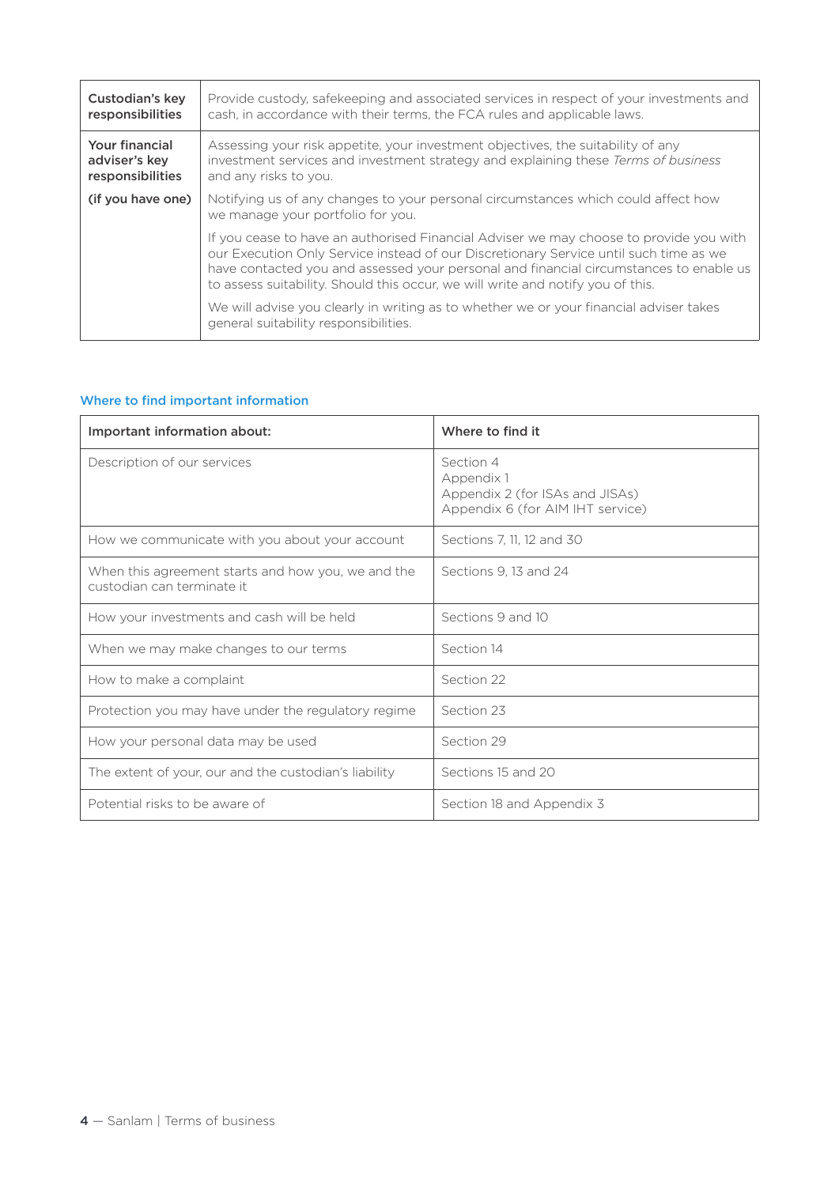| | |
|---|---|
| **Custodian's key responsibilities** | Provide custody, safekeeping and associated services in respect of your investments and cash, in accordance with their terms, the FCA rules and applicable laws. |
| **Your financial adviser's key responsibilities** | Assessing your risk appetite, your investment objectives, the suitability of any investment services and investment strategy and explaining these *Terms of business* and any risks to you. |
| **(if you have one)** | Notifying us of any changes to your personal circumstances which could affect how we manage your portfolio for you. |
| | If you cease to have an authorised Financial Adviser we may choose to provide you with our Execution Only Service instead of our Discretionary Service until such time as we have contacted you and assessed your personal and financial circumstances to enable us to assess suitability. Should this occur, we will write and notify you of this. |
| | We will advise you clearly in writing as to whether we or your financial adviser takes general suitability responsibilities. |

### Where to find important information

| Important information about: | Where to find it |
|---|---|
| Description of our services | Section 4<br>Appendix 1<br>Appendix 2 (for ISAs and JISAs)<br>Appendix 6 (for AIM IHT service) |
| How we communicate with you about your account | Sections 7, 11, 12 and 30 |
| When this agreement starts and how you, we and the custodian can terminate it | Sections 9, 13 and 24 |
| How your investments and cash will be held | Sections 9 and 10 |
| When we may make changes to our terms | Section 14 |
| How to make a complaint | Section 22 |
| Protection you may have under the regulatory regime | Section 23 |
| How your personal data may be used | Section 29 |
| The extent of your, our and the custodian's liability | Sections 15 and 20 |
| Potential risks to be aware of | Section 18 and Appendix 3 |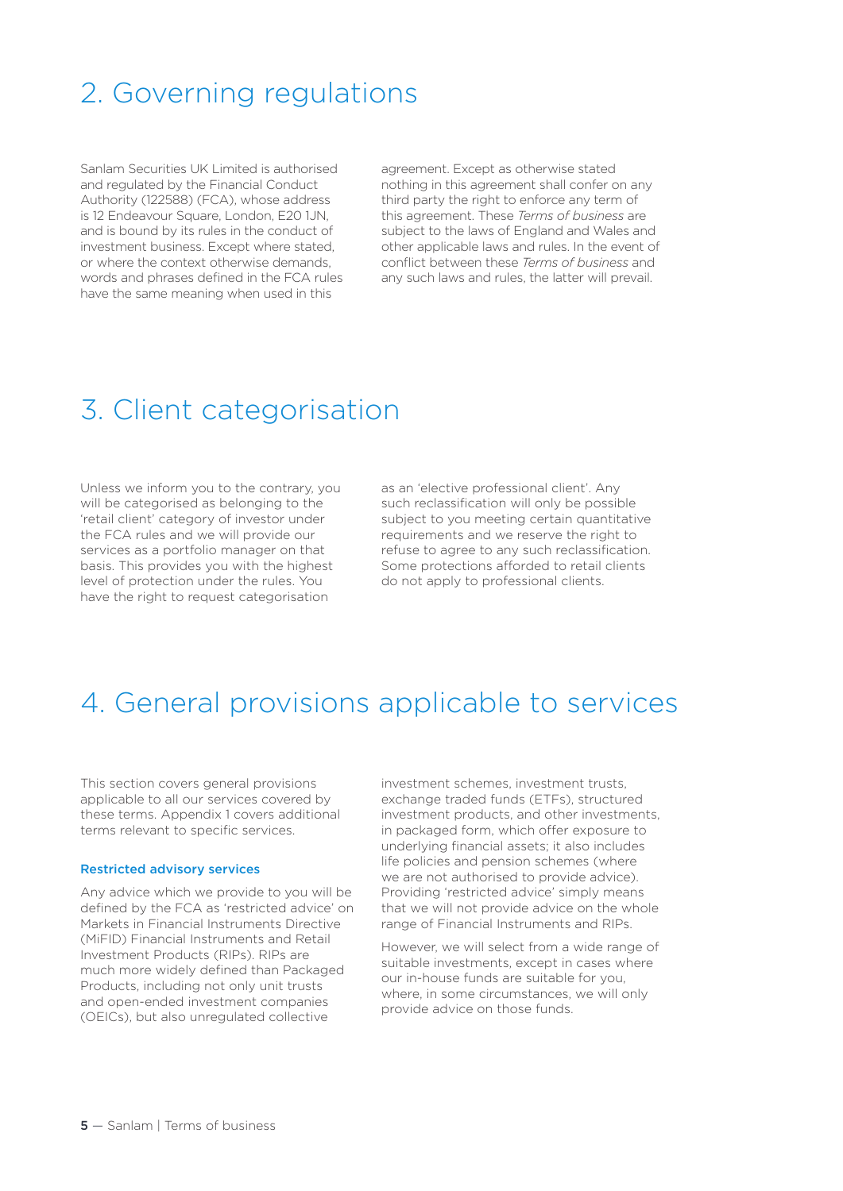# 2. Governing regulations

Sanlam Securities UK Limited is authorised and regulated by the Financial Conduct Authority (122588) (FCA), whose address is 12 Endeavour Square, London, E20 1JN, and is bound by its rules in the conduct of investment business. Except where stated, or where the context otherwise demands, words and phrases defined in the FCA rules have the same meaning when used in this agreement. Except as otherwise stated nothing in this agreement shall confer on any third party the right to enforce any term of this agreement. These *Terms of business* are subject to the laws of England and Wales and other applicable laws and rules. In the event of conflict between these *Terms of business* and any such laws and rules, the latter will prevail.

# 3. Client categorisation

Unless we inform you to the contrary, you will be categorised as belonging to the 'retail client' category of investor under the FCA rules and we will provide our services as a portfolio manager on that basis. This provides you with the highest level of protection under the rules. You have the right to request categorisation as an 'elective professional client'. Any such reclassification will only be possible subject to you meeting certain quantitative requirements and we reserve the right to refuse to agree to any such reclassification. Some protections afforded to retail clients do not apply to professional clients.

# 4. General provisions applicable to services

This section covers general provisions applicable to all our services covered by these terms. Appendix 1 covers additional terms relevant to specific services.

### Restricted advisory services

Any advice which we provide to you will be defined by the FCA as 'restricted advice' on Markets in Financial Instruments Directive (MiFID) Financial Instruments and Retail Investment Products (RIPs). RIPs are much more widely defined than Packaged Products, including not only unit trusts and open-ended investment companies (OEICs), but also unregulated collective investment schemes, investment trusts, exchange traded funds (ETFs), structured investment products, and other investments, in packaged form, which offer exposure to underlying financial assets; it also includes life policies and pension schemes (where we are not authorised to provide advice). Providing 'restricted advice' simply means that we will not provide advice on the whole range of Financial Instruments and RIPs.

However, we will select from a wide range of suitable investments, except in cases where our in-house funds are suitable for you, where, in some circumstances, we will only provide advice on those funds.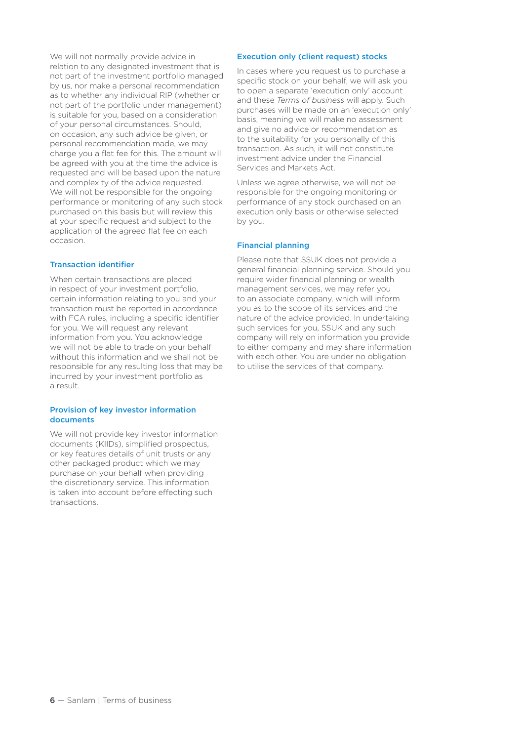We will not normally provide advice in relation to any designated investment that is not part of the investment portfolio managed by us, nor make a personal recommendation as to whether any individual RIP (whether or not part of the portfolio under management) is suitable for you, based on a consideration of your personal circumstances. Should, on occasion, any such advice be given, or personal recommendation made, we may charge you a flat fee for this. The amount will be agreed with you at the time the advice is requested and will be based upon the nature and complexity of the advice requested. We will not be responsible for the ongoing performance or monitoring of any such stock purchased on this basis but will review this at your specific request and subject to the application of the agreed flat fee on each occasion.

### Transaction identifier

When certain transactions are placed in respect of your investment portfolio, certain information relating to you and your transaction must be reported in accordance with FCA rules, including a specific identifier for you. We will request any relevant information from you. You acknowledge we will not be able to trade on your behalf without this information and we shall not be responsible for any resulting loss that may be incurred by your investment portfolio as a result.

### Provision of key investor information documents

We will not provide key investor information documents (KIIDs), simplified prospectus, or key features details of unit trusts or any other packaged product which we may purchase on your behalf when providing the discretionary service. This information is taken into account before effecting such transactions.

### Execution only (client request) stocks

In cases where you request us to purchase a specific stock on your behalf, we will ask you to open a separate 'execution only' account and these *Terms of business* will apply. Such purchases will be made on an 'execution only' basis, meaning we will make no assessment and give no advice or recommendation as to the suitability for you personally of this transaction. As such, it will not constitute investment advice under the Financial Services and Markets Act.

Unless we agree otherwise, we will not be responsible for the ongoing monitoring or performance of any stock purchased on an execution only basis or otherwise selected by you.

### Financial planning

Please note that SSUK does not provide a general financial planning service. Should you require wider financial planning or wealth management services, we may refer you to an associate company, which will inform you as to the scope of its services and the nature of the advice provided. In undertaking such services for you, SSUK and any such company will rely on information you provide to either company and may share information with each other. You are under no obligation to utilise the services of that company.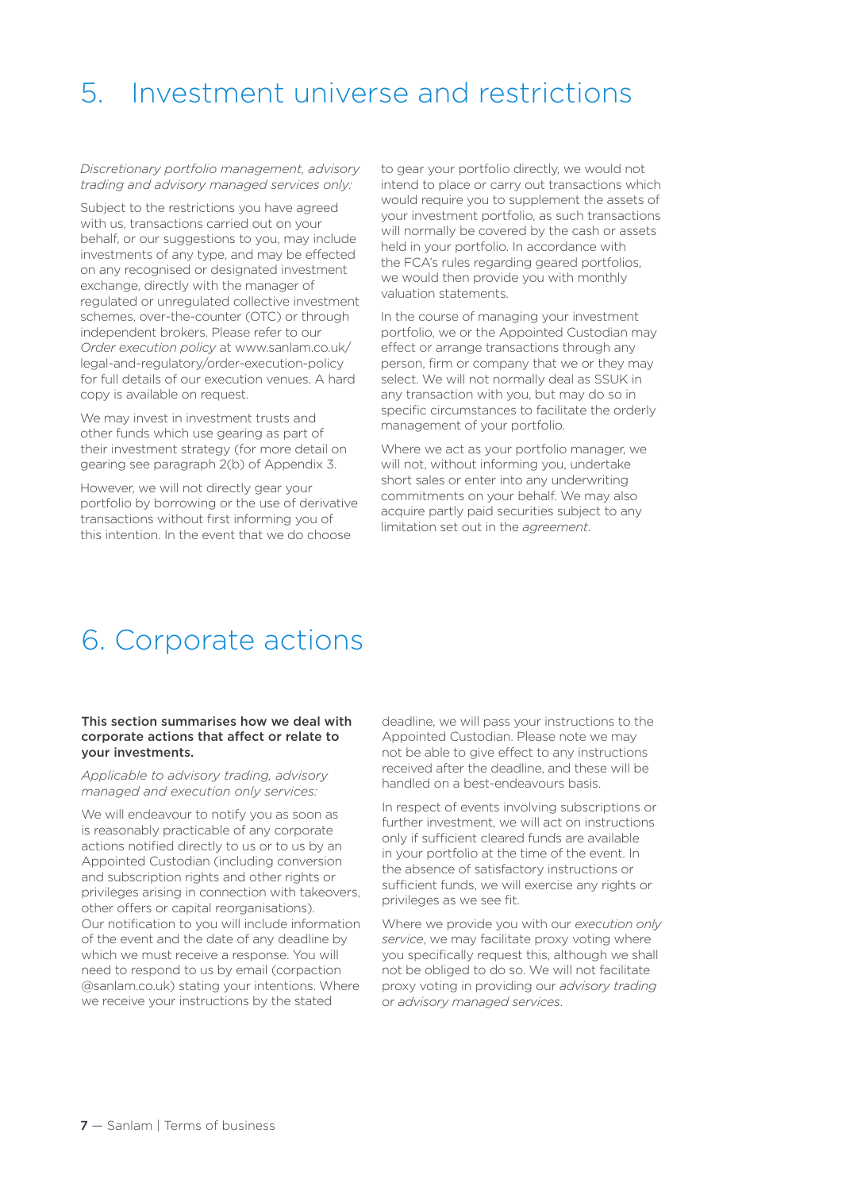# 5. Investment universe and restrictions

*Discretionary portfolio management, advisory trading and advisory managed services only:*

Subject to the restrictions you have agreed with us, transactions carried out on your behalf, or our suggestions to you, may include investments of any type, and may be effected on any recognised or designated investment exchange, directly with the manager of regulated or unregulated collective investment schemes, over-the-counter (OTC) or through independent brokers. Please refer to our *Order execution policy* at www.sanlam.co.uk/legal-and-regulatory/order-execution-policy for full details of our execution venues. A hard copy is available on request.

We may invest in investment trusts and other funds which use gearing as part of their investment strategy (for more detail on gearing see paragraph 2(b) of Appendix 3.

However, we will not directly gear your portfolio by borrowing or the use of derivative transactions without first informing you of this intention. In the event that we do choose to gear your portfolio directly, we would not intend to place or carry out transactions which would require you to supplement the assets of your investment portfolio, as such transactions will normally be covered by the cash or assets held in your portfolio. In accordance with the FCA's rules regarding geared portfolios, we would then provide you with monthly valuation statements.

In the course of managing your investment portfolio, we or the Appointed Custodian may effect or arrange transactions through any person, firm or company that we or they may select. We will not normally deal as SSUK in any transaction with you, but may do so in specific circumstances to facilitate the orderly management of your portfolio.

Where we act as your portfolio manager, we will not, without informing you, undertake short sales or enter into any underwriting commitments on your behalf. We may also acquire partly paid securities subject to any limitation set out in the *agreement*.

# 6. Corporate actions

**This section summarises how we deal with corporate actions that affect or relate to your investments.**

*Applicable to advisory trading, advisory managed and execution only services:*

We will endeavour to notify you as soon as is reasonably practicable of any corporate actions notified directly to us or to us by an Appointed Custodian (including conversion and subscription rights and other rights or privileges arising in connection with takeovers, other offers or capital reorganisations). Our notification to you will include information of the event and the date of any deadline by which we must receive a response. You will need to respond to us by email (corpaction@sanlam.co.uk) stating your intentions. Where we receive your instructions by the stated deadline, we will pass your instructions to the Appointed Custodian. Please note we may not be able to give effect to any instructions received after the deadline, and these will be handled on a best-endeavours basis.

In respect of events involving subscriptions or further investment, we will act on instructions only if sufficient cleared funds are available in your portfolio at the time of the event. In the absence of satisfactory instructions or sufficient funds, we will exercise any rights or privileges as we see fit.

Where we provide you with our *execution only service*, we may facilitate proxy voting where you specifically request this, although we shall not be obliged to do so. We will not facilitate proxy voting in providing our *advisory trading* or *advisory managed services*.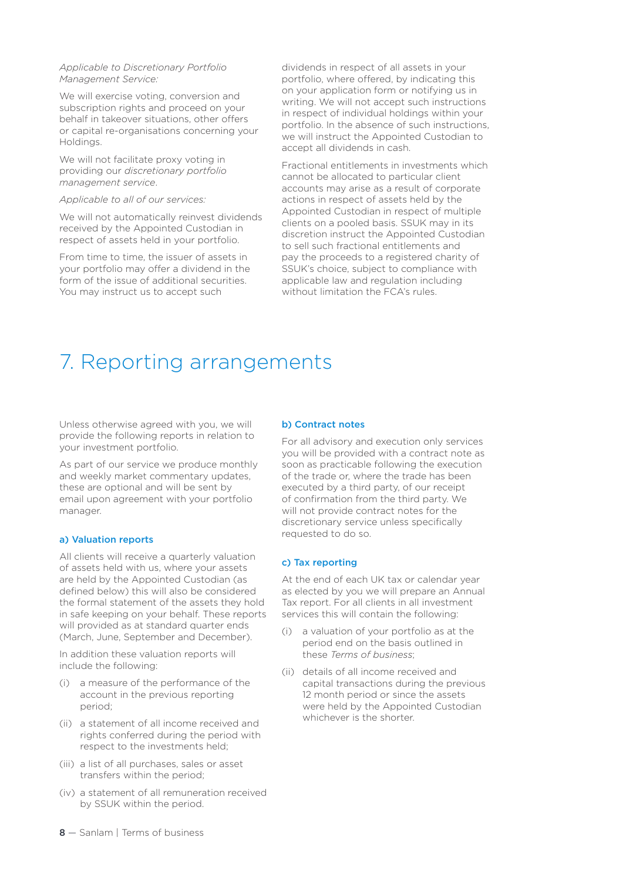*Applicable to Discretionary Portfolio Management Service:*

We will exercise voting, conversion and subscription rights and proceed on your behalf in takeover situations, other offers or capital re-organisations concerning your Holdings.

We will not facilitate proxy voting in providing our *discretionary portfolio management service*.

*Applicable to all of our services:*

We will not automatically reinvest dividends received by the Appointed Custodian in respect of assets held in your portfolio.

From time to time, the issuer of assets in your portfolio may offer a dividend in the form of the issue of additional securities. You may instruct us to accept such dividends in respect of all assets in your portfolio, where offered, by indicating this on your application form or notifying us in writing. We will not accept such instructions in respect of individual holdings within your portfolio. In the absence of such instructions, we will instruct the Appointed Custodian to accept all dividends in cash.

Fractional entitlements in investments which cannot be allocated to particular client accounts may arise as a result of corporate actions in respect of assets held by the Appointed Custodian in respect of multiple clients on a pooled basis. SSUK may in its discretion instruct the Appointed Custodian to sell such fractional entitlements and pay the proceeds to a registered charity of SSUK's choice, subject to compliance with applicable law and regulation including without limitation the FCA's rules.

# 7. Reporting arrangements

Unless otherwise agreed with you, we will provide the following reports in relation to your investment portfolio.

As part of our service we produce monthly and weekly market commentary updates, these are optional and will be sent by email upon agreement with your portfolio manager.

### a) Valuation reports

All clients will receive a quarterly valuation of assets held with us, where your assets are held by the Appointed Custodian (as defined below) this will also be considered the formal statement of the assets they hold in safe keeping on your behalf. These reports will provided as at standard quarter ends (March, June, September and December).

In addition these valuation reports will include the following:

(i) a measure of the performance of the account in the previous reporting period;

(ii) a statement of all income received and rights conferred during the period with respect to the investments held;

(iii) a list of all purchases, sales or asset transfers within the period;

(iv) a statement of all remuneration received by SSUK within the period.

### b) Contract notes

For all advisory and execution only services you will be provided with a contract note as soon as practicable following the execution of the trade or, where the trade has been executed by a third party, of our receipt of confirmation from the third party. We will not provide contract notes for the discretionary service unless specifically requested to do so.

### c) Tax reporting

At the end of each UK tax or calendar year as elected by you we will prepare an Annual Tax report. For all clients in all investment services this will contain the following:

(i) a valuation of your portfolio as at the period end on the basis outlined in these *Terms of business*;

(ii) details of all income received and capital transactions during the previous 12 month period or since the assets were held by the Appointed Custodian whichever is the shorter.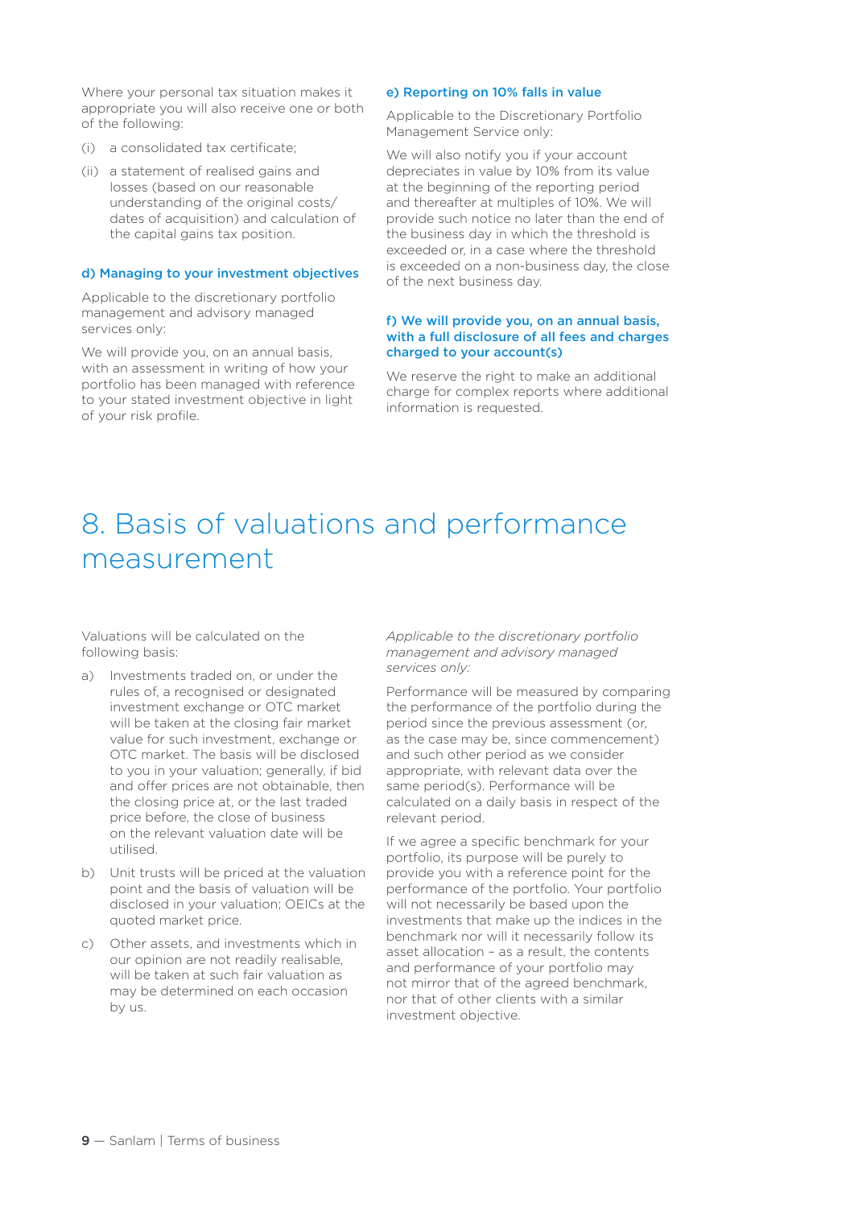Where your personal tax situation makes it appropriate you will also receive one or both of the following:

(i) a consolidated tax certificate;

(ii) a statement of realised gains and losses (based on our reasonable understanding of the original costs/ dates of acquisition) and calculation of the capital gains tax position.

#### d) Managing to your investment objectives

Applicable to the discretionary portfolio management and advisory managed services only:

We will provide you, on an annual basis, with an assessment in writing of how your portfolio has been managed with reference to your stated investment objective in light of your risk profile.

#### e) Reporting on 10% falls in value

Applicable to the Discretionary Portfolio Management Service only:

We will also notify you if your account depreciates in value by 10% from its value at the beginning of the reporting period and thereafter at multiples of 10%. We will provide such notice no later than the end of the business day in which the threshold is exceeded or, in a case where the threshold is exceeded on a non-business day, the close of the next business day.

#### f) We will provide you, on an annual basis, with a full disclosure of all fees and charges charged to your account(s)

We reserve the right to make an additional charge for complex reports where additional information is requested.

# 8. Basis of valuations and performance measurement

Valuations will be calculated on the following basis:

a) Investments traded on, or under the rules of, a recognised or designated investment exchange or OTC market will be taken at the closing fair market value for such investment, exchange or OTC market. The basis will be disclosed to you in your valuation; generally, if bid and offer prices are not obtainable, then the closing price at, or the last traded price before, the close of business on the relevant valuation date will be utilised.

b) Unit trusts will be priced at the valuation point and the basis of valuation will be disclosed in your valuation; OEICs at the quoted market price.

c) Other assets, and investments which in our opinion are not readily realisable, will be taken at such fair valuation as may be determined on each occasion by us.

*Applicable to the discretionary portfolio management and advisory managed services only:*

Performance will be measured by comparing the performance of the portfolio during the period since the previous assessment (or, as the case may be, since commencement) and such other period as we consider appropriate, with relevant data over the same period(s). Performance will be calculated on a daily basis in respect of the relevant period.

If we agree a specific benchmark for your portfolio, its purpose will be purely to provide you with a reference point for the performance of the portfolio. Your portfolio will not necessarily be based upon the investments that make up the indices in the benchmark nor will it necessarily follow its asset allocation – as a result, the contents and performance of your portfolio may not mirror that of the agreed benchmark, nor that of other clients with a similar investment objective.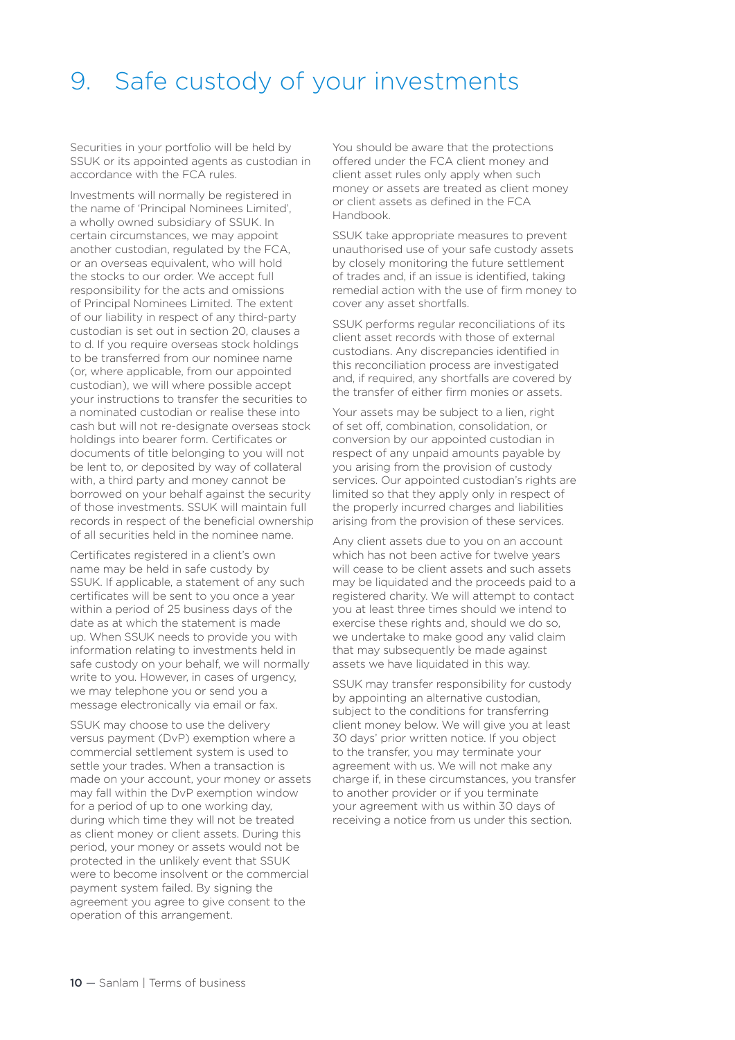# 9. Safe custody of your investments

Securities in your portfolio will be held by SSUK or its appointed agents as custodian in accordance with the FCA rules.

Investments will normally be registered in the name of 'Principal Nominees Limited', a wholly owned subsidiary of SSUK. In certain circumstances, we may appoint another custodian, regulated by the FCA, or an overseas equivalent, who will hold the stocks to our order. We accept full responsibility for the acts and omissions of Principal Nominees Limited. The extent of our liability in respect of any third-party custodian is set out in section 20, clauses a to d. If you require overseas stock holdings to be transferred from our nominee name (or, where applicable, from our appointed custodian), we will where possible accept your instructions to transfer the securities to a nominated custodian or realise these into cash but will not re-designate overseas stock holdings into bearer form. Certificates or documents of title belonging to you will not be lent to, or deposited by way of collateral with, a third party and money cannot be borrowed on your behalf against the security of those investments. SSUK will maintain full records in respect of the beneficial ownership of all securities held in the nominee name.

Certificates registered in a client's own name may be held in safe custody by SSUK. If applicable, a statement of any such certificates will be sent to you once a year within a period of 25 business days of the date as at which the statement is made up. When SSUK needs to provide you with information relating to investments held in safe custody on your behalf, we will normally write to you. However, in cases of urgency, we may telephone you or send you a message electronically via email or fax.

SSUK may choose to use the delivery versus payment (DvP) exemption where a commercial settlement system is used to settle your trades. When a transaction is made on your account, your money or assets may fall within the DvP exemption window for a period of up to one working day, during which time they will not be treated as client money or client assets. During this period, your money or assets would not be protected in the unlikely event that SSUK were to become insolvent or the commercial payment system failed. By signing the agreement you agree to give consent to the operation of this arrangement.

You should be aware that the protections offered under the FCA client money and client asset rules only apply when such money or assets are treated as client money or client assets as defined in the FCA Handbook.

SSUK take appropriate measures to prevent unauthorised use of your safe custody assets by closely monitoring the future settlement of trades and, if an issue is identified, taking remedial action with the use of firm money to cover any asset shortfalls.

SSUK performs regular reconciliations of its client asset records with those of external custodians. Any discrepancies identified in this reconciliation process are investigated and, if required, any shortfalls are covered by the transfer of either firm monies or assets.

Your assets may be subject to a lien, right of set off, combination, consolidation, or conversion by our appointed custodian in respect of any unpaid amounts payable by you arising from the provision of custody services. Our appointed custodian's rights are limited so that they apply only in respect of the properly incurred charges and liabilities arising from the provision of these services.

Any client assets due to you on an account which has not been active for twelve years will cease to be client assets and such assets may be liquidated and the proceeds paid to a registered charity. We will attempt to contact you at least three times should we intend to exercise these rights and, should we do so, we undertake to make good any valid claim that may subsequently be made against assets we have liquidated in this way.

SSUK may transfer responsibility for custody by appointing an alternative custodian, subject to the conditions for transferring client money below. We will give you at least 30 days' prior written notice. If you object to the transfer, you may terminate your agreement with us. We will not make any charge if, in these circumstances, you transfer to another provider or if you terminate your agreement with us within 30 days of receiving a notice from us under this section.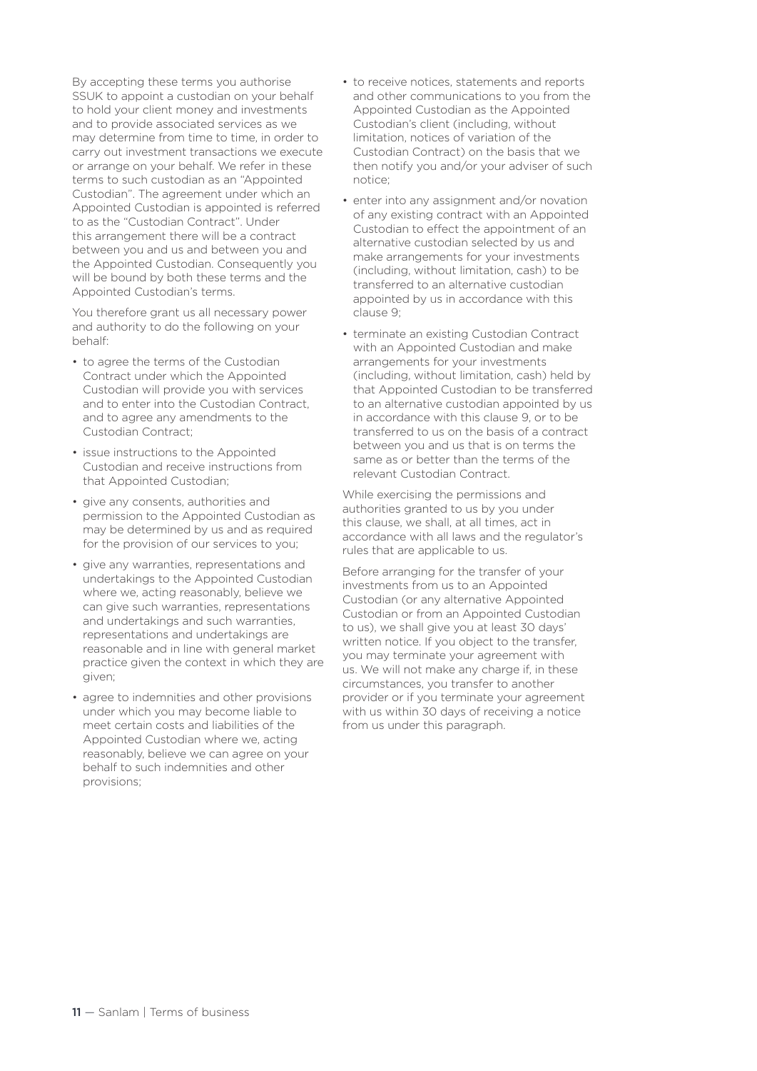By accepting these terms you authorise SSUK to appoint a custodian on your behalf to hold your client money and investments and to provide associated services as we may determine from time to time, in order to carry out investment transactions we execute or arrange on your behalf. We refer in these terms to such custodian as an "Appointed Custodian". The agreement under which an Appointed Custodian is appointed is referred to as the "Custodian Contract". Under this arrangement there will be a contract between you and us and between you and the Appointed Custodian. Consequently you will be bound by both these terms and the Appointed Custodian's terms.

You therefore grant us all necessary power and authority to do the following on your behalf:

- to agree the terms of the Custodian Contract under which the Appointed Custodian will provide you with services and to enter into the Custodian Contract, and to agree any amendments to the Custodian Contract;
- issue instructions to the Appointed Custodian and receive instructions from that Appointed Custodian;
- give any consents, authorities and permission to the Appointed Custodian as may be determined by us and as required for the provision of our services to you;
- give any warranties, representations and undertakings to the Appointed Custodian where we, acting reasonably, believe we can give such warranties, representations and undertakings and such warranties, representations and undertakings are reasonable and in line with general market practice given the context in which they are given;
- agree to indemnities and other provisions under which you may become liable to meet certain costs and liabilities of the Appointed Custodian where we, acting reasonably, believe we can agree on your behalf to such indemnities and other provisions;
- to receive notices, statements and reports and other communications to you from the Appointed Custodian as the Appointed Custodian's client (including, without limitation, notices of variation of the Custodian Contract) on the basis that we then notify you and/or your adviser of such notice;
- enter into any assignment and/or novation of any existing contract with an Appointed Custodian to effect the appointment of an alternative custodian selected by us and make arrangements for your investments (including, without limitation, cash) to be transferred to an alternative custodian appointed by us in accordance with this clause 9;
- terminate an existing Custodian Contract with an Appointed Custodian and make arrangements for your investments (including, without limitation, cash) held by that Appointed Custodian to be transferred to an alternative custodian appointed by us in accordance with this clause 9, or to be transferred to us on the basis of a contract between you and us that is on terms the same as or better than the terms of the relevant Custodian Contract.

While exercising the permissions and authorities granted to us by you under this clause, we shall, at all times, act in accordance with all laws and the regulator's rules that are applicable to us.

Before arranging for the transfer of your investments from us to an Appointed Custodian (or any alternative Appointed Custodian or from an Appointed Custodian to us), we shall give you at least 30 days' written notice. If you object to the transfer, you may terminate your agreement with us. We will not make any charge if, in these circumstances, you transfer to another provider or if you terminate your agreement with us within 30 days of receiving a notice from us under this paragraph.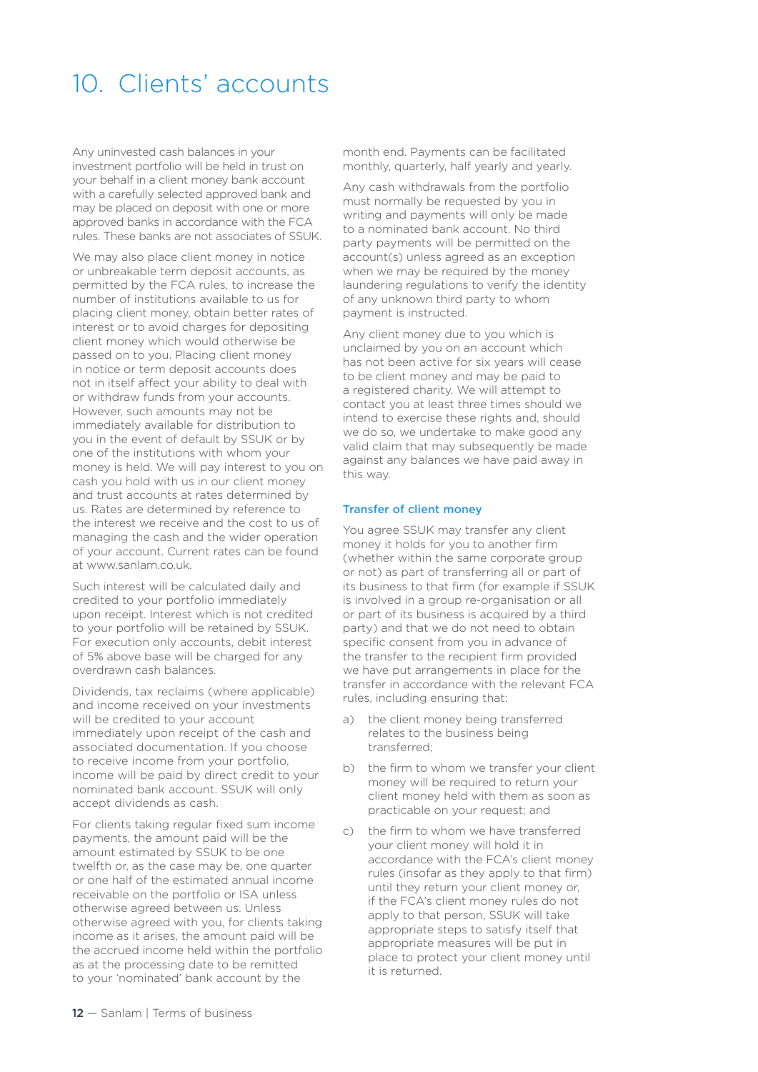# 10. Clients' accounts

Any uninvested cash balances in your investment portfolio will be held in trust on your behalf in a client money bank account with a carefully selected approved bank and may be placed on deposit with one or more approved banks in accordance with the FCA rules. These banks are not associates of SSUK.

We may also place client money in notice or unbreakable term deposit accounts, as permitted by the FCA rules, to increase the number of institutions available to us for placing client money, obtain better rates of interest or to avoid charges for depositing client money which would otherwise be passed on to you. Placing client money in notice or term deposit accounts does not in itself affect your ability to deal with or withdraw funds from your accounts. However, such amounts may not be immediately available for distribution to you in the event of default by SSUK or by one of the institutions with whom your money is held. We will pay interest to you on cash you hold with us in our client money and trust accounts at rates determined by us. Rates are determined by reference to the interest we receive and the cost to us of managing the cash and the wider operation of your account. Current rates can be found at www.sanlam.co.uk.

Such interest will be calculated daily and credited to your portfolio immediately upon receipt. Interest which is not credited to your portfolio will be retained by SSUK. For execution only accounts, debit interest of 5% above base will be charged for any overdrawn cash balances.

Dividends, tax reclaims (where applicable) and income received on your investments will be credited to your account immediately upon receipt of the cash and associated documentation. If you choose to receive income from your portfolio, income will be paid by direct credit to your nominated bank account. SSUK will only accept dividends as cash.

For clients taking regular fixed sum income payments, the amount paid will be the amount estimated by SSUK to be one twelfth or, as the case may be, one quarter or one half of the estimated annual income receivable on the portfolio or ISA unless otherwise agreed between us. Unless otherwise agreed with you, for clients taking income as it arises, the amount paid will be the accrued income held within the portfolio as at the processing date to be remitted to your 'nominated' bank account by the month end. Payments can be facilitated monthly, quarterly, half yearly and yearly.

Any cash withdrawals from the portfolio must normally be requested by you in writing and payments will only be made to a nominated bank account. No third party payments will be permitted on the account(s) unless agreed as an exception when we may be required by the money laundering regulations to verify the identity of any unknown third party to whom payment is instructed.

Any client money due to you which is unclaimed by you on an account which has not been active for six years will cease to be client money and may be paid to a registered charity. We will attempt to contact you at least three times should we intend to exercise these rights and, should we do so, we undertake to make good any valid claim that may subsequently be made against any balances we have paid away in this way.

### Transfer of client money

You agree SSUK may transfer any client money it holds for you to another firm (whether within the same corporate group or not) as part of transferring all or part of its business to that firm (for example if SSUK is involved in a group re-organisation or all or part of its business is acquired by a third party) and that we do not need to obtain specific consent from you in advance of the transfer to the recipient firm provided we have put arrangements in place for the transfer in accordance with the relevant FCA rules, including ensuring that:

a) the client money being transferred relates to the business being transferred;

b) the firm to whom we transfer your client money will be required to return your client money held with them as soon as practicable on your request; and

c) the firm to whom we have transferred your client money will hold it in accordance with the FCA's client money rules (insofar as they apply to that firm) until they return your client money or, if the FCA's client money rules do not apply to that person, SSUK will take appropriate steps to satisfy itself that appropriate measures will be put in place to protect your client money until it is returned.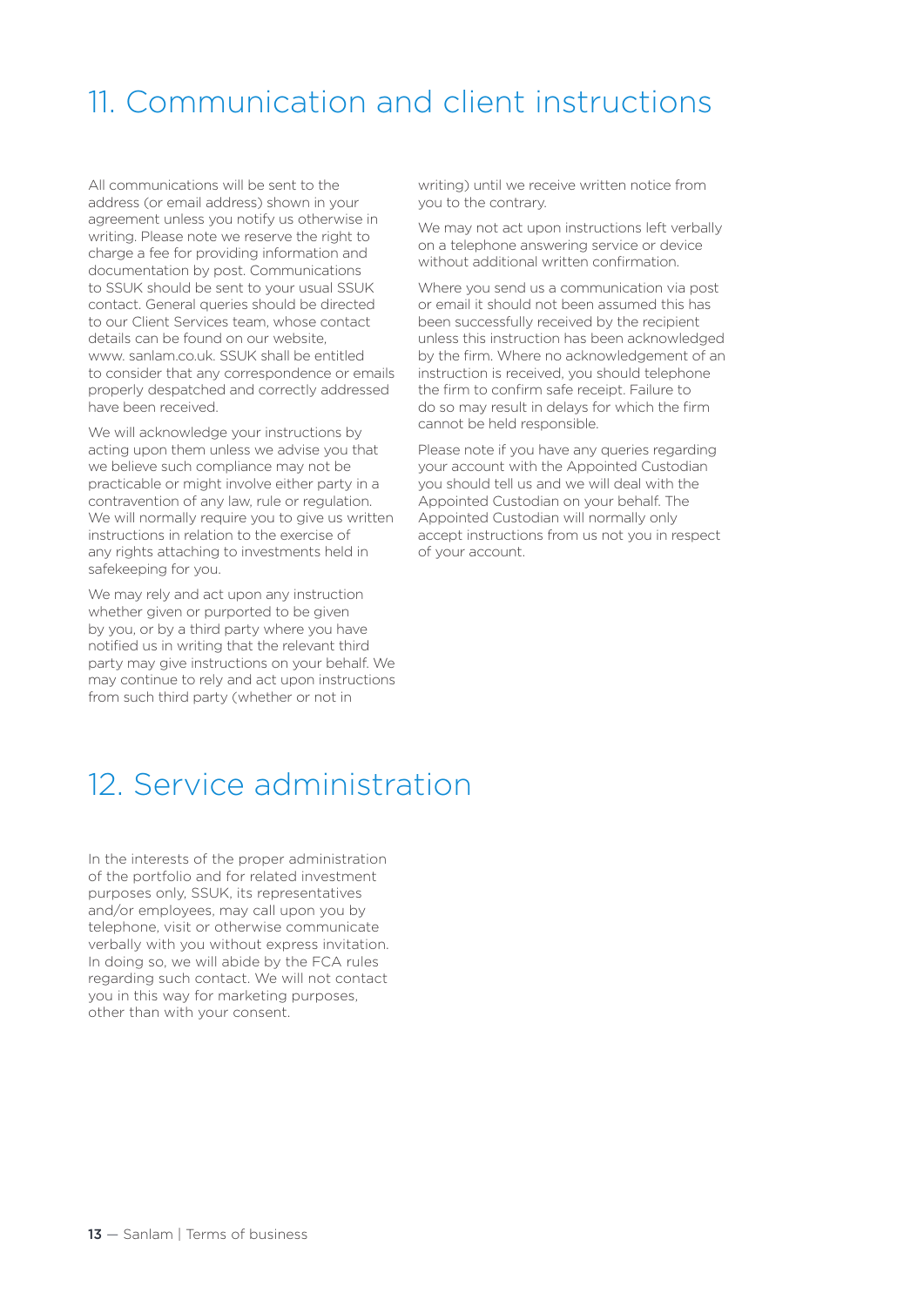# 11. Communication and client instructions

All communications will be sent to the address (or email address) shown in your agreement unless you notify us otherwise in writing. Please note we reserve the right to charge a fee for providing information and documentation by post. Communications to SSUK should be sent to your usual SSUK contact. General queries should be directed to our Client Services team, whose contact details can be found on our website, www. sanlam.co.uk. SSUK shall be entitled to consider that any correspondence or emails properly despatched and correctly addressed have been received.

We will acknowledge your instructions by acting upon them unless we advise you that we believe such compliance may not be practicable or might involve either party in a contravention of any law, rule or regulation. We will normally require you to give us written instructions in relation to the exercise of any rights attaching to investments held in safekeeping for you.

We may rely and act upon any instruction whether given or purported to be given by you, or by a third party where you have notified us in writing that the relevant third party may give instructions on your behalf. We may continue to rely and act upon instructions from such third party (whether or not in writing) until we receive written notice from you to the contrary.

We may not act upon instructions left verbally on a telephone answering service or device without additional written confirmation.

Where you send us a communication via post or email it should not been assumed this has been successfully received by the recipient unless this instruction has been acknowledged by the firm. Where no acknowledgement of an instruction is received, you should telephone the firm to confirm safe receipt. Failure to do so may result in delays for which the firm cannot be held responsible.

Please note if you have any queries regarding your account with the Appointed Custodian you should tell us and we will deal with the Appointed Custodian on your behalf. The Appointed Custodian will normally only accept instructions from us not you in respect of your account.

# 12. Service administration

In the interests of the proper administration of the portfolio and for related investment purposes only, SSUK, its representatives and/or employees, may call upon you by telephone, visit or otherwise communicate verbally with you without express invitation. In doing so, we will abide by the FCA rules regarding such contact. We will not contact you in this way for marketing purposes, other than with your consent.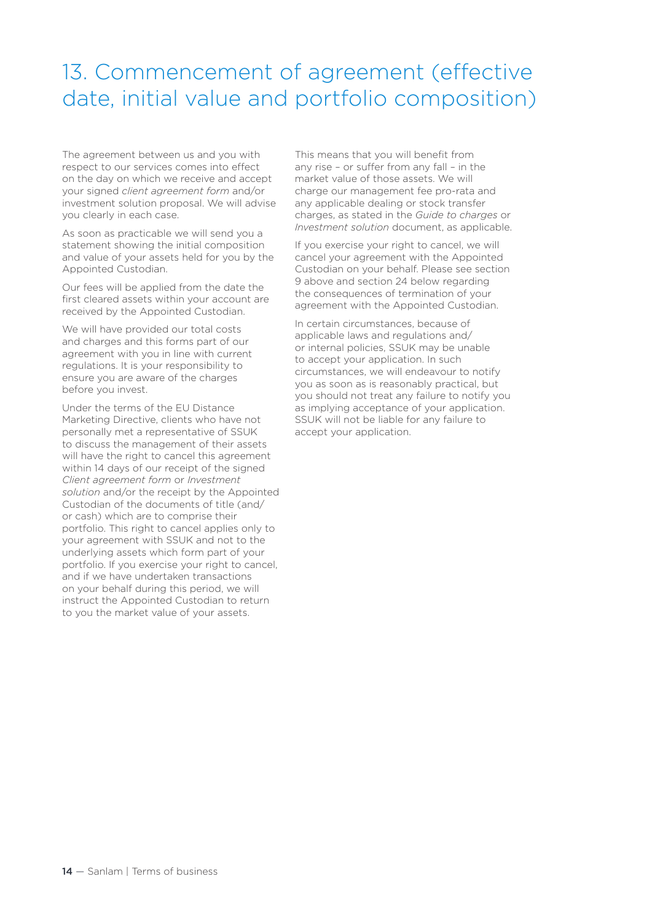# 13. Commencement of agreement (effective date, initial value and portfolio composition)

The agreement between us and you with respect to our services comes into effect on the day on which we receive and accept your signed *client agreement form* and/or investment solution proposal. We will advise you clearly in each case.

As soon as practicable we will send you a statement showing the initial composition and value of your assets held for you by the Appointed Custodian.

Our fees will be applied from the date the first cleared assets within your account are received by the Appointed Custodian.

We will have provided our total costs and charges and this forms part of our agreement with you in line with current regulations. It is your responsibility to ensure you are aware of the charges before you invest.

Under the terms of the EU Distance Marketing Directive, clients who have not personally met a representative of SSUK to discuss the management of their assets will have the right to cancel this agreement within 14 days of our receipt of the signed *Client agreement form* or *Investment solution* and/or the receipt by the Appointed Custodian of the documents of title (and/or cash) which are to comprise their portfolio. This right to cancel applies only to your agreement with SSUK and not to the underlying assets which form part of your portfolio. If you exercise your right to cancel, and if we have undertaken transactions on your behalf during this period, we will instruct the Appointed Custodian to return to you the market value of your assets.

This means that you will benefit from any rise – or suffer from any fall – in the market value of those assets. We will charge our management fee pro-rata and any applicable dealing or stock transfer charges, as stated in the *Guide to charges* or *Investment solution* document, as applicable.

If you exercise your right to cancel, we will cancel your agreement with the Appointed Custodian on your behalf. Please see section 9 above and section 24 below regarding the consequences of termination of your agreement with the Appointed Custodian.

In certain circumstances, because of applicable laws and regulations and/or internal policies, SSUK may be unable to accept your application. In such circumstances, we will endeavour to notify you as soon as is reasonably practical, but you should not treat any failure to notify you as implying acceptance of your application. SSUK will not be liable for any failure to accept your application.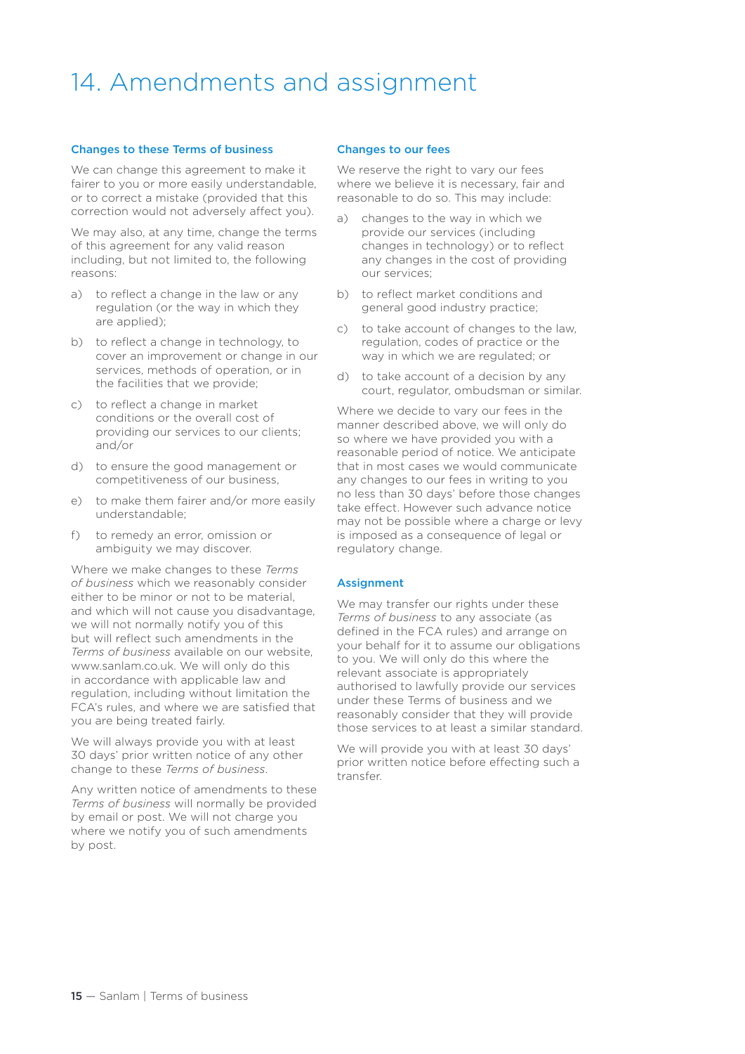# 14. Amendments and assignment

### Changes to these Terms of business

We can change this agreement to make it fairer to you or more easily understandable, or to correct a mistake (provided that this correction would not adversely affect you).

We may also, at any time, change the terms of this agreement for any valid reason including, but not limited to, the following reasons:

a) to reflect a change in the law or any regulation (or the way in which they are applied);

b) to reflect a change in technology, to cover an improvement or change in our services, methods of operation, or in the facilities that we provide;

c) to reflect a change in market conditions or the overall cost of providing our services to our clients; and/or

d) to ensure the good management or competitiveness of our business,

e) to make them fairer and/or more easily understandable;

f) to remedy an error, omission or ambiguity we may discover.

Where we make changes to these *Terms of business* which we reasonably consider either to be minor or not to be material, and which will not cause you disadvantage, we will not normally notify you of this but will reflect such amendments in the *Terms of business* available on our website, www.sanlam.co.uk. We will only do this in accordance with applicable law and regulation, including without limitation the FCA's rules, and where we are satisfied that you are being treated fairly.

We will always provide you with at least 30 days' prior written notice of any other change to these *Terms of business*.

Any written notice of amendments to these *Terms of business* will normally be provided by email or post. We will not charge you where we notify you of such amendments by post.

### Changes to our fees

We reserve the right to vary our fees where we believe it is necessary, fair and reasonable to do so. This may include:

a) changes to the way in which we provide our services (including changes in technology) or to reflect any changes in the cost of providing our services;

b) to reflect market conditions and general good industry practice;

c) to take account of changes to the law, regulation, codes of practice or the way in which we are regulated; or

d) to take account of a decision by any court, regulator, ombudsman or similar.

Where we decide to vary our fees in the manner described above, we will only do so where we have provided you with a reasonable period of notice. We anticipate that in most cases we would communicate any changes to our fees in writing to you no less than 30 days' before those changes take effect. However such advance notice may not be possible where a charge or levy is imposed as a consequence of legal or regulatory change.

### Assignment

We may transfer our rights under these *Terms of business* to any associate (as defined in the FCA rules) and arrange on your behalf for it to assume our obligations to you. We will only do this where the relevant associate is appropriately authorised to lawfully provide our services under these Terms of business and we reasonably consider that they will provide those services to at least a similar standard.

We will provide you with at least 30 days' prior written notice before effecting such a transfer.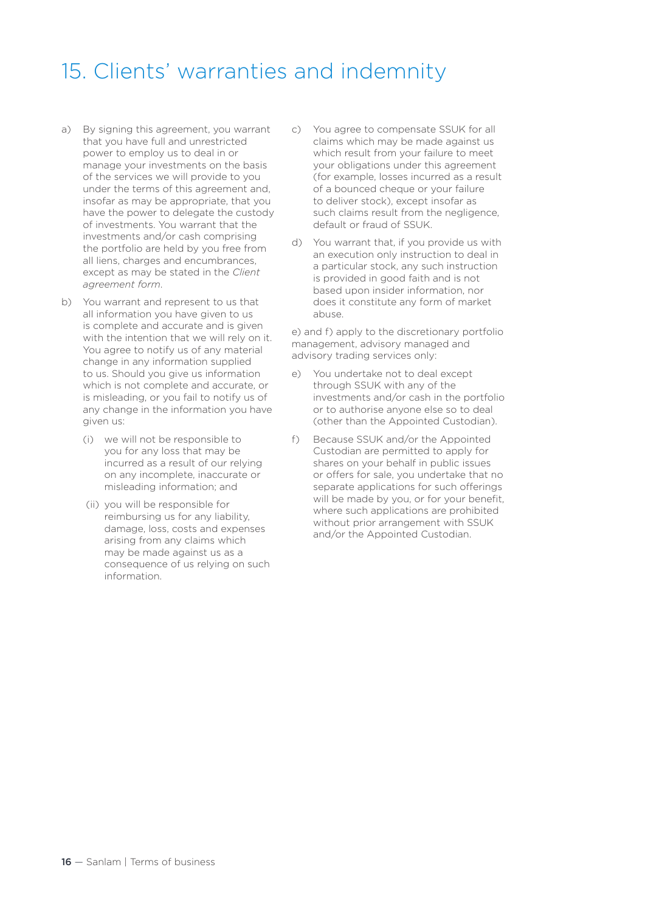# 15. Clients' warranties and indemnity

a) By signing this agreement, you warrant that you have full and unrestricted power to employ us to deal in or manage your investments on the basis of the services we will provide to you under the terms of this agreement and, insofar as may be appropriate, that you have the power to delegate the custody of investments. You warrant that the investments and/or cash comprising the portfolio are held by you free from all liens, charges and encumbrances, except as may be stated in the *Client agreement form*.

b) You warrant and represent to us that all information you have given to us is complete and accurate and is given with the intention that we will rely on it. You agree to notify us of any material change in any information supplied to us. Should you give us information which is not complete and accurate, or is misleading, or you fail to notify us of any change in the information you have given us:

   (i) we will not be responsible to you for any loss that may be incurred as a result of our relying on any incomplete, inaccurate or misleading information; and

   (ii) you will be responsible for reimbursing us for any liability, damage, loss, costs and expenses arising from any claims which may be made against us as a consequence of us relying on such information.

c) You agree to compensate SSUK for all claims which may be made against us which result from your failure to meet your obligations under this agreement (for example, losses incurred as a result of a bounced cheque or your failure to deliver stock), except insofar as such claims result from the negligence, default or fraud of SSUK.

d) You warrant that, if you provide us with an execution only instruction to deal in a particular stock, any such instruction is provided in good faith and is not based upon insider information, nor does it constitute any form of market abuse.

e) and f) apply to the discretionary portfolio management, advisory managed and advisory trading services only:

e) You undertake not to deal except through SSUK with any of the investments and/or cash in the portfolio or to authorise anyone else so to deal (other than the Appointed Custodian).

f) Because SSUK and/or the Appointed Custodian are permitted to apply for shares on your behalf in public issues or offers for sale, you undertake that no separate applications for such offerings will be made by you, or for your benefit, where such applications are prohibited without prior arrangement with SSUK and/or the Appointed Custodian.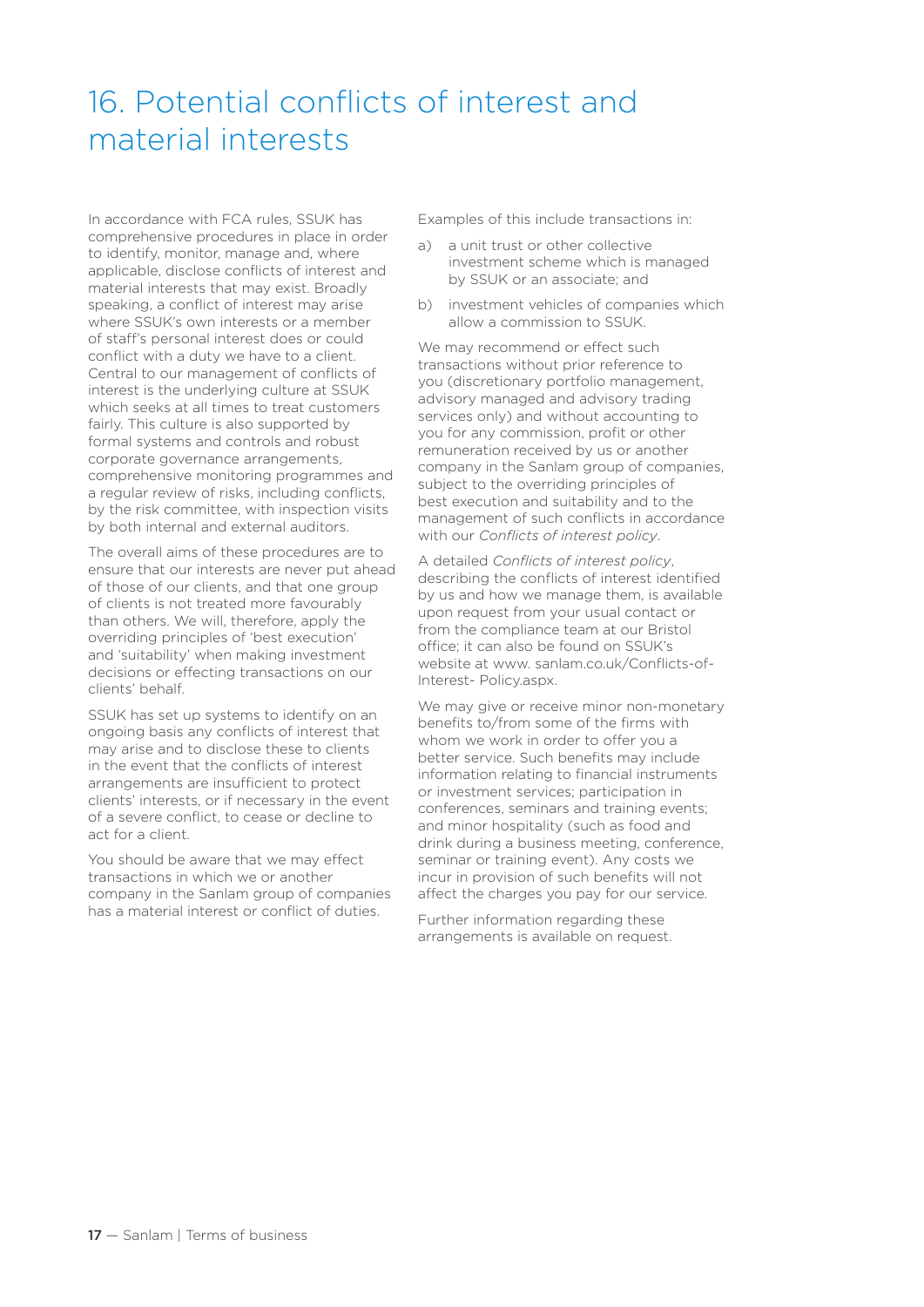# 16. Potential conflicts of interest and material interests

In accordance with FCA rules, SSUK has comprehensive procedures in place in order to identify, monitor, manage and, where applicable, disclose conflicts of interest and material interests that may exist. Broadly speaking, a conflict of interest may arise where SSUK's own interests or a member of staff's personal interest does or could conflict with a duty we have to a client. Central to our management of conflicts of interest is the underlying culture at SSUK which seeks at all times to treat customers fairly. This culture is also supported by formal systems and controls and robust corporate governance arrangements, comprehensive monitoring programmes and a regular review of risks, including conflicts, by the risk committee, with inspection visits by both internal and external auditors.

The overall aims of these procedures are to ensure that our interests are never put ahead of those of our clients, and that one group of clients is not treated more favourably than others. We will, therefore, apply the overriding principles of 'best execution' and 'suitability' when making investment decisions or effecting transactions on our clients' behalf.

SSUK has set up systems to identify on an ongoing basis any conflicts of interest that may arise and to disclose these to clients in the event that the conflicts of interest arrangements are insufficient to protect clients' interests, or if necessary in the event of a severe conflict, to cease or decline to act for a client.

You should be aware that we may effect transactions in which we or another company in the Sanlam group of companies has a material interest or conflict of duties.

Examples of this include transactions in:

a) a unit trust or other collective investment scheme which is managed by SSUK or an associate; and

b) investment vehicles of companies which allow a commission to SSUK.

We may recommend or effect such transactions without prior reference to you (discretionary portfolio management, advisory managed and advisory trading services only) and without accounting to you for any commission, profit or other remuneration received by us or another company in the Sanlam group of companies, subject to the overriding principles of best execution and suitability and to the management of such conflicts in accordance with our *Conflicts of interest policy*.

A detailed *Conflicts of interest policy*, describing the conflicts of interest identified by us and how we manage them, is available upon request from your usual contact or from the compliance team at our Bristol office; it can also be found on SSUK's website at www. sanlam.co.uk/Conflicts-of-Interest- Policy.aspx.

We may give or receive minor non-monetary benefits to/from some of the firms with whom we work in order to offer you a better service. Such benefits may include information relating to financial instruments or investment services; participation in conferences, seminars and training events; and minor hospitality (such as food and drink during a business meeting, conference, seminar or training event). Any costs we incur in provision of such benefits will not affect the charges you pay for our service.

Further information regarding these arrangements is available on request.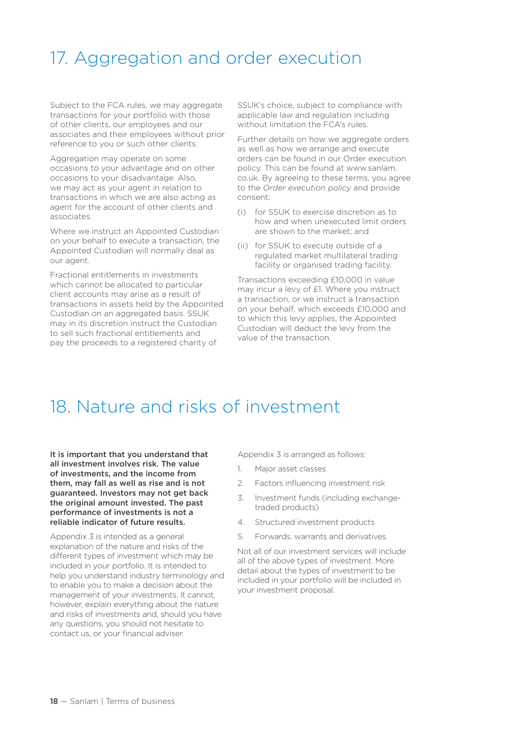# 17. Aggregation and order execution

Subject to the FCA rules, we may aggregate transactions for your portfolio with those of other clients, our employees and our associates and their employees without prior reference to you or such other clients.

Aggregation may operate on some occasions to your advantage and on other occasions to your disadvantage. Also, we may act as your agent in relation to transactions in which we are also acting as agent for the account of other clients and associates.

Where we instruct an Appointed Custodian on your behalf to execute a transaction, the Appointed Custodian will normally deal as our agent.

Fractional entitlements in investments which cannot be allocated to particular client accounts may arise as a result of transactions in assets held by the Appointed Custodian on an aggregated basis. SSUK may in its discretion instruct the Custodian to sell such fractional entitlements and pay the proceeds to a registered charity of SSUK's choice, subject to compliance with applicable law and regulation including without limitation the FCA's rules.

Further details on how we aggregate orders as well as how we arrange and execute orders can be found in our Order execution policy. This can be found at www.sanlam.co.uk. By agreeing to these terms, you agree to the *Order execution policy* and provide consent:

(i) for SSUK to exercise discretion as to how and when unexecuted limit orders are shown to the market; and

(ii) for SSUK to execute outside of a regulated market multilateral trading facility or organised trading facility.

Transactions exceeding £10,000 in value may incur a levy of £1. Where you instruct a transaction, or we instruct a transaction on your behalf, which exceeds £10,000 and to which this levy applies, the Appointed Custodian will deduct the levy from the value of the transaction.

# 18. Nature and risks of investment

**It is important that you understand that all investment involves risk. The value of investments, and the income from them, may fall as well as rise and is not guaranteed. Investors may not get back the original amount invested. The past performance of investments is not a reliable indicator of future results.**

Appendix 3 is intended as a general explanation of the nature and risks of the different types of investment which may be included in your portfolio. It is intended to help you understand industry terminology and to enable you to make a decision about the management of your investments. It cannot, however, explain everything about the nature and risks of investments and, should you have any questions, you should not hesitate to contact us, or your financial adviser.

Appendix 3 is arranged as follows:

1. Major asset classes
2. Factors influencing investment risk
3. Investment funds (including exchange-traded products)
4. Structured investment products
5. Forwards, warrants and derivatives.

Not all of our investment services will include all of the above types of investment. More detail about the types of investment to be included in your portfolio will be included in your investment proposal.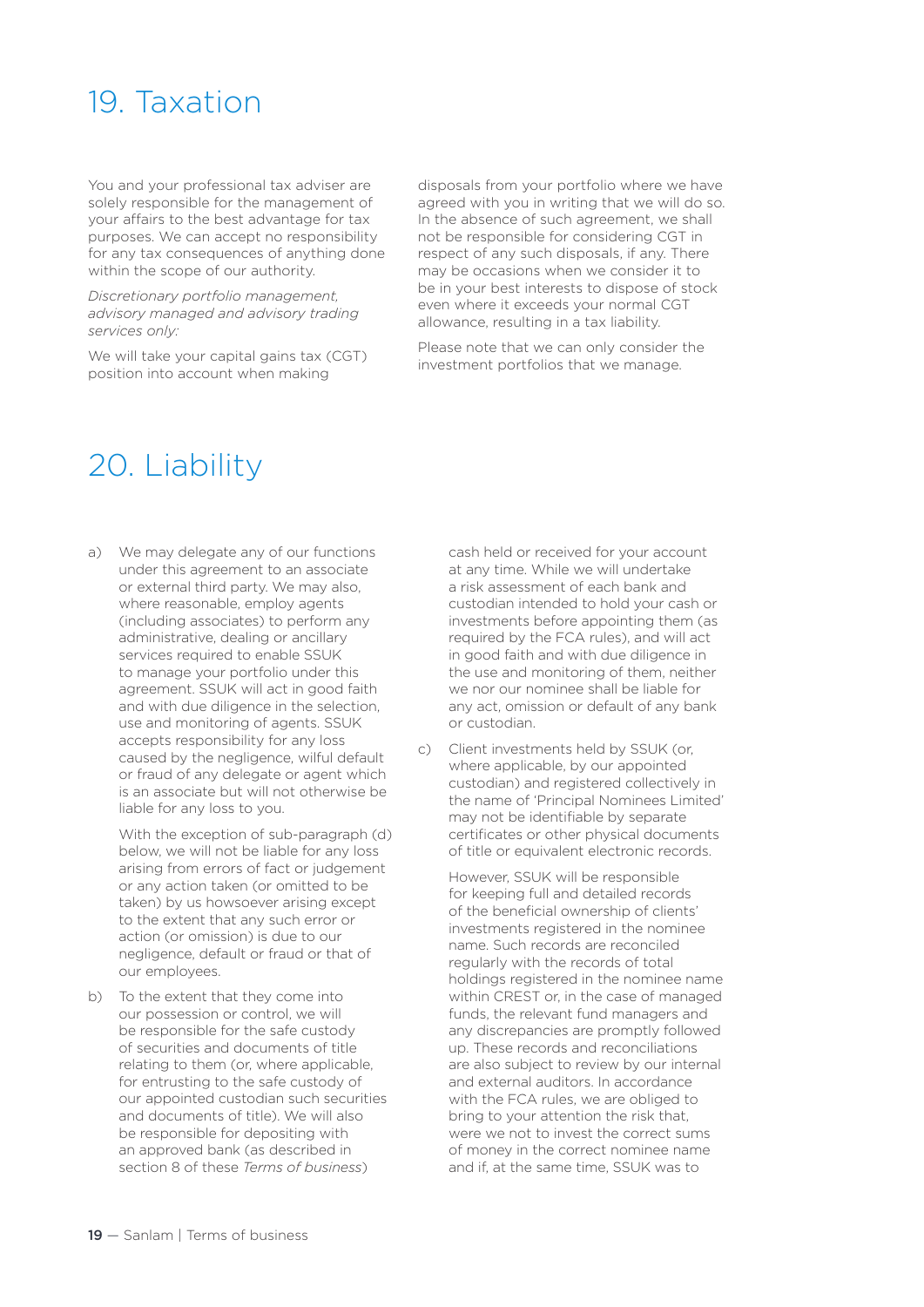# 19. Taxation

You and your professional tax adviser are solely responsible for the management of your affairs to the best advantage for tax purposes. We can accept no responsibility for any tax consequences of anything done within the scope of our authority.

*Discretionary portfolio management, advisory managed and advisory trading services only:*

We will take your capital gains tax (CGT) position into account when making disposals from your portfolio where we have agreed with you in writing that we will do so. In the absence of such agreement, we shall not be responsible for considering CGT in respect of any such disposals, if any. There may be occasions when we consider it to be in your best interests to dispose of stock even where it exceeds your normal CGT allowance, resulting in a tax liability.

Please note that we can only consider the investment portfolios that we manage.

# 20. Liability

a) We may delegate any of our functions under this agreement to an associate or external third party. We may also, where reasonable, employ agents (including associates) to perform any administrative, dealing or ancillary services required to enable SSUK to manage your portfolio under this agreement. SSUK will act in good faith and with due diligence in the selection, use and monitoring of agents. SSUK accepts responsibility for any loss caused by the negligence, wilful default or fraud of any delegate or agent which is an associate but will not otherwise be liable for any loss to you.

   With the exception of sub-paragraph (d) below, we will not be liable for any loss arising from errors of fact or judgement or any action taken (or omitted to be taken) by us howsoever arising except to the extent that any such error or action (or omission) is due to our negligence, default or fraud or that of our employees.

b) To the extent that they come into our possession or control, we will be responsible for the safe custody of securities and documents of title relating to them (or, where applicable, for entrusting to the safe custody of our appointed custodian such securities and documents of title). We will also be responsible for depositing with an approved bank (as described in section 8 of these *Terms of business*) cash held or received for your account at any time. While we will undertake a risk assessment of each bank and custodian intended to hold your cash or investments before appointing them (as required by the FCA rules), and will act in good faith and with due diligence in the use and monitoring of them, neither we nor our nominee shall be liable for any act, omission or default of any bank or custodian.

c) Client investments held by SSUK (or, where applicable, by our appointed custodian) and registered collectively in the name of 'Principal Nominees Limited' may not be identifiable by separate certificates or other physical documents of title or equivalent electronic records.

   However, SSUK will be responsible for keeping full and detailed records of the beneficial ownership of clients' investments registered in the nominee name. Such records are reconciled regularly with the records of total holdings registered in the nominee name within CREST or, in the case of managed funds, the relevant fund managers and any discrepancies are promptly followed up. These records and reconciliations are also subject to review by our internal and external auditors. In accordance with the FCA rules, we are obliged to bring to your attention the risk that, were we not to invest the correct sums of money in the correct nominee name and if, at the same time, SSUK was to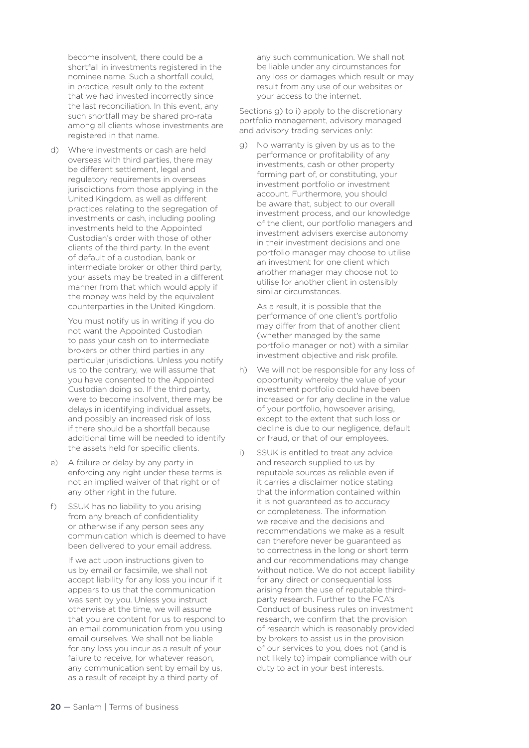become insolvent, there could be a shortfall in investments registered in the nominee name. Such a shortfall could, in practice, result only to the extent that we had invested incorrectly since the last reconciliation. In this event, any such shortfall may be shared pro-rata among all clients whose investments are registered in that name.

d) Where investments or cash are held overseas with third parties, there may be different settlement, legal and regulatory requirements in overseas jurisdictions from those applying in the United Kingdom, as well as different practices relating to the segregation of investments or cash, including pooling investments held to the Appointed Custodian's order with those of other clients of the third party. In the event of default of a custodian, bank or intermediate broker or other third party, your assets may be treated in a different manner from that which would apply if the money was held by the equivalent counterparties in the United Kingdom.

   You must notify us in writing if you do not want the Appointed Custodian to pass your cash on to intermediate brokers or other third parties in any particular jurisdictions. Unless you notify us to the contrary, we will assume that you have consented to the Appointed Custodian doing so. If the third party, were to become insolvent, there may be delays in identifying individual assets, and possibly an increased risk of loss if there should be a shortfall because additional time will be needed to identify the assets held for specific clients.

e) A failure or delay by any party in enforcing any right under these terms is not an implied waiver of that right or of any other right in the future.

f) SSUK has no liability to you arising from any breach of confidentiality or otherwise if any person sees any communication which is deemed to have been delivered to your email address.

   If we act upon instructions given to us by email or facsimile, we shall not accept liability for any loss you incur if it appears to us that the communication was sent by you. Unless you instruct otherwise at the time, we will assume that you are content for us to respond to an email communication from you using email ourselves. We shall not be liable for any loss you incur as a result of your failure to receive, for whatever reason, any communication sent by email by us, as a result of receipt by a third party of any such communication. We shall not be liable under any circumstances for any loss or damages which result or may result from any use of our websites or your access to the internet.

Sections g) to i) apply to the discretionary portfolio management, advisory managed and advisory trading services only:

g) No warranty is given by us as to the performance or profitability of any investments, cash or other property forming part of, or constituting, your investment portfolio or investment account. Furthermore, you should be aware that, subject to our overall investment process, and our knowledge of the client, our portfolio managers and investment advisers exercise autonomy in their investment decisions and one portfolio manager may choose to utilise an investment for one client which another manager may choose not to utilise for another client in ostensibly similar circumstances.

   As a result, it is possible that the performance of one client's portfolio may differ from that of another client (whether managed by the same portfolio manager or not) with a similar investment objective and risk profile.

h) We will not be responsible for any loss of opportunity whereby the value of your investment portfolio could have been increased or for any decline in the value of your portfolio, howsoever arising, except to the extent that such loss or decline is due to our negligence, default or fraud, or that of our employees.

i) SSUK is entitled to treat any advice and research supplied to us by reputable sources as reliable even if it carries a disclaimer notice stating that the information contained within it is not guaranteed as to accuracy or completeness. The information we receive and the decisions and recommendations we make as a result can therefore never be guaranteed as to correctness in the long or short term and our recommendations may change without notice. We do not accept liability for any direct or consequential loss arising from the use of reputable third-party research. Further to the FCA's Conduct of business rules on investment research, we confirm that the provision of research which is reasonably provided by brokers to assist us in the provision of our services to you, does not (and is not likely to) impair compliance with our duty to act in your best interests.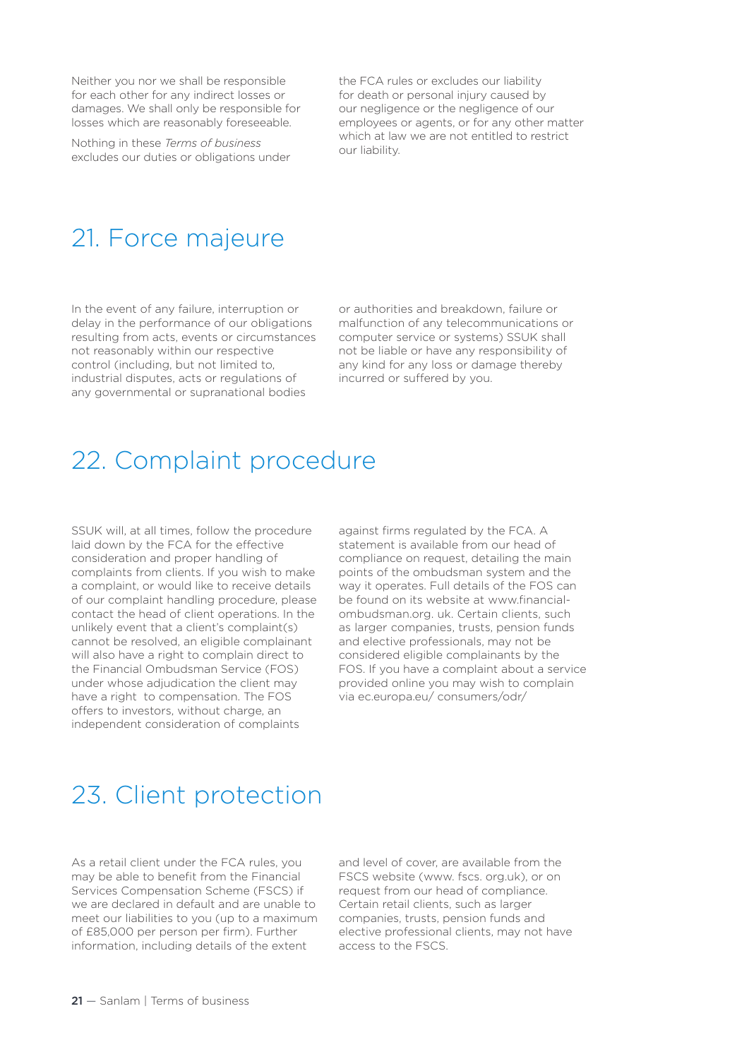Neither you nor we shall be responsible for each other for any indirect losses or damages. We shall only be responsible for losses which are reasonably foreseeable.

Nothing in these *Terms of business* excludes our duties or obligations under the FCA rules or excludes our liability for death or personal injury caused by our negligence or the negligence of our employees or agents, or for any other matter which at law we are not entitled to restrict our liability.

## 21. Force majeure

In the event of any failure, interruption or delay in the performance of our obligations resulting from acts, events or circumstances not reasonably within our respective control (including, but not limited to, industrial disputes, acts or regulations of any governmental or supranational bodies or authorities and breakdown, failure or malfunction of any telecommunications or computer service or systems) SSUK shall not be liable or have any responsibility of any kind for any loss or damage thereby incurred or suffered by you.

## 22. Complaint procedure

SSUK will, at all times, follow the procedure laid down by the FCA for the effective consideration and proper handling of complaints from clients. If you wish to make a complaint, or would like to receive details of our complaint handling procedure, please contact the head of client operations. In the unlikely event that a client's complaint(s) cannot be resolved, an eligible complainant will also have a right to complain direct to the Financial Ombudsman Service (FOS) under whose adjudication the client may have a right to compensation. The FOS offers to investors, without charge, an independent consideration of complaints against firms regulated by the FCA. A statement is available from our head of compliance on request, detailing the main points of the ombudsman system and the way it operates. Full details of the FOS can be found on its website at www.financial-ombudsman.org. uk. Certain clients, such as larger companies, trusts, pension funds and elective professionals, may not be considered eligible complainants by the FOS. If you have a complaint about a service provided online you may wish to complain via ec.europa.eu/ consumers/odr/

## 23. Client protection

As a retail client under the FCA rules, you may be able to benefit from the Financial Services Compensation Scheme (FSCS) if we are declared in default and are unable to meet our liabilities to you (up to a maximum of £85,000 per person per firm). Further information, including details of the extent and level of cover, are available from the FSCS website (www. fscs. org.uk), or on request from our head of compliance. Certain retail clients, such as larger companies, trusts, pension funds and elective professional clients, may not have access to the FSCS.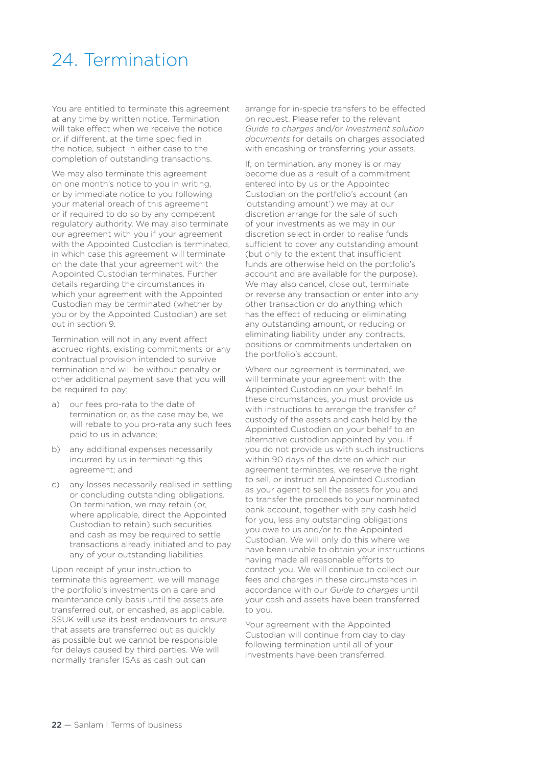# 24. Termination

You are entitled to terminate this agreement at any time by written notice. Termination will take effect when we receive the notice or, if different, at the time specified in the notice, subject in either case to the completion of outstanding transactions.

We may also terminate this agreement on one month's notice to you in writing, or by immediate notice to you following your material breach of this agreement or if required to do so by any competent regulatory authority. We may also terminate our agreement with you if your agreement with the Appointed Custodian is terminated, in which case this agreement will terminate on the date that your agreement with the Appointed Custodian terminates. Further details regarding the circumstances in which your agreement with the Appointed Custodian may be terminated (whether by you or by the Appointed Custodian) are set out in section 9.

Termination will not in any event affect accrued rights, existing commitments or any contractual provision intended to survive termination and will be without penalty or other additional payment save that you will be required to pay:

a) our fees pro-rata to the date of termination or, as the case may be, we will rebate to you pro-rata any such fees paid to us in advance;

b) any additional expenses necessarily incurred by us in terminating this agreement; and

c) any losses necessarily realised in settling or concluding outstanding obligations. On termination, we may retain (or, where applicable, direct the Appointed Custodian to retain) such securities and cash as may be required to settle transactions already initiated and to pay any of your outstanding liabilities.

Upon receipt of your instruction to terminate this agreement, we will manage the portfolio's investments on a care and maintenance only basis until the assets are transferred out, or encashed, as applicable. SSUK will use its best endeavours to ensure that assets are transferred out as quickly as possible but we cannot be responsible for delays caused by third parties. We will normally transfer ISAs as cash but can arrange for in-specie transfers to be effected on request. Please refer to the relevant *Guide to charges* and/or *Investment solution documents* for details on charges associated with encashing or transferring your assets.

If, on termination, any money is or may become due as a result of a commitment entered into by us or the Appointed Custodian on the portfolio's account (an 'outstanding amount') we may at our discretion arrange for the sale of such of your investments as we may in our discretion select in order to realise funds sufficient to cover any outstanding amount (but only to the extent that insufficient funds are otherwise held on the portfolio's account and are available for the purpose). We may also cancel, close out, terminate or reverse any transaction or enter into any other transaction or do anything which has the effect of reducing or eliminating any outstanding amount, or reducing or eliminating liability under any contracts, positions or commitments undertaken on the portfolio's account.

Where our agreement is terminated, we will terminate your agreement with the Appointed Custodian on your behalf. In these circumstances, you must provide us with instructions to arrange the transfer of custody of the assets and cash held by the Appointed Custodian on your behalf to an alternative custodian appointed by you. If you do not provide us with such instructions within 90 days of the date on which our agreement terminates, we reserve the right to sell, or instruct an Appointed Custodian as your agent to sell the assets for you and to transfer the proceeds to your nominated bank account, together with any cash held for you, less any outstanding obligations you owe to us and/or to the Appointed Custodian. We will only do this where we have been unable to obtain your instructions having made all reasonable efforts to contact you. We will continue to collect our fees and charges in these circumstances in accordance with our *Guide to charges* until your cash and assets have been transferred to you.

Your agreement with the Appointed Custodian will continue from day to day following termination until all of your investments have been transferred.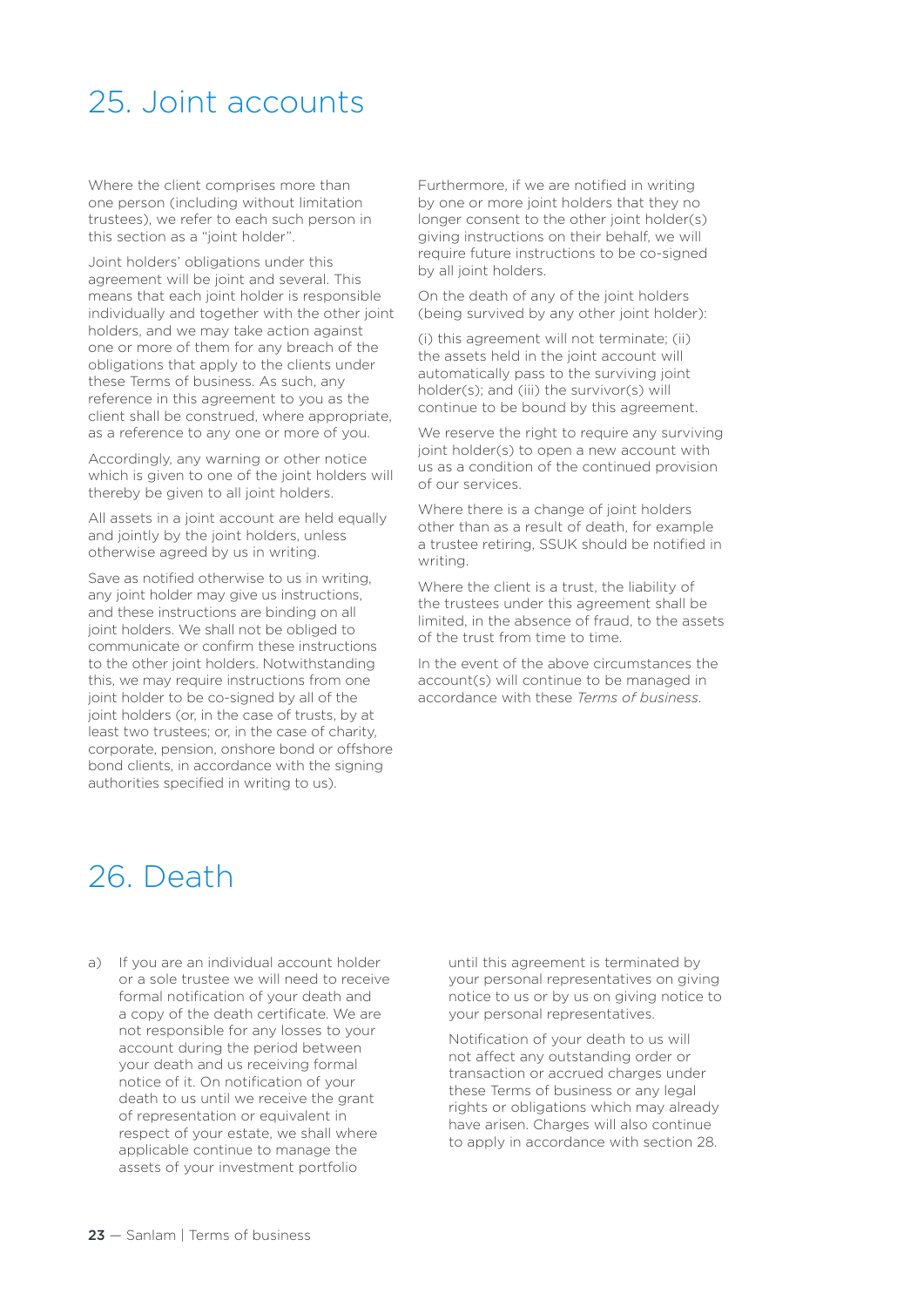# 25. Joint accounts

Where the client comprises more than one person (including without limitation trustees), we refer to each such person in this section as a "joint holder".

Joint holders' obligations under this agreement will be joint and several. This means that each joint holder is responsible individually and together with the other joint holders, and we may take action against one or more of them for any breach of the obligations that apply to the clients under these Terms of business. As such, any reference in this agreement to you as the client shall be construed, where appropriate, as a reference to any one or more of you.

Accordingly, any warning or other notice which is given to one of the joint holders will thereby be given to all joint holders.

All assets in a joint account are held equally and jointly by the joint holders, unless otherwise agreed by us in writing.

Save as notified otherwise to us in writing, any joint holder may give us instructions, and these instructions are binding on all joint holders. We shall not be obliged to communicate or confirm these instructions to the other joint holders. Notwithstanding this, we may require instructions from one joint holder to be co-signed by all of the joint holders (or, in the case of trusts, by at least two trustees; or, in the case of charity, corporate, pension, onshore bond or offshore bond clients, in accordance with the signing authorities specified in writing to us).

Furthermore, if we are notified in writing by one or more joint holders that they no longer consent to the other joint holder(s) giving instructions on their behalf, we will require future instructions to be co-signed by all joint holders.

On the death of any of the joint holders (being survived by any other joint holder):

(i) this agreement will not terminate; (ii) the assets held in the joint account will automatically pass to the surviving joint holder(s); and (iii) the survivor(s) will continue to be bound by this agreement.

We reserve the right to require any surviving joint holder(s) to open a new account with us as a condition of the continued provision of our services.

Where there is a change of joint holders other than as a result of death, for example a trustee retiring, SSUK should be notified in writing.

Where the client is a trust, the liability of the trustees under this agreement shall be limited, in the absence of fraud, to the assets of the trust from time to time.

In the event of the above circumstances the account(s) will continue to be managed in accordance with these *Terms of business*.

# 26. Death

a) If you are an individual account holder or a sole trustee we will need to receive formal notification of your death and a copy of the death certificate. We are not responsible for any losses to your account during the period between your death and us receiving formal notice of it. On notification of your death to us until we receive the grant of representation or equivalent in respect of your estate, we shall where applicable continue to manage the assets of your investment portfolio until this agreement is terminated by your personal representatives on giving notice to us or by us on giving notice to your personal representatives.

   Notification of your death to us will not affect any outstanding order or transaction or accrued charges under these Terms of business or any legal rights or obligations which may already have arisen. Charges will also continue to apply in accordance with section 28.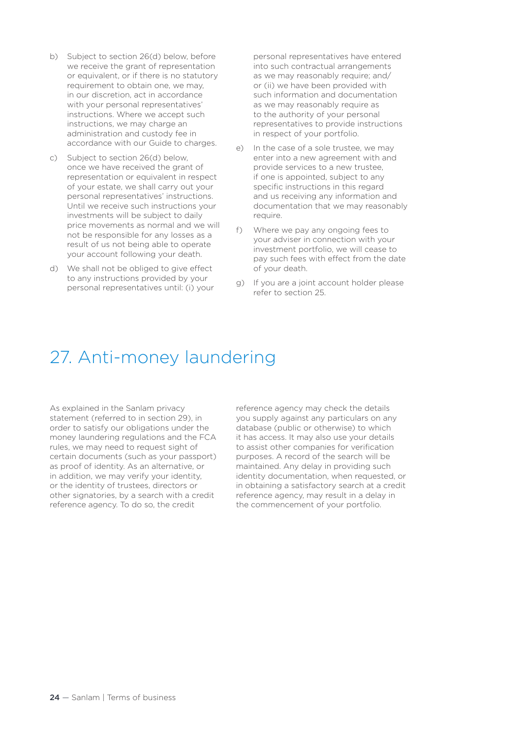b) Subject to section 26(d) below, before we receive the grant of representation or equivalent, or if there is no statutory requirement to obtain one, we may, in our discretion, act in accordance with your personal representatives' instructions. Where we accept such instructions, we may charge an administration and custody fee in accordance with our Guide to charges.

c) Subject to section 26(d) below, once we have received the grant of representation or equivalent in respect of your estate, we shall carry out your personal representatives' instructions. Until we receive such instructions your investments will be subject to daily price movements as normal and we will not be responsible for any losses as a result of us not being able to operate your account following your death.

d) We shall not be obliged to give effect to any instructions provided by your personal representatives until: (i) your personal representatives have entered into such contractual arrangements as we may reasonably require; and/or (ii) we have been provided with such information and documentation as we may reasonably require as to the authority of your personal representatives to provide instructions in respect of your portfolio.

e) In the case of a sole trustee, we may enter into a new agreement with and provide services to a new trustee, if one is appointed, subject to any specific instructions in this regard and us receiving any information and documentation that we may reasonably require.

f) Where we pay any ongoing fees to your adviser in connection with your investment portfolio, we will cease to pay such fees with effect from the date of your death.

g) If you are a joint account holder please refer to section 25.

# 27. Anti-money laundering

As explained in the Sanlam privacy statement (referred to in section 29), in order to satisfy our obligations under the money laundering regulations and the FCA rules, we may need to request sight of certain documents (such as your passport) as proof of identity. As an alternative, or in addition, we may verify your identity, or the identity of trustees, directors or other signatories, by a search with a credit reference agency. To do so, the credit reference agency may check the details you supply against any particulars on any database (public or otherwise) to which it has access. It may also use your details to assist other companies for verification purposes. A record of the search will be maintained. Any delay in providing such identity documentation, when requested, or in obtaining a satisfactory search at a credit reference agency, may result in a delay in the commencement of your portfolio.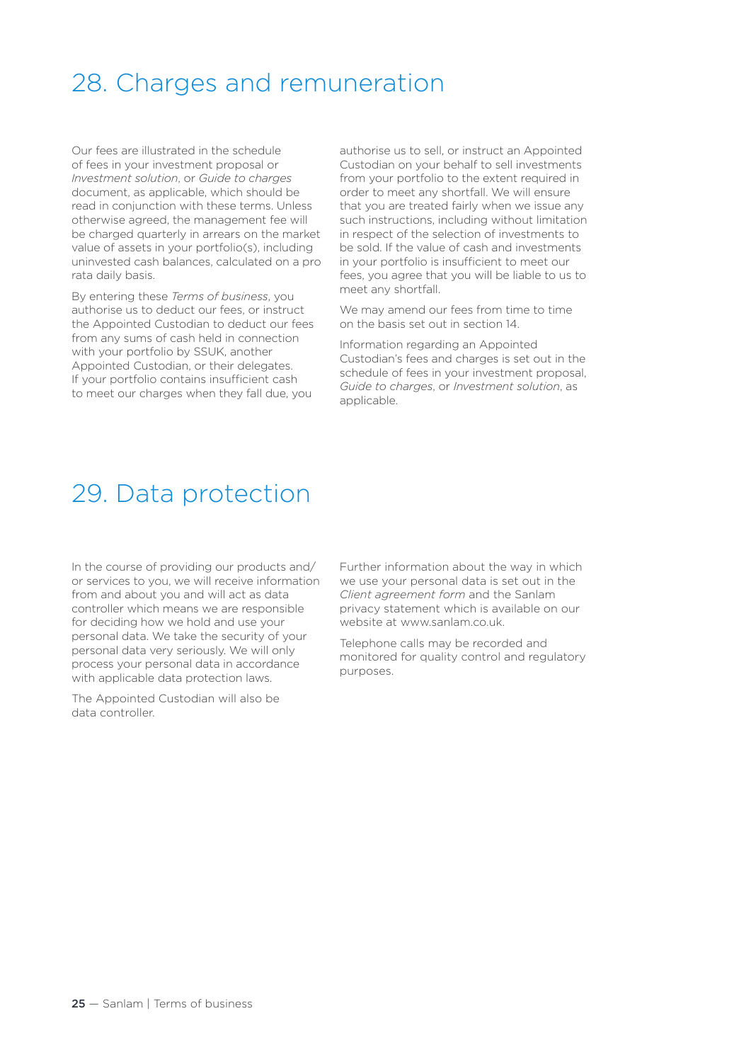# 28. Charges and remuneration

Our fees are illustrated in the schedule of fees in your investment proposal or *Investment solution*, or *Guide to charges* document, as applicable, which should be read in conjunction with these terms. Unless otherwise agreed, the management fee will be charged quarterly in arrears on the market value of assets in your portfolio(s), including uninvested cash balances, calculated on a pro rata daily basis.

By entering these *Terms of business*, you authorise us to deduct our fees, or instruct the Appointed Custodian to deduct our fees from any sums of cash held in connection with your portfolio by SSUK, another Appointed Custodian, or their delegates. If your portfolio contains insufficient cash to meet our charges when they fall due, you authorise us to sell, or instruct an Appointed Custodian on your behalf to sell investments from your portfolio to the extent required in order to meet any shortfall. We will ensure that you are treated fairly when we issue any such instructions, including without limitation in respect of the selection of investments to be sold. If the value of cash and investments in your portfolio is insufficient to meet our fees, you agree that you will be liable to us to meet any shortfall.

We may amend our fees from time to time on the basis set out in section 14.

Information regarding an Appointed Custodian's fees and charges is set out in the schedule of fees in your investment proposal, *Guide to charges*, or *Investment solution*, as applicable.

# 29. Data protection

In the course of providing our products and/or services to you, we will receive information from and about you and will act as data controller which means we are responsible for deciding how we hold and use your personal data. We take the security of your personal data very seriously. We will only process your personal data in accordance with applicable data protection laws.

The Appointed Custodian will also be data controller.

Further information about the way in which we use your personal data is set out in the *Client agreement form* and the Sanlam privacy statement which is available on our website at www.sanlam.co.uk.

Telephone calls may be recorded and monitored for quality control and regulatory purposes.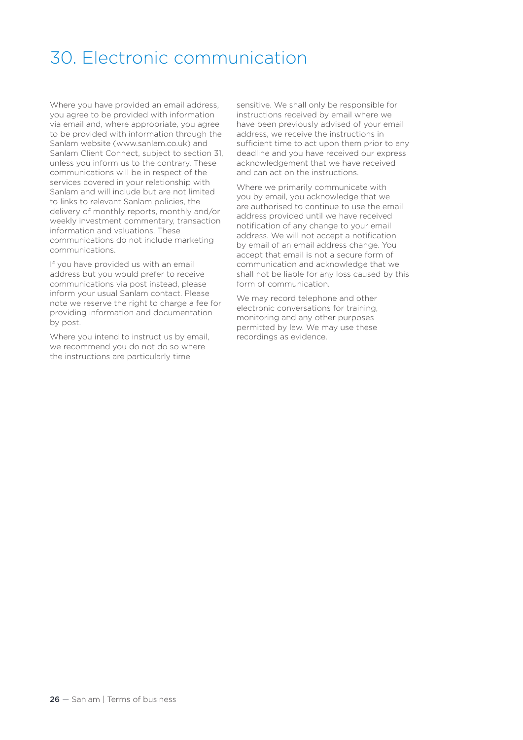# 30. Electronic communication

Where you have provided an email address, you agree to be provided with information via email and, where appropriate, you agree to be provided with information through the Sanlam website (www.sanlam.co.uk) and Sanlam Client Connect, subject to section 31, unless you inform us to the contrary. These communications will be in respect of the services covered in your relationship with Sanlam and will include but are not limited to links to relevant Sanlam policies, the delivery of monthly reports, monthly and/or weekly investment commentary, transaction information and valuations. These communications do not include marketing communications.

If you have provided us with an email address but you would prefer to receive communications via post instead, please inform your usual Sanlam contact. Please note we reserve the right to charge a fee for providing information and documentation by post.

Where you intend to instruct us by email, we recommend you do not do so where the instructions are particularly time sensitive. We shall only be responsible for instructions received by email where we have been previously advised of your email address, we receive the instructions in sufficient time to act upon them prior to any deadline and you have received our express acknowledgement that we have received and can act on the instructions.

Where we primarily communicate with you by email, you acknowledge that we are authorised to continue to use the email address provided until we have received notification of any change to your email address. We will not accept a notification by email of an email address change. You accept that email is not a secure form of communication and acknowledge that we shall not be liable for any loss caused by this form of communication.

We may record telephone and other electronic conversations for training, monitoring and any other purposes permitted by law. We may use these recordings as evidence.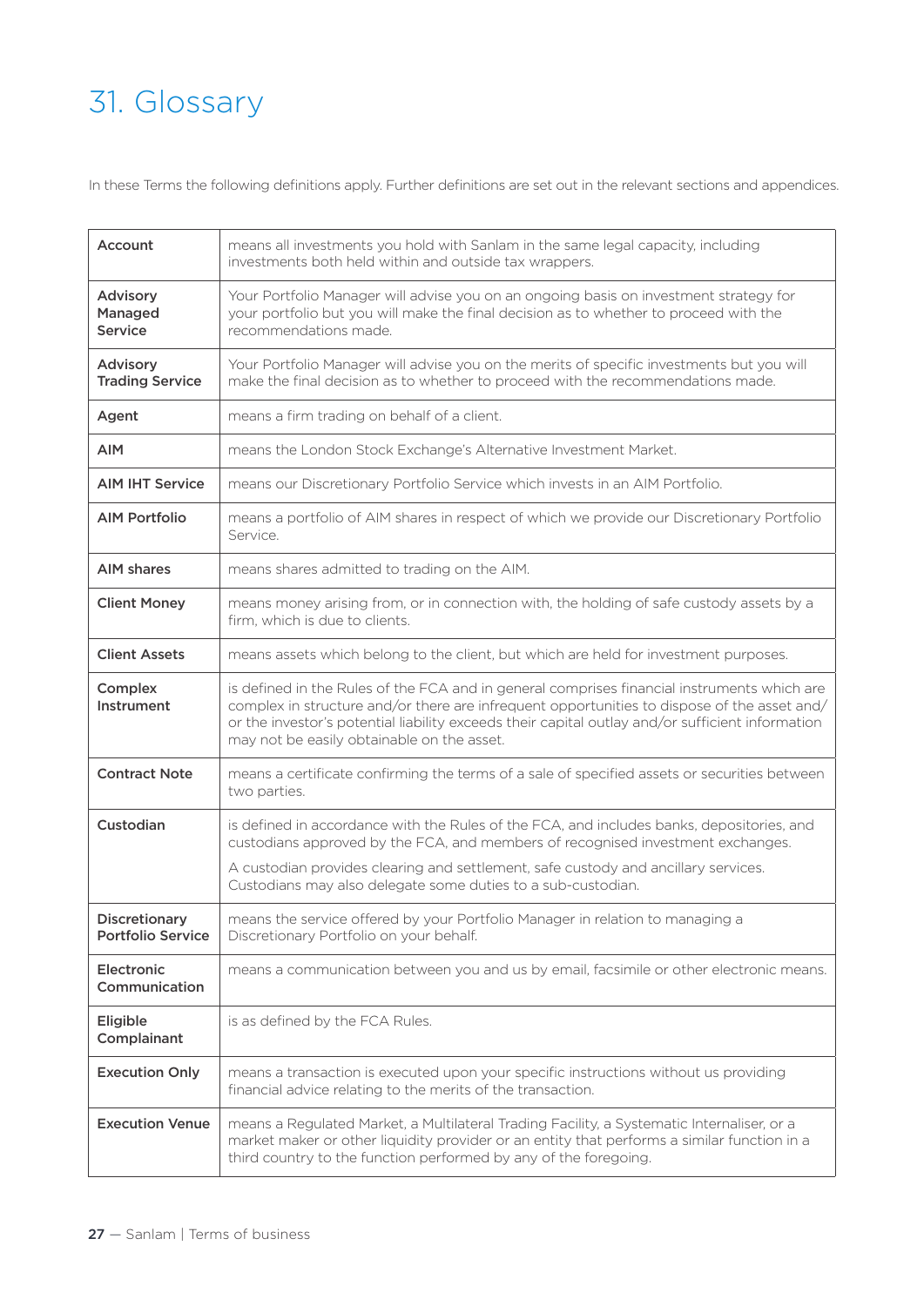# 31. Glossary

In these Terms the following definitions apply. Further definitions are set out in the relevant sections and appendices.

| | |
|---|---|
| **Account** | means all investments you hold with Sanlam in the same legal capacity, including investments both held within and outside tax wrappers. |
| **Advisory Managed Service** | Your Portfolio Manager will advise you on an ongoing basis on investment strategy for your portfolio but you will make the final decision as to whether to proceed with the recommendations made. |
| **Advisory Trading Service** | Your Portfolio Manager will advise you on the merits of specific investments but you will make the final decision as to whether to proceed with the recommendations made. |
| **Agent** | means a firm trading on behalf of a client. |
| **AIM** | means the London Stock Exchange's Alternative Investment Market. |
| **AIM IHT Service** | means our Discretionary Portfolio Service which invests in an AIM Portfolio. |
| **AIM Portfolio** | means a portfolio of AIM shares in respect of which we provide our Discretionary Portfolio Service. |
| **AIM shares** | means shares admitted to trading on the AIM. |
| **Client Money** | means money arising from, or in connection with, the holding of safe custody assets by a firm, which is due to clients. |
| **Client Assets** | means assets which belong to the client, but which are held for investment purposes. |
| **Complex Instrument** | is defined in the Rules of the FCA and in general comprises financial instruments which are complex in structure and/or there are infrequent opportunities to dispose of the asset and/or the investor's potential liability exceeds their capital outlay and/or sufficient information may not be easily obtainable on the asset. |
| **Contract Note** | means a certificate confirming the terms of a sale of specified assets or securities between two parties. |
| **Custodian** | is defined in accordance with the Rules of the FCA, and includes banks, depositories, and custodians approved by the FCA, and members of recognised investment exchanges. A custodian provides clearing and settlement, safe custody and ancillary services. Custodians may also delegate some duties to a sub-custodian. |
| **Discretionary Portfolio Service** | means the service offered by your Portfolio Manager in relation to managing a Discretionary Portfolio on your behalf. |
| **Electronic Communication** | means a communication between you and us by email, facsimile or other electronic means. |
| **Eligible Complainant** | is as defined by the FCA Rules. |
| **Execution Only** | means a transaction is executed upon your specific instructions without us providing financial advice relating to the merits of the transaction. |
| **Execution Venue** | means a Regulated Market, a Multilateral Trading Facility, a Systematic Internaliser, or a market maker or other liquidity provider or an entity that performs a similar function in a third country to the function performed by any of the foregoing. |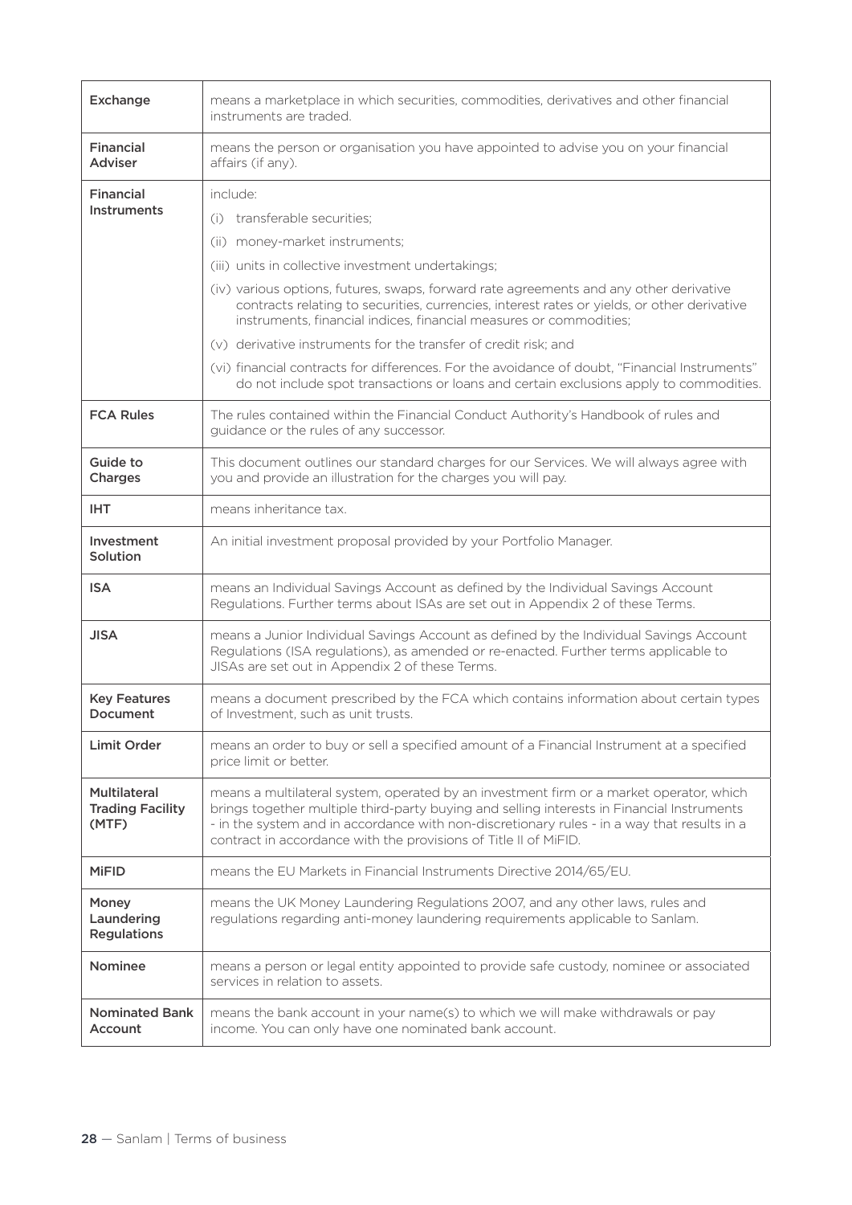| | |
|---|---|
| **Exchange** | means a marketplace in which securities, commodities, derivatives and other financial instruments are traded. |
| **Financial Adviser** | means the person or organisation you have appointed to advise you on your financial affairs (if any). |
| **Financial Instruments** | include:<br>(i) transferable securities;<br>(ii) money-market instruments;<br>(iii) units in collective investment undertakings;<br>(iv) various options, futures, swaps, forward rate agreements and any other derivative contracts relating to securities, currencies, interest rates or yields, or other derivative instruments, financial indices, financial measures or commodities;<br>(v) derivative instruments for the transfer of credit risk; and<br>(vi) financial contracts for differences. For the avoidance of doubt, "Financial Instruments" do not include spot transactions or loans and certain exclusions apply to commodities. |
| **FCA Rules** | The rules contained within the Financial Conduct Authority's Handbook of rules and guidance or the rules of any successor. |
| **Guide to Charges** | This document outlines our standard charges for our Services. We will always agree with you and provide an illustration for the charges you will pay. |
| **IHT** | means inheritance tax. |
| **Investment Solution** | An initial investment proposal provided by your Portfolio Manager. |
| **ISA** | means an Individual Savings Account as defined by the Individual Savings Account Regulations. Further terms about ISAs are set out in Appendix 2 of these Terms. |
| **JISA** | means a Junior Individual Savings Account as defined by the Individual Savings Account Regulations (ISA regulations), as amended or re-enacted. Further terms applicable to JISAs are set out in Appendix 2 of these Terms. |
| **Key Features Document** | means a document prescribed by the FCA which contains information about certain types of Investment, such as unit trusts. |
| **Limit Order** | means an order to buy or sell a specified amount of a Financial Instrument at a specified price limit or better. |
| **Multilateral Trading Facility (MTF)** | means a multilateral system, operated by an investment firm or a market operator, which brings together multiple third-party buying and selling interests in Financial Instruments - in the system and in accordance with non-discretionary rules - in a way that results in a contract in accordance with the provisions of Title II of MiFID. |
| **MiFID** | means the EU Markets in Financial Instruments Directive 2014/65/EU. |
| **Money Laundering Regulations** | means the UK Money Laundering Regulations 2007, and any other laws, rules and regulations regarding anti-money laundering requirements applicable to Sanlam. |
| **Nominee** | means a person or legal entity appointed to provide safe custody, nominee or associated services in relation to assets. |
| **Nominated Bank Account** | means the bank account in your name(s) to which we will make withdrawals or pay income. You can only have one nominated bank account. |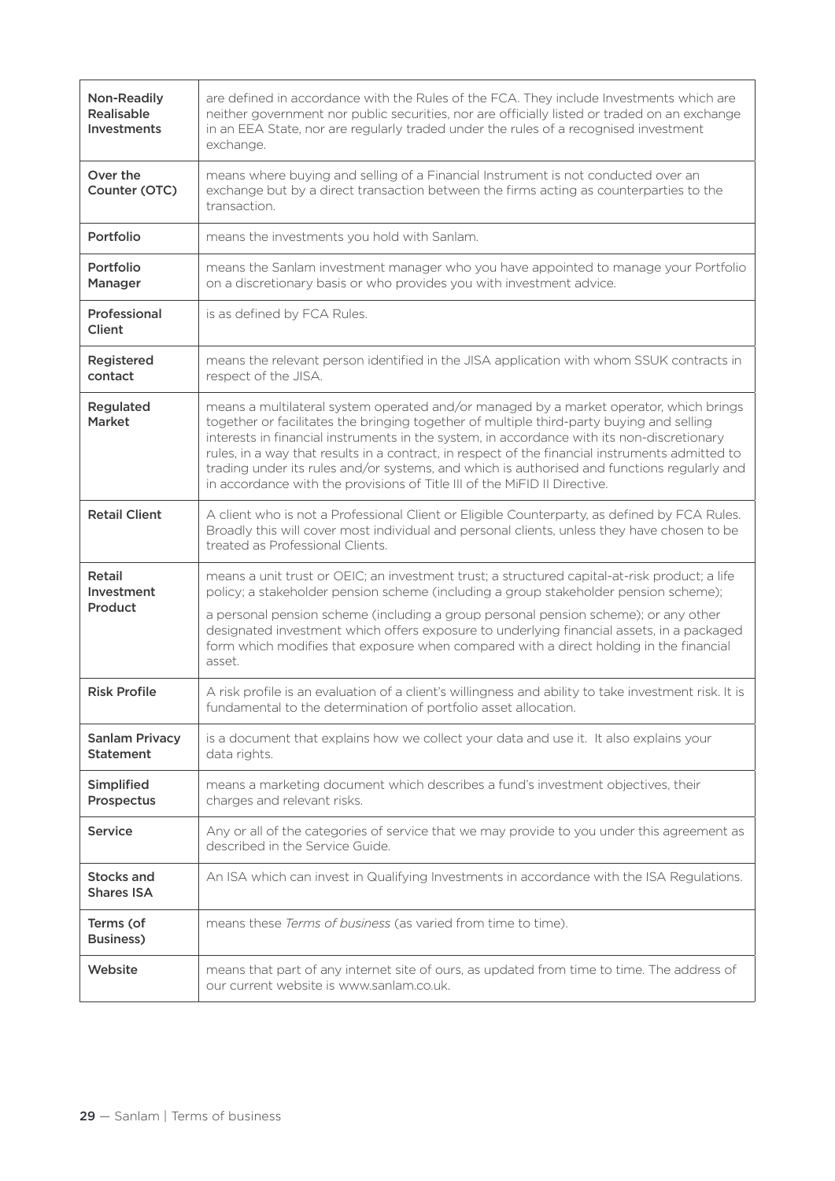| | |
|---|---|
| **Non-Readily Realisable Investments** | are defined in accordance with the Rules of the FCA. They include Investments which are neither government nor public securities, nor are officially listed or traded on an exchange in an EEA State, nor are regularly traded under the rules of a recognised investment exchange. |
| **Over the Counter (OTC)** | means where buying and selling of a Financial Instrument is not conducted over an exchange but by a direct transaction between the firms acting as counterparties to the transaction. |
| **Portfolio** | means the investments you hold with Sanlam. |
| **Portfolio Manager** | means the Sanlam investment manager who you have appointed to manage your Portfolio on a discretionary basis or who provides you with investment advice. |
| **Professional Client** | is as defined by FCA Rules. |
| **Registered contact** | means the relevant person identified in the JISA application with whom SSUK contracts in respect of the JISA. |
| **Regulated Market** | means a multilateral system operated and/or managed by a market operator, which brings together or facilitates the bringing together of multiple third-party buying and selling interests in financial instruments in the system, in accordance with its non-discretionary rules, in a way that results in a contract, in respect of the financial instruments admitted to trading under its rules and/or systems, and which is authorised and functions regularly and in accordance with the provisions of Title III of the MiFID II Directive. |
| **Retail Client** | A client who is not a Professional Client or Eligible Counterparty, as defined by FCA Rules. Broadly this will cover most individual and personal clients, unless they have chosen to be treated as Professional Clients. |
| **Retail Investment Product** | means a unit trust or OEIC; an investment trust; a structured capital-at-risk product; a life policy; a stakeholder pension scheme (including a group stakeholder pension scheme);<br><br>a personal pension scheme (including a group personal pension scheme); or any other designated investment which offers exposure to underlying financial assets, in a packaged form which modifies that exposure when compared with a direct holding in the financial asset. |
| **Risk Profile** | A risk profile is an evaluation of a client's willingness and ability to take investment risk. It is fundamental to the determination of portfolio asset allocation. |
| **Sanlam Privacy Statement** | is a document that explains how we collect your data and use it. It also explains your data rights. |
| **Simplified Prospectus** | means a marketing document which describes a fund's investment objectives, their charges and relevant risks. |
| **Service** | Any or all of the categories of service that we may provide to you under this agreement as described in the Service Guide. |
| **Stocks and Shares ISA** | An ISA which can invest in Qualifying Investments in accordance with the ISA Regulations. |
| **Terms (of Business)** | means these *Terms of business* (as varied from time to time). |
| **Website** | means that part of any internet site of ours, as updated from time to time. The address of our current website is www.sanlam.co.uk. |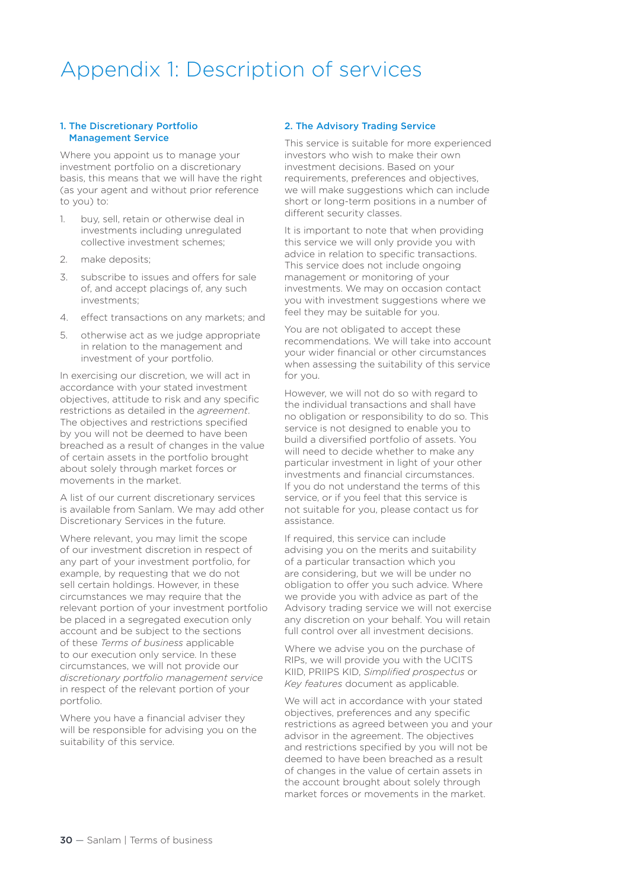# Appendix 1: Description of services

### 1. The Discretionary Portfolio Management Service

Where you appoint us to manage your investment portfolio on a discretionary basis, this means that we will have the right (as your agent and without prior reference to you) to:

1. buy, sell, retain or otherwise deal in investments including unregulated collective investment schemes;
2. make deposits;
3. subscribe to issues and offers for sale of, and accept placings of, any such investments;
4. effect transactions on any markets; and
5. otherwise act as we judge appropriate in relation to the management and investment of your portfolio.

In exercising our discretion, we will act in accordance with your stated investment objectives, attitude to risk and any specific restrictions as detailed in the *agreement*. The objectives and restrictions specified by you will not be deemed to have been breached as a result of changes in the value of certain assets in the portfolio brought about solely through market forces or movements in the market.

A list of our current discretionary services is available from Sanlam. We may add other Discretionary Services in the future.

Where relevant, you may limit the scope of our investment discretion in respect of any part of your investment portfolio, for example, by requesting that we do not sell certain holdings. However, in these circumstances we may require that the relevant portion of your investment portfolio be placed in a segregated execution only account and be subject to the sections of these *Terms of business* applicable to our execution only service. In these circumstances, we will not provide our *discretionary portfolio management service* in respect of the relevant portion of your portfolio.

Where you have a financial adviser they will be responsible for advising you on the suitability of this service.

### 2. The Advisory Trading Service

This service is suitable for more experienced investors who wish to make their own investment decisions. Based on your requirements, preferences and objectives, we will make suggestions which can include short or long-term positions in a number of different security classes.

It is important to note that when providing this service we will only provide you with advice in relation to specific transactions. This service does not include ongoing management or monitoring of your investments. We may on occasion contact you with investment suggestions where we feel they may be suitable for you.

You are not obligated to accept these recommendations. We will take into account your wider financial or other circumstances when assessing the suitability of this service for you.

However, we will not do so with regard to the individual transactions and shall have no obligation or responsibility to do so. This service is not designed to enable you to build a diversified portfolio of assets. You will need to decide whether to make any particular investment in light of your other investments and financial circumstances. If you do not understand the terms of this service, or if you feel that this service is not suitable for you, please contact us for assistance.

If required, this service can include advising you on the merits and suitability of a particular transaction which you are considering, but we will be under no obligation to offer you such advice. Where we provide you with advice as part of the Advisory trading service we will not exercise any discretion on your behalf. You will retain full control over all investment decisions.

Where we advise you on the purchase of RIPs, we will provide you with the UCITS KIID, PRIIPS KID, *Simplified prospectus* or *Key features* document as applicable.

We will act in accordance with your stated objectives, preferences and any specific restrictions as agreed between you and your advisor in the agreement. The objectives and restrictions specified by you will not be deemed to have been breached as a result of changes in the value of certain assets in the account brought about solely through market forces or movements in the market.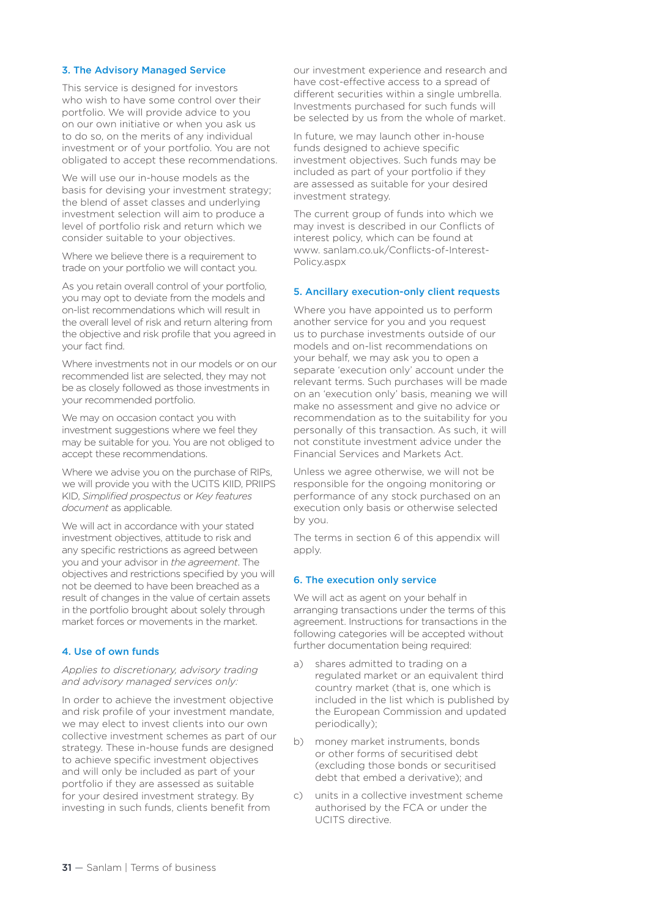### 3. The Advisory Managed Service

This service is designed for investors who wish to have some control over their portfolio. We will provide advice to you on our own initiative or when you ask us to do so, on the merits of any individual investment or of your portfolio. You are not obligated to accept these recommendations.

We will use our in-house models as the basis for devising your investment strategy; the blend of asset classes and underlying investment selection will aim to produce a level of portfolio risk and return which we consider suitable to your objectives.

Where we believe there is a requirement to trade on your portfolio we will contact you.

As you retain overall control of your portfolio, you may opt to deviate from the models and on-list recommendations which will result in the overall level of risk and return altering from the objective and risk profile that you agreed in your fact find.

Where investments not in our models or on our recommended list are selected, they may not be as closely followed as those investments in your recommended portfolio.

We may on occasion contact you with investment suggestions where we feel they may be suitable for you. You are not obliged to accept these recommendations.

Where we advise you on the purchase of RIPs, we will provide you with the UCITS KIID, PRIIPS KID, *Simplified prospectus* or *Key features document* as applicable.

We will act in accordance with your stated investment objectives, attitude to risk and any specific restrictions as agreed between you and your advisor in *the agreement*. The objectives and restrictions specified by you will not be deemed to have been breached as a result of changes in the value of certain assets in the portfolio brought about solely through market forces or movements in the market.

### 4. Use of own funds

*Applies to discretionary, advisory trading and advisory managed services only:*

In order to achieve the investment objective and risk profile of your investment mandate, we may elect to invest clients into our own collective investment schemes as part of our strategy. These in-house funds are designed to achieve specific investment objectives and will only be included as part of your portfolio if they are assessed as suitable for your desired investment strategy. By investing in such funds, clients benefit from our investment experience and research and have cost-effective access to a spread of different securities within a single umbrella. Investments purchased for such funds will be selected by us from the whole of market.

In future, we may launch other in-house funds designed to achieve specific investment objectives. Such funds may be included as part of your portfolio if they are assessed as suitable for your desired investment strategy.

The current group of funds into which we may invest is described in our Conflicts of interest policy, which can be found at www. sanlam.co.uk/Conflicts-of-Interest-Policy.aspx

### 5. Ancillary execution-only client requests

Where you have appointed us to perform another service for you and you request us to purchase investments outside of our models and on-list recommendations on your behalf, we may ask you to open a separate 'execution only' account under the relevant terms. Such purchases will be made on an 'execution only' basis, meaning we will make no assessment and give no advice or recommendation as to the suitability for you personally of this transaction. As such, it will not constitute investment advice under the Financial Services and Markets Act.

Unless we agree otherwise, we will not be responsible for the ongoing monitoring or performance of any stock purchased on an execution only basis or otherwise selected by you.

The terms in section 6 of this appendix will apply.

### 6. The execution only service

We will act as agent on your behalf in arranging transactions under the terms of this agreement. Instructions for transactions in the following categories will be accepted without further documentation being required:

a) shares admitted to trading on a regulated market or an equivalent third country market (that is, one which is included in the list which is published by the European Commission and updated periodically);

b) money market instruments, bonds or other forms of securitised debt (excluding those bonds or securitised debt that embed a derivative); and

c) units in a collective investment scheme authorised by the FCA or under the UCITS directive.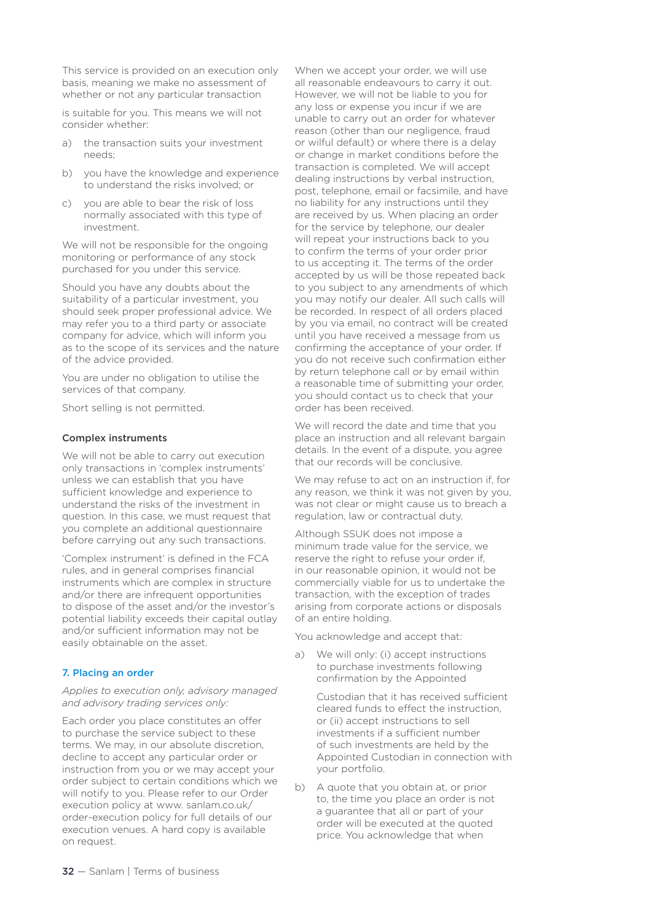This service is provided on an execution only basis, meaning we make no assessment of whether or not any particular transaction is suitable for you. This means we will not consider whether:

a) the transaction suits your investment needs;

b) you have the knowledge and experience to understand the risks involved; or

c) you are able to bear the risk of loss normally associated with this type of investment.

We will not be responsible for the ongoing monitoring or performance of any stock purchased for you under this service.

Should you have any doubts about the suitability of a particular investment, you should seek proper professional advice. We may refer you to a third party or associate company for advice, which will inform you as to the scope of its services and the nature of the advice provided.

You are under no obligation to utilise the services of that company.

Short selling is not permitted.

### Complex instruments

We will not be able to carry out execution only transactions in 'complex instruments' unless we can establish that you have sufficient knowledge and experience to understand the risks of the investment in question. In this case, we must request that you complete an additional questionnaire before carrying out any such transactions.

'Complex instrument' is defined in the FCA rules, and in general comprises financial instruments which are complex in structure and/or there are infrequent opportunities to dispose of the asset and/or the investor's potential liability exceeds their capital outlay and/or sufficient information may not be easily obtainable on the asset.

## 7. Placing an order

*Applies to execution only, advisory managed and advisory trading services only:*

Each order you place constitutes an offer to purchase the service subject to these terms. We may, in our absolute discretion, decline to accept any particular order or instruction from you or we may accept your order subject to certain conditions which we will notify to you. Please refer to our Order execution policy at www. sanlam.co.uk/ order-execution policy for full details of our execution venues. A hard copy is available on request.

When we accept your order, we will use all reasonable endeavours to carry it out. However, we will not be liable to you for any loss or expense you incur if we are unable to carry out an order for whatever reason (other than our negligence, fraud or wilful default) or where there is a delay or change in market conditions before the transaction is completed. We will accept dealing instructions by verbal instruction, post, telephone, email or facsimile, and have no liability for any instructions until they are received by us. When placing an order for the service by telephone, our dealer will repeat your instructions back to you to confirm the terms of your order prior to us accepting it. The terms of the order accepted by us will be those repeated back to you subject to any amendments of which you may notify our dealer. All such calls will be recorded. In respect of all orders placed by you via email, no contract will be created until you have received a message from us confirming the acceptance of your order. If you do not receive such confirmation either by return telephone call or by email within a reasonable time of submitting your order, you should contact us to check that your order has been received.

We will record the date and time that you place an instruction and all relevant bargain details. In the event of a dispute, you agree that our records will be conclusive.

We may refuse to act on an instruction if, for any reason, we think it was not given by you, was not clear or might cause us to breach a regulation, law or contractual duty.

Although SSUK does not impose a minimum trade value for the service, we reserve the right to refuse your order if, in our reasonable opinion, it would not be commercially viable for us to undertake the transaction, with the exception of trades arising from corporate actions or disposals of an entire holding.

You acknowledge and accept that:

a) We will only: (i) accept instructions to purchase investments following confirmation by the Appointed Custodian that it has received sufficient cleared funds to effect the instruction, or (ii) accept instructions to sell investments if a sufficient number of such investments are held by the Appointed Custodian in connection with your portfolio.

b) A quote that you obtain at, or prior to, the time you place an order is not a guarantee that all or part of your order will be executed at the quoted price. You acknowledge that when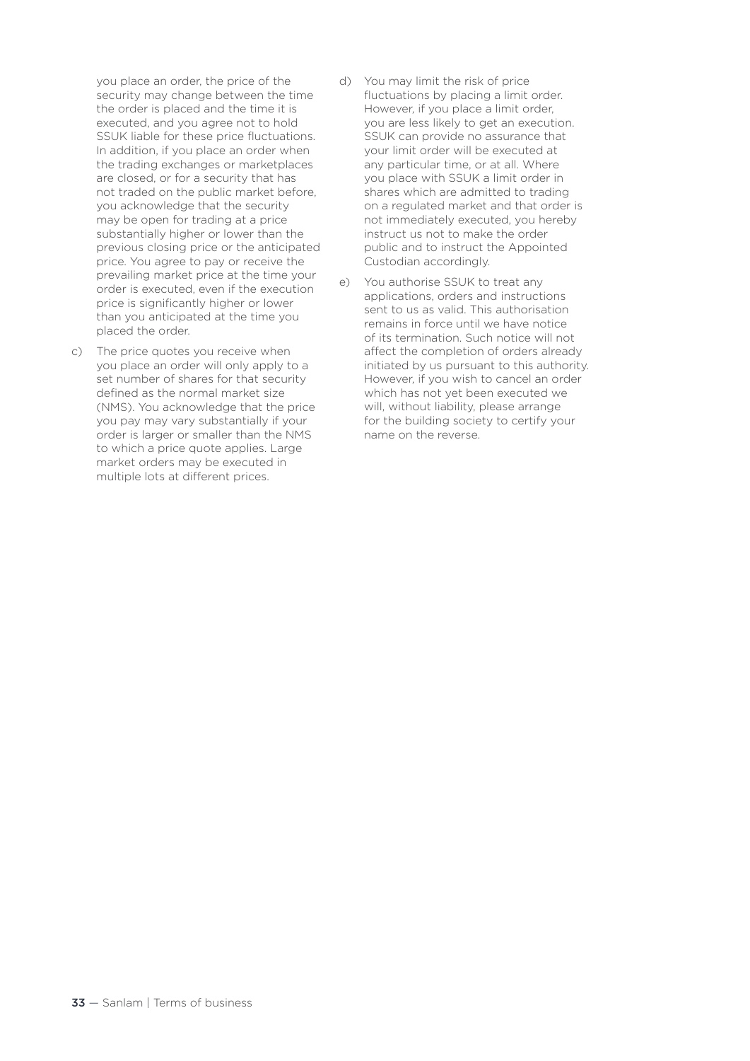you place an order, the price of the security may change between the time the order is placed and the time it is executed, and you agree not to hold SSUK liable for these price fluctuations. In addition, if you place an order when the trading exchanges or marketplaces are closed, or for a security that has not traded on the public market before, you acknowledge that the security may be open for trading at a price substantially higher or lower than the previous closing price or the anticipated price. You agree to pay or receive the prevailing market price at the time your order is executed, even if the execution price is significantly higher or lower than you anticipated at the time you placed the order.

c) The price quotes you receive when you place an order will only apply to a set number of shares for that security defined as the normal market size (NMS). You acknowledge that the price you pay may vary substantially if your order is larger or smaller than the NMS to which a price quote applies. Large market orders may be executed in multiple lots at different prices.

d) You may limit the risk of price fluctuations by placing a limit order. However, if you place a limit order, you are less likely to get an execution. SSUK can provide no assurance that your limit order will be executed at any particular time, or at all. Where you place with SSUK a limit order in shares which are admitted to trading on a regulated market and that order is not immediately executed, you hereby instruct us not to make the order public and to instruct the Appointed Custodian accordingly.

e) You authorise SSUK to treat any applications, orders and instructions sent to us as valid. This authorisation remains in force until we have notice of its termination. Such notice will not affect the completion of orders already initiated by us pursuant to this authority. However, if you wish to cancel an order which has not yet been executed we will, without liability, please arrange for the building society to certify your name on the reverse.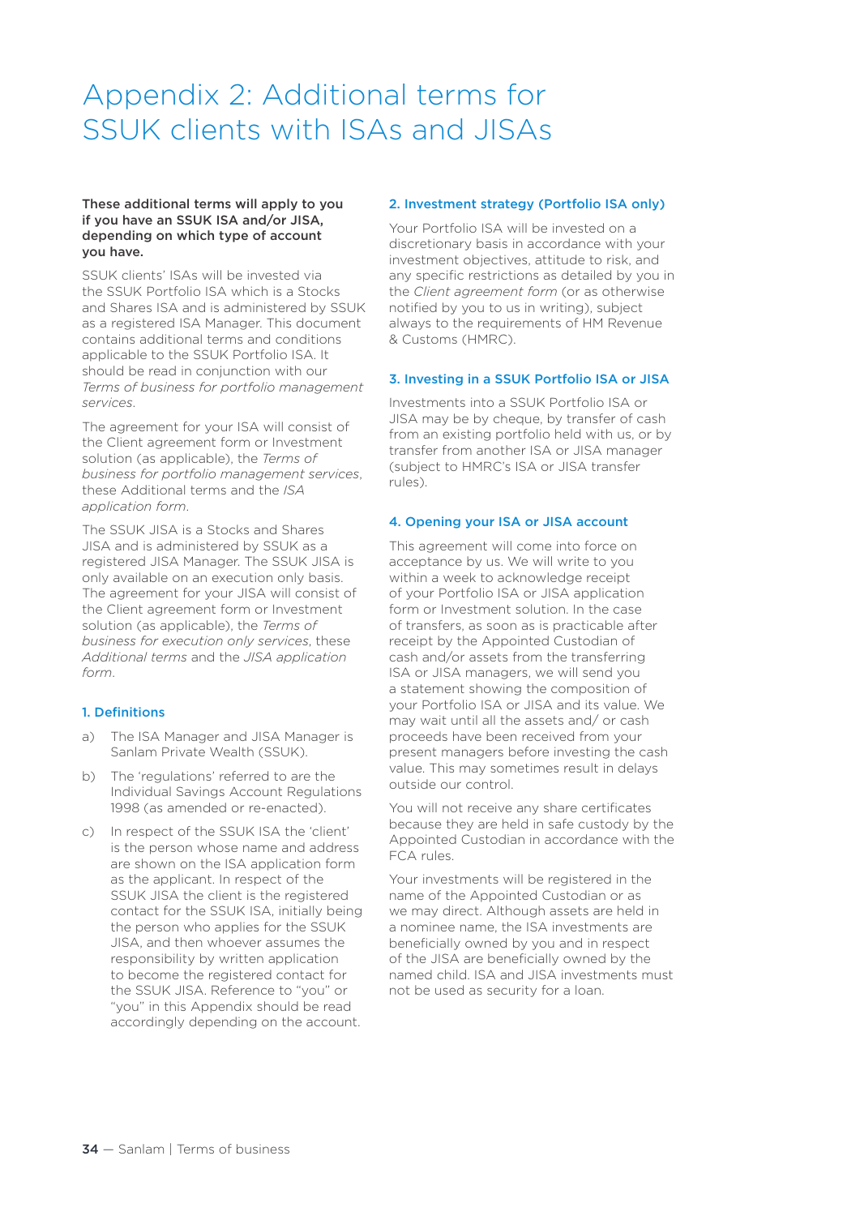# Appendix 2: Additional terms for SSUK clients with ISAs and JISAs

**These additional terms will apply to you if you have an SSUK ISA and/or JISA, depending on which type of account you have.**

SSUK clients' ISAs will be invested via the SSUK Portfolio ISA which is a Stocks and Shares ISA and is administered by SSUK as a registered ISA Manager. This document contains additional terms and conditions applicable to the SSUK Portfolio ISA. It should be read in conjunction with our *Terms of business for portfolio management services*.

The agreement for your ISA will consist of the Client agreement form or Investment solution (as applicable), the *Terms of business for portfolio management services*, these Additional terms and the *ISA application form*.

The SSUK JISA is a Stocks and Shares JISA and is administered by SSUK as a registered JISA Manager. The SSUK JISA is only available on an execution only basis. The agreement for your JISA will consist of the Client agreement form or Investment solution (as applicable), the *Terms of business for execution only services*, these *Additional terms* and the *JISA application form*.

## 1. Definitions

a) The ISA Manager and JISA Manager is Sanlam Private Wealth (SSUK).

b) The 'regulations' referred to are the Individual Savings Account Regulations 1998 (as amended or re-enacted).

c) In respect of the SSUK ISA the 'client' is the person whose name and address are shown on the ISA application form as the applicant. In respect of the SSUK JISA the client is the registered contact for the SSUK ISA, initially being the person who applies for the SSUK JISA, and then whoever assumes the responsibility by written application to become the registered contact for the SSUK JISA. Reference to "you" or "you" in this Appendix should be read accordingly depending on the account.

## 2. Investment strategy (Portfolio ISA only)

Your Portfolio ISA will be invested on a discretionary basis in accordance with your investment objectives, attitude to risk, and any specific restrictions as detailed by you in the *Client agreement form* (or as otherwise notified by you to us in writing), subject always to the requirements of HM Revenue & Customs (HMRC).

## 3. Investing in a SSUK Portfolio ISA or JISA

Investments into a SSUK Portfolio ISA or JISA may be by cheque, by transfer of cash from an existing portfolio held with us, or by transfer from another ISA or JISA manager (subject to HMRC's ISA or JISA transfer rules).

## 4. Opening your ISA or JISA account

This agreement will come into force on acceptance by us. We will write to you within a week to acknowledge receipt of your Portfolio ISA or JISA application form or Investment solution. In the case of transfers, as soon as is practicable after receipt by the Appointed Custodian of cash and/or assets from the transferring ISA or JISA managers, we will send you a statement showing the composition of your Portfolio ISA or JISA and its value. We may wait until all the assets and/ or cash proceeds have been received from your present managers before investing the cash value. This may sometimes result in delays outside our control.

You will not receive any share certificates because they are held in safe custody by the Appointed Custodian in accordance with the FCA rules.

Your investments will be registered in the name of the Appointed Custodian or as we may direct. Although assets are held in a nominee name, the ISA investments are beneficially owned by you and in respect of the JISA are beneficially owned by the named child. ISA and JISA investments must not be used as security for a loan.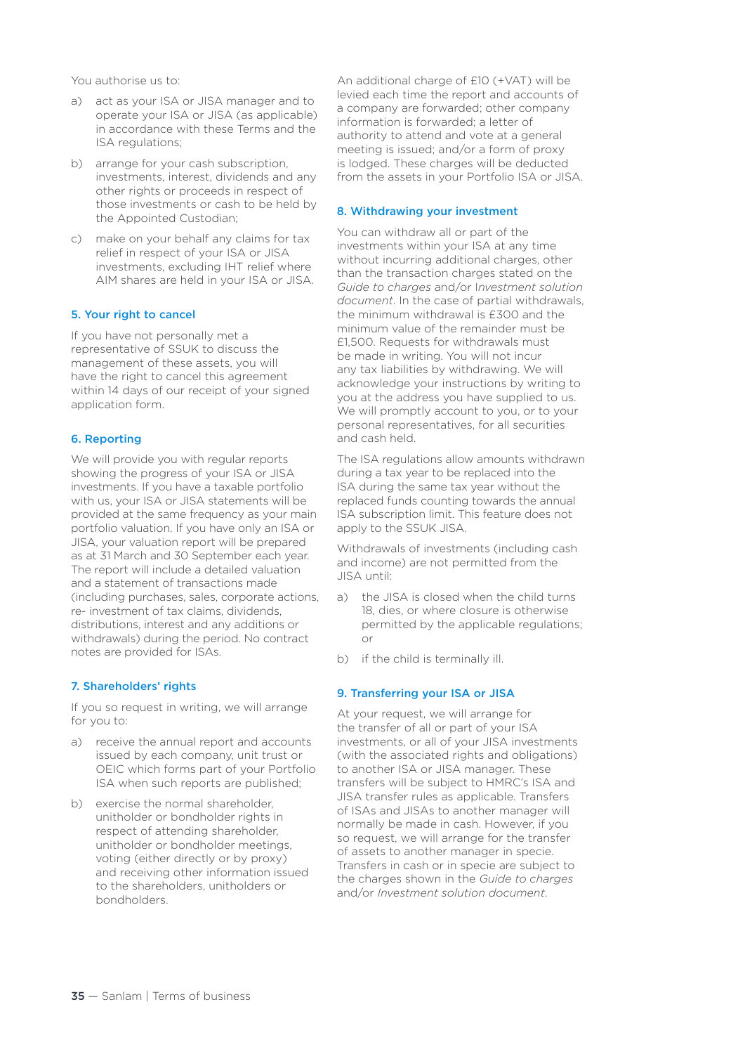You authorise us to:

a) act as your ISA or JISA manager and to operate your ISA or JISA (as applicable) in accordance with these Terms and the ISA regulations;

b) arrange for your cash subscription, investments, interest, dividends and any other rights or proceeds in respect of those investments or cash to be held by the Appointed Custodian;

c) make on your behalf any claims for tax relief in respect of your ISA or JISA investments, excluding IHT relief where AIM shares are held in your ISA or JISA.

### 5. Your right to cancel

If you have not personally met a representative of SSUK to discuss the management of these assets, you will have the right to cancel this agreement within 14 days of our receipt of your signed application form.

### 6. Reporting

We will provide you with regular reports showing the progress of your ISA or JISA investments. If you have a taxable portfolio with us, your ISA or JISA statements will be provided at the same frequency as your main portfolio valuation. If you have only an ISA or JISA, your valuation report will be prepared as at 31 March and 30 September each year. The report will include a detailed valuation and a statement of transactions made (including purchases, sales, corporate actions, re- investment of tax claims, dividends, distributions, interest and any additions or withdrawals) during the period. No contract notes are provided for ISAs.

### 7. Shareholders' rights

If you so request in writing, we will arrange for you to:

a) receive the annual report and accounts issued by each company, unit trust or OEIC which forms part of your Portfolio ISA when such reports are published;

b) exercise the normal shareholder, unitholder or bondholder rights in respect of attending shareholder, unitholder or bondholder meetings, voting (either directly or by proxy) and receiving other information issued to the shareholders, unitholders or bondholders.

An additional charge of £10 (+VAT) will be levied each time the report and accounts of a company are forwarded; other company information is forwarded; a letter of authority to attend and vote at a general meeting is issued; and/or a form of proxy is lodged. These charges will be deducted from the assets in your Portfolio ISA or JISA.

### 8. Withdrawing your investment

You can withdraw all or part of the investments within your ISA at any time without incurring additional charges, other than the transaction charges stated on the *Guide to charges* and/or *Investment solution document*. In the case of partial withdrawals, the minimum withdrawal is £300 and the minimum value of the remainder must be £1,500. Requests for withdrawals must be made in writing. You will not incur any tax liabilities by withdrawing. We will acknowledge your instructions by writing to you at the address you have supplied to us. We will promptly account to you, or to your personal representatives, for all securities and cash held.

The ISA regulations allow amounts withdrawn during a tax year to be replaced into the ISA during the same tax year without the replaced funds counting towards the annual ISA subscription limit. This feature does not apply to the SSUK JISA.

Withdrawals of investments (including cash and income) are not permitted from the JISA until:

a) the JISA is closed when the child turns 18, dies, or where closure is otherwise permitted by the applicable regulations; or

b) if the child is terminally ill.

### 9. Transferring your ISA or JISA

At your request, we will arrange for the transfer of all or part of your ISA investments, or all of your JISA investments (with the associated rights and obligations) to another ISA or JISA manager. These transfers will be subject to HMRC's ISA and JISA transfer rules as applicable. Transfers of ISAs and JISAs to another manager will normally be made in cash. However, if you so request, we will arrange for the transfer of assets to another manager in specie. Transfers in cash or in specie are subject to the charges shown in the *Guide to charges* and/or *Investment solution document*.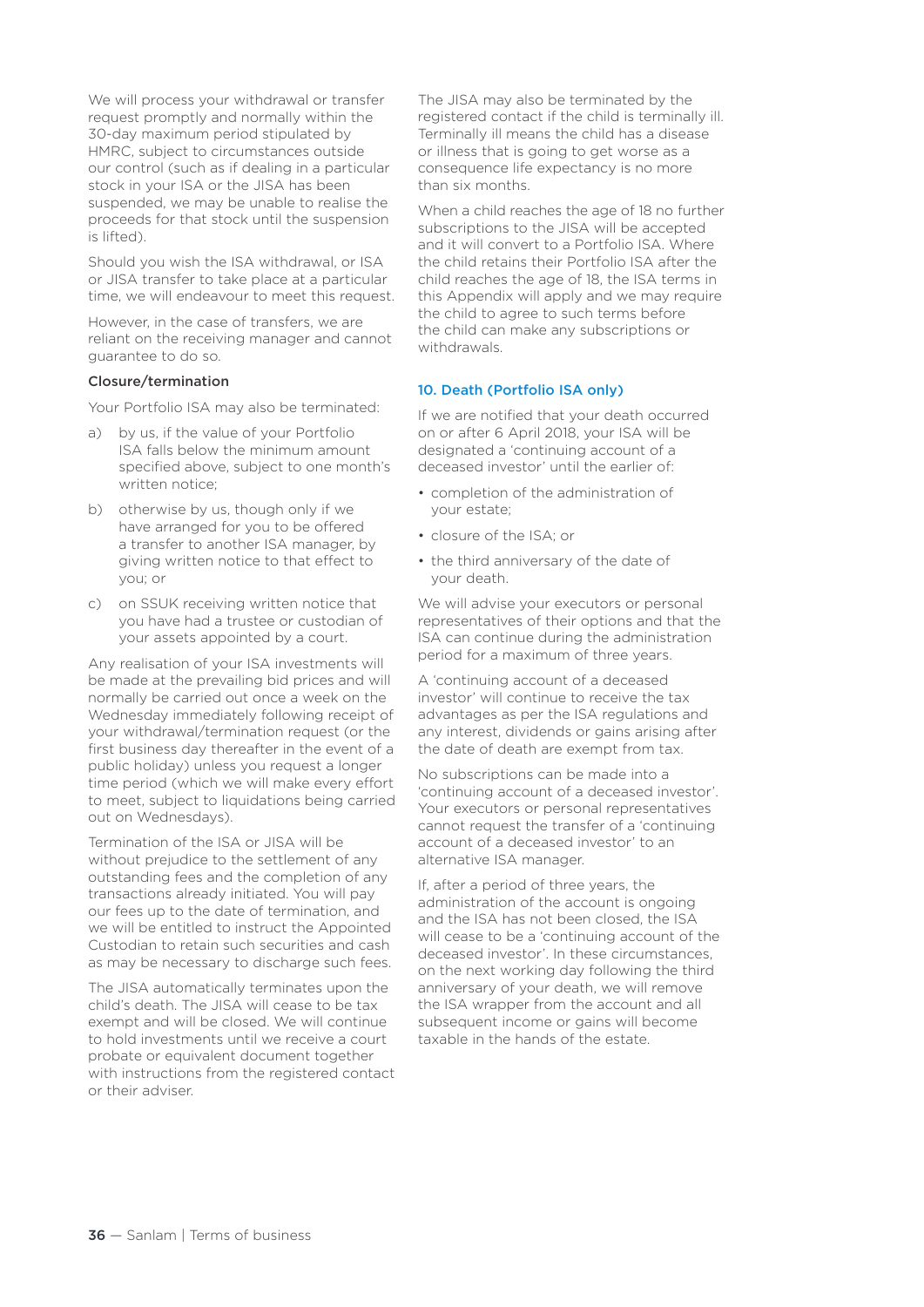We will process your withdrawal or transfer request promptly and normally within the 30-day maximum period stipulated by HMRC, subject to circumstances outside our control (such as if dealing in a particular stock in your ISA or the JISA has been suspended, we may be unable to realise the proceeds for that stock until the suspension is lifted).

Should you wish the ISA withdrawal, or ISA or JISA transfer to take place at a particular time, we will endeavour to meet this request.

However, in the case of transfers, we are reliant on the receiving manager and cannot guarantee to do so.

#### Closure/termination

Your Portfolio ISA may also be terminated:

a) by us, if the value of your Portfolio ISA falls below the minimum amount specified above, subject to one month's written notice;

b) otherwise by us, though only if we have arranged for you to be offered a transfer to another ISA manager, by giving written notice to that effect to you; or

c) on SSUK receiving written notice that you have had a trustee or custodian of your assets appointed by a court.

Any realisation of your ISA investments will be made at the prevailing bid prices and will normally be carried out once a week on the Wednesday immediately following receipt of your withdrawal/termination request (or the first business day thereafter in the event of a public holiday) unless you request a longer time period (which we will make every effort to meet, subject to liquidations being carried out on Wednesdays).

Termination of the ISA or JISA will be without prejudice to the settlement of any outstanding fees and the completion of any transactions already initiated. You will pay our fees up to the date of termination, and we will be entitled to instruct the Appointed Custodian to retain such securities and cash as may be necessary to discharge such fees.

The JISA automatically terminates upon the child's death. The JISA will cease to be tax exempt and will be closed. We will continue to hold investments until we receive a court probate or equivalent document together with instructions from the registered contact or their adviser.

The JISA may also be terminated by the registered contact if the child is terminally ill. Terminally ill means the child has a disease or illness that is going to get worse as a consequence life expectancy is no more than six months.

When a child reaches the age of 18 no further subscriptions to the JISA will be accepted and it will convert to a Portfolio ISA. Where the child retains their Portfolio ISA after the child reaches the age of 18, the ISA terms in this Appendix will apply and we may require the child to agree to such terms before the child can make any subscriptions or withdrawals.

### 10. Death (Portfolio ISA only)

If we are notified that your death occurred on or after 6 April 2018, your ISA will be designated a 'continuing account of a deceased investor' until the earlier of:

- completion of the administration of your estate;
- closure of the ISA; or
- the third anniversary of the date of your death.

We will advise your executors or personal representatives of their options and that the ISA can continue during the administration period for a maximum of three years.

A 'continuing account of a deceased investor' will continue to receive the tax advantages as per the ISA regulations and any interest, dividends or gains arising after the date of death are exempt from tax.

No subscriptions can be made into a 'continuing account of a deceased investor'. Your executors or personal representatives cannot request the transfer of a 'continuing account of a deceased investor' to an alternative ISA manager.

If, after a period of three years, the administration of the account is ongoing and the ISA has not been closed, the ISA will cease to be a 'continuing account of the deceased investor'. In these circumstances, on the next working day following the third anniversary of your death, we will remove the ISA wrapper from the account and all subsequent income or gains will become taxable in the hands of the estate.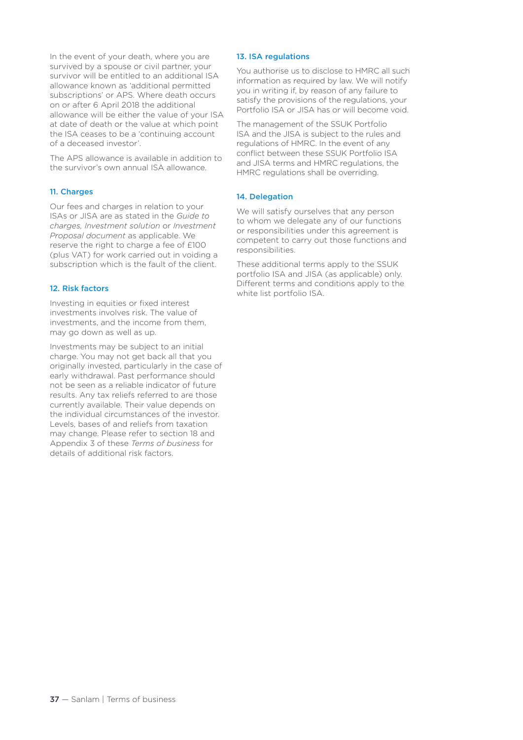In the event of your death, where you are survived by a spouse or civil partner, your survivor will be entitled to an additional ISA allowance known as 'additional permitted subscriptions' or APS. Where death occurs on or after 6 April 2018 the additional allowance will be either the value of your ISA at date of death or the value at which point the ISA ceases to be a 'continuing account of a deceased investor'.

The APS allowance is available in addition to the survivor's own annual ISA allowance.

### 11. Charges

Our fees and charges in relation to your ISAs or JISA are as stated in the *Guide to charges, Investment solution* or *Investment Proposal document* as applicable. We reserve the right to charge a fee of £100 (plus VAT) for work carried out in voiding a subscription which is the fault of the client.

### 12. Risk factors

Investing in equities or fixed interest investments involves risk. The value of investments, and the income from them, may go down as well as up.

Investments may be subject to an initial charge. You may not get back all that you originally invested, particularly in the case of early withdrawal. Past performance should not be seen as a reliable indicator of future results. Any tax reliefs referred to are those currently available. Their value depends on the individual circumstances of the investor. Levels, bases of and reliefs from taxation may change. Please refer to section 18 and Appendix 3 of these *Terms of business* for details of additional risk factors.

### 13. ISA regulations

You authorise us to disclose to HMRC all such information as required by law. We will notify you in writing if, by reason of any failure to satisfy the provisions of the regulations, your Portfolio ISA or JISA has or will become void.

The management of the SSUK Portfolio ISA and the JISA is subject to the rules and regulations of HMRC. In the event of any conflict between these SSUK Portfolio ISA and JISA terms and HMRC regulations, the HMRC regulations shall be overriding.

### 14. Delegation

We will satisfy ourselves that any person to whom we delegate any of our functions or responsibilities under this agreement is competent to carry out those functions and responsibilities.

These additional terms apply to the SSUK portfolio ISA and JISA (as applicable) only. Different terms and conditions apply to the white list portfolio ISA.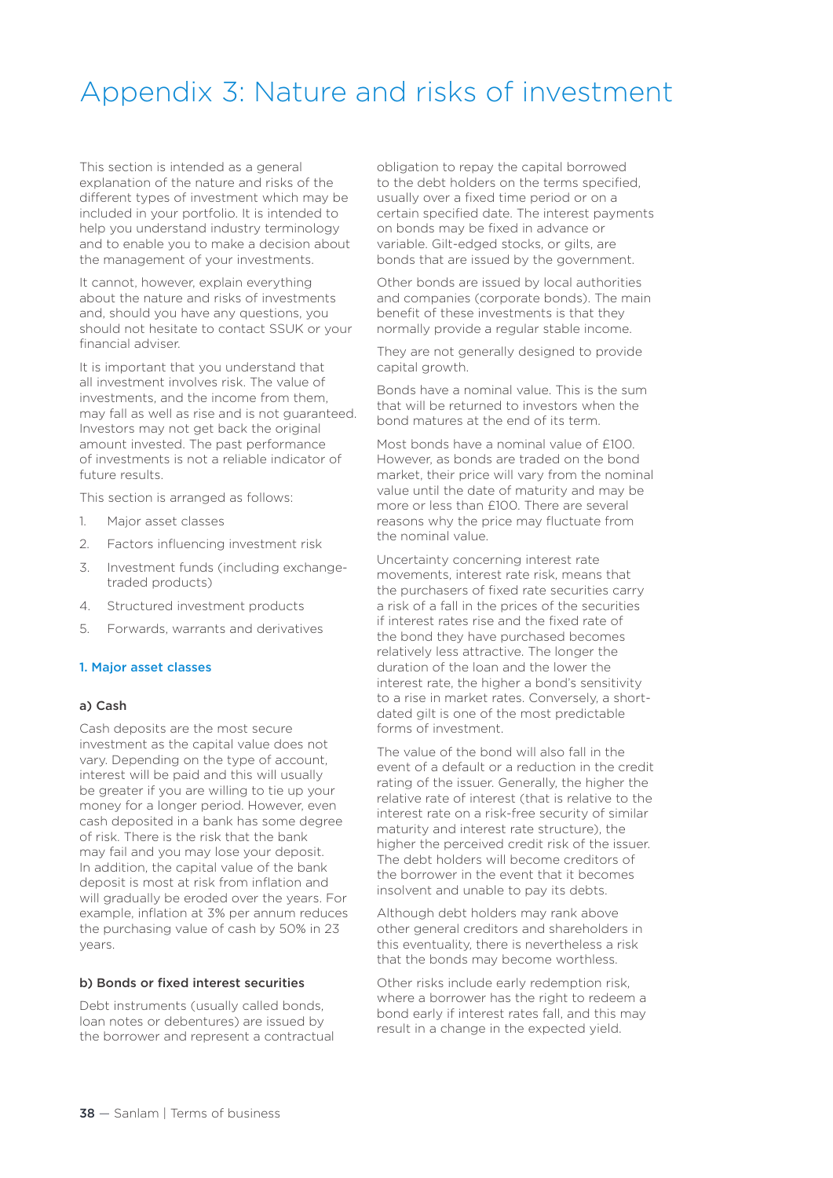# Appendix 3: Nature and risks of investment

This section is intended as a general explanation of the nature and risks of the different types of investment which may be included in your portfolio. It is intended to help you understand industry terminology and to enable you to make a decision about the management of your investments.

It cannot, however, explain everything about the nature and risks of investments and, should you have any questions, you should not hesitate to contact SSUK or your financial adviser.

It is important that you understand that all investment involves risk. The value of investments, and the income from them, may fall as well as rise and is not guaranteed. Investors may not get back the original amount invested. The past performance of investments is not a reliable indicator of future results.

This section is arranged as follows:

1. Major asset classes
2. Factors influencing investment risk
3. Investment funds (including exchange-traded products)
4. Structured investment products
5. Forwards, warrants and derivatives

## 1. Major asset classes

### a) Cash

Cash deposits are the most secure investment as the capital value does not vary. Depending on the type of account, interest will be paid and this will usually be greater if you are willing to tie up your money for a longer period. However, even cash deposited in a bank has some degree of risk. There is the risk that the bank may fail and you may lose your deposit. In addition, the capital value of the bank deposit is most at risk from inflation and will gradually be eroded over the years. For example, inflation at 3% per annum reduces the purchasing value of cash by 50% in 23 years.

### b) Bonds or fixed interest securities

Debt instruments (usually called bonds, loan notes or debentures) are issued by the borrower and represent a contractual obligation to repay the capital borrowed to the debt holders on the terms specified, usually over a fixed time period or on a certain specified date. The interest payments on bonds may be fixed in advance or variable. Gilt-edged stocks, or gilts, are bonds that are issued by the government.

Other bonds are issued by local authorities and companies (corporate bonds). The main benefit of these investments is that they normally provide a regular stable income.

They are not generally designed to provide capital growth.

Bonds have a nominal value. This is the sum that will be returned to investors when the bond matures at the end of its term.

Most bonds have a nominal value of £100. However, as bonds are traded on the bond market, their price will vary from the nominal value until the date of maturity and may be more or less than £100. There are several reasons why the price may fluctuate from the nominal value.

Uncertainty concerning interest rate movements, interest rate risk, means that the purchasers of fixed rate securities carry a risk of a fall in the prices of the securities if interest rates rise and the fixed rate of the bond they have purchased becomes relatively less attractive. The longer the duration of the loan and the lower the interest rate, the higher a bond's sensitivity to a rise in market rates. Conversely, a short-dated gilt is one of the most predictable forms of investment.

The value of the bond will also fall in the event of a default or a reduction in the credit rating of the issuer. Generally, the higher the relative rate of interest (that is relative to the interest rate on a risk-free security of similar maturity and interest rate structure), the higher the perceived credit risk of the issuer. The debt holders will become creditors of the borrower in the event that it becomes insolvent and unable to pay its debts.

Although debt holders may rank above other general creditors and shareholders in this eventuality, there is nevertheless a risk that the bonds may become worthless.

Other risks include early redemption risk, where a borrower has the right to redeem a bond early if interest rates fall, and this may result in a change in the expected yield.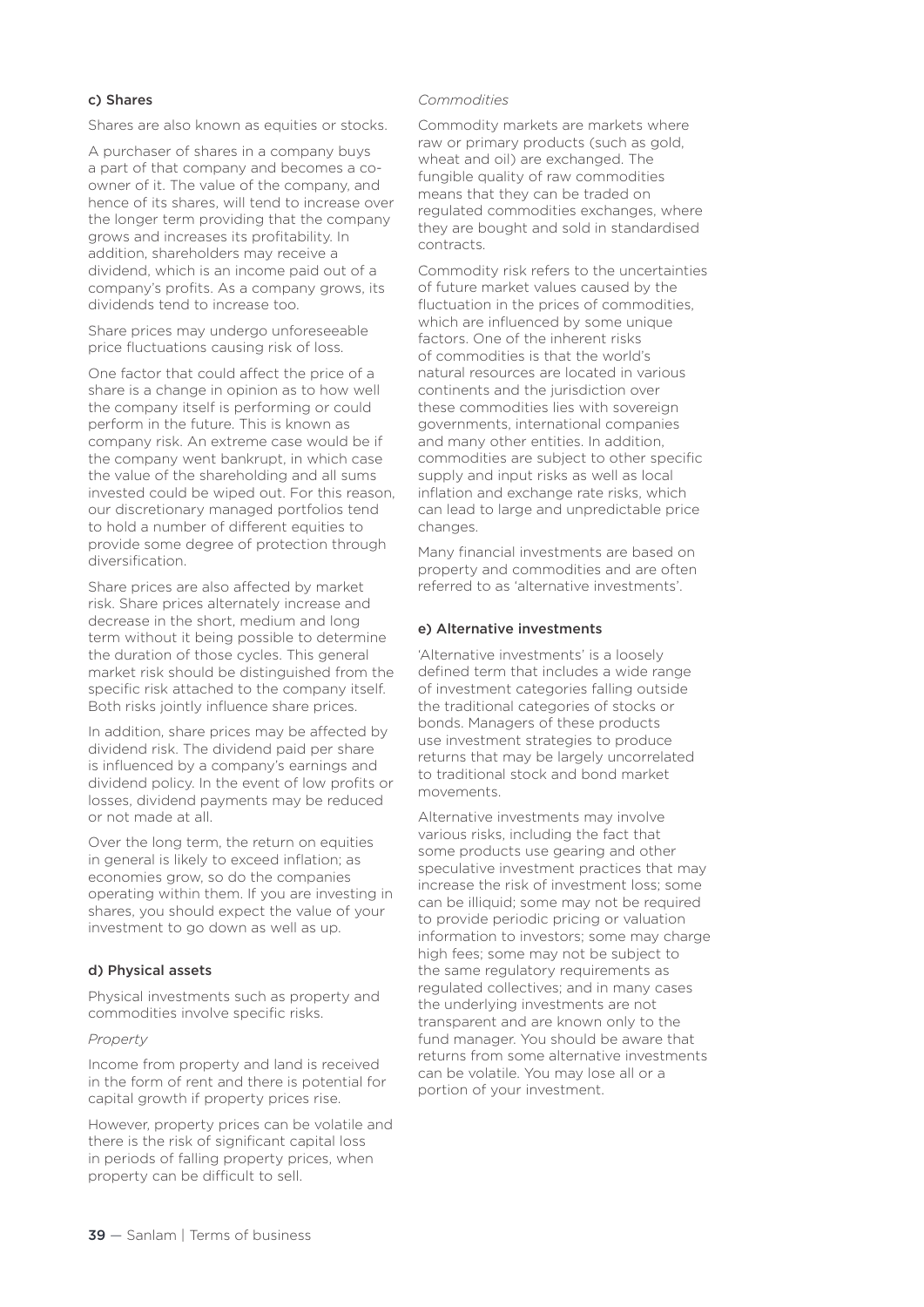### c) Shares

Shares are also known as equities or stocks.

A purchaser of shares in a company buys a part of that company and becomes a co-owner of it. The value of the company, and hence of its shares, will tend to increase over the longer term providing that the company grows and increases its profitability. In addition, shareholders may receive a dividend, which is an income paid out of a company's profits. As a company grows, its dividends tend to increase too.

Share prices may undergo unforeseeable price fluctuations causing risk of loss.

One factor that could affect the price of a share is a change in opinion as to how well the company itself is performing or could perform in the future. This is known as company risk. An extreme case would be if the company went bankrupt, in which case the value of the shareholding and all sums invested could be wiped out. For this reason, our discretionary managed portfolios tend to hold a number of different equities to provide some degree of protection through diversification.

Share prices are also affected by market risk. Share prices alternately increase and decrease in the short, medium and long term without it being possible to determine the duration of those cycles. This general market risk should be distinguished from the specific risk attached to the company itself. Both risks jointly influence share prices.

In addition, share prices may be affected by dividend risk. The dividend paid per share is influenced by a company's earnings and dividend policy. In the event of low profits or losses, dividend payments may be reduced or not made at all.

Over the long term, the return on equities in general is likely to exceed inflation; as economies grow, so do the companies operating within them. If you are investing in shares, you should expect the value of your investment to go down as well as up.

### d) Physical assets

Physical investments such as property and commodities involve specific risks.

*Property*

Income from property and land is received in the form of rent and there is potential for capital growth if property prices rise.

However, property prices can be volatile and there is the risk of significant capital loss in periods of falling property prices, when property can be difficult to sell.

*Commodities*

Commodity markets are markets where raw or primary products (such as gold, wheat and oil) are exchanged. The fungible quality of raw commodities means that they can be traded on regulated commodities exchanges, where they are bought and sold in standardised contracts.

Commodity risk refers to the uncertainties of future market values caused by the fluctuation in the prices of commodities, which are influenced by some unique factors. One of the inherent risks of commodities is that the world's natural resources are located in various continents and the jurisdiction over these commodities lies with sovereign governments, international companies and many other entities. In addition, commodities are subject to other specific supply and input risks as well as local inflation and exchange rate risks, which can lead to large and unpredictable price changes.

Many financial investments are based on property and commodities and are often referred to as 'alternative investments'.

### e) Alternative investments

'Alternative investments' is a loosely defined term that includes a wide range of investment categories falling outside the traditional categories of stocks or bonds. Managers of these products use investment strategies to produce returns that may be largely uncorrelated to traditional stock and bond market movements.

Alternative investments may involve various risks, including the fact that some products use gearing and other speculative investment practices that may increase the risk of investment loss; some can be illiquid; some may not be required to provide periodic pricing or valuation information to investors; some may charge high fees; some may not be subject to the same regulatory requirements as regulated collectives; and in many cases the underlying investments are not transparent and are known only to the fund manager. You should be aware that returns from some alternative investments can be volatile. You may lose all or a portion of your investment.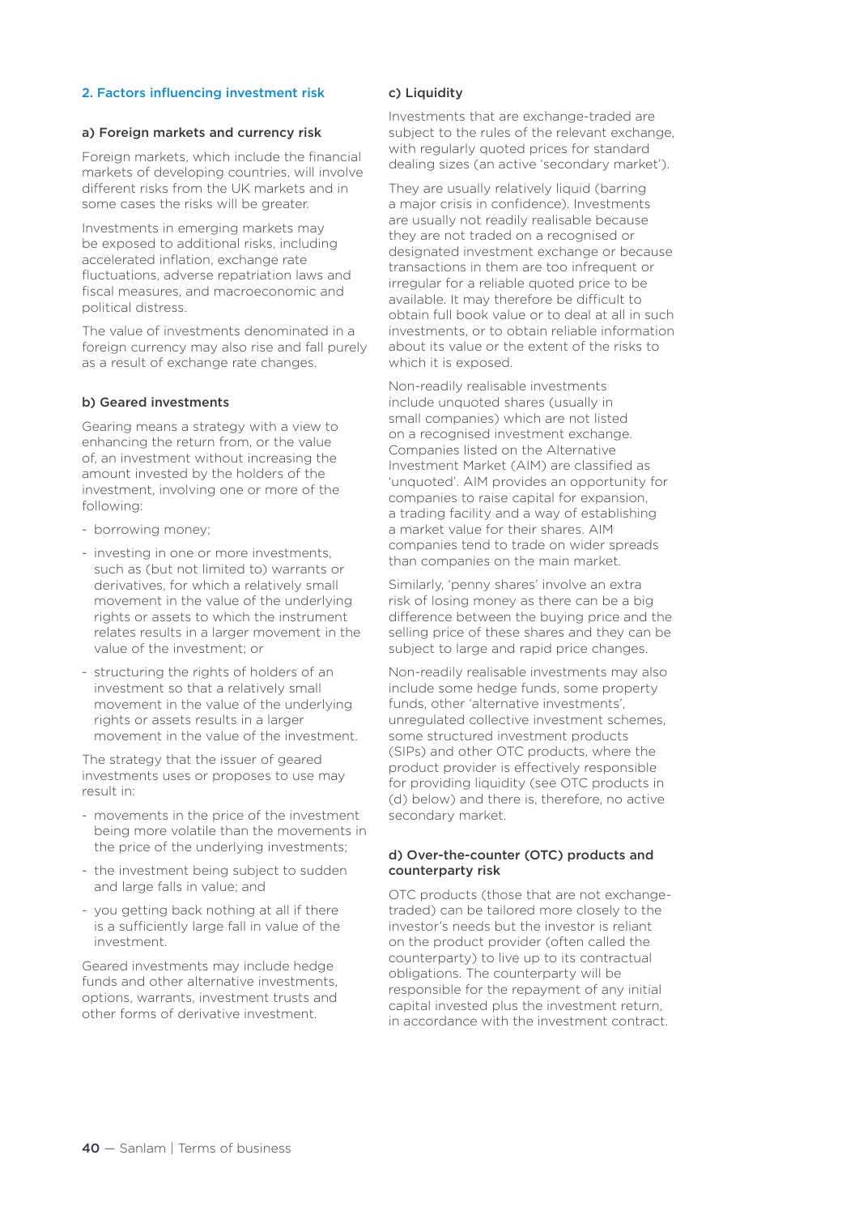## 2. Factors influencing investment risk

### a) Foreign markets and currency risk

Foreign markets, which include the financial markets of developing countries, will involve different risks from the UK markets and in some cases the risks will be greater.

Investments in emerging markets may be exposed to additional risks, including accelerated inflation, exchange rate fluctuations, adverse repatriation laws and fiscal measures, and macroeconomic and political distress.

The value of investments denominated in a foreign currency may also rise and fall purely as a result of exchange rate changes.

### b) Geared investments

Gearing means a strategy with a view to enhancing the return from, or the value of, an investment without increasing the amount invested by the holders of the investment, involving one or more of the following:

- borrowing money;
- investing in one or more investments, such as (but not limited to) warrants or derivatives, for which a relatively small movement in the value of the underlying rights or assets to which the instrument relates results in a larger movement in the value of the investment; or
- structuring the rights of holders of an investment so that a relatively small movement in the value of the underlying rights or assets results in a larger movement in the value of the investment.

The strategy that the issuer of geared investments uses or proposes to use may result in:

- movements in the price of the investment being more volatile than the movements in the price of the underlying investments;
- the investment being subject to sudden and large falls in value; and
- you getting back nothing at all if there is a sufficiently large fall in value of the investment.

Geared investments may include hedge funds and other alternative investments, options, warrants, investment trusts and other forms of derivative investment.

### c) Liquidity

Investments that are exchange-traded are subject to the rules of the relevant exchange, with regularly quoted prices for standard dealing sizes (an active 'secondary market').

They are usually relatively liquid (barring a major crisis in confidence). Investments are usually not readily realisable because they are not traded on a recognised or designated investment exchange or because transactions in them are too infrequent or irregular for a reliable quoted price to be available. It may therefore be difficult to obtain full book value or to deal at all in such investments, or to obtain reliable information about its value or the extent of the risks to which it is exposed.

Non-readily realisable investments include unquoted shares (usually in small companies) which are not listed on a recognised investment exchange. Companies listed on the Alternative Investment Market (AIM) are classified as 'unquoted'. AIM provides an opportunity for companies to raise capital for expansion, a trading facility and a way of establishing a market value for their shares. AIM companies tend to trade on wider spreads than companies on the main market.

Similarly, 'penny shares' involve an extra risk of losing money as there can be a big difference between the buying price and the selling price of these shares and they can be subject to large and rapid price changes.

Non-readily realisable investments may also include some hedge funds, some property funds, other 'alternative investments', unregulated collective investment schemes, some structured investment products (SIPs) and other OTC products, where the product provider is effectively responsible for providing liquidity (see OTC products in (d) below) and there is, therefore, no active secondary market.

### d) Over-the-counter (OTC) products and counterparty risk

OTC products (those that are not exchange-traded) can be tailored more closely to the investor's needs but the investor is reliant on the product provider (often called the counterparty) to live up to its contractual obligations. The counterparty will be responsible for the repayment of any initial capital invested plus the investment return, in accordance with the investment contract.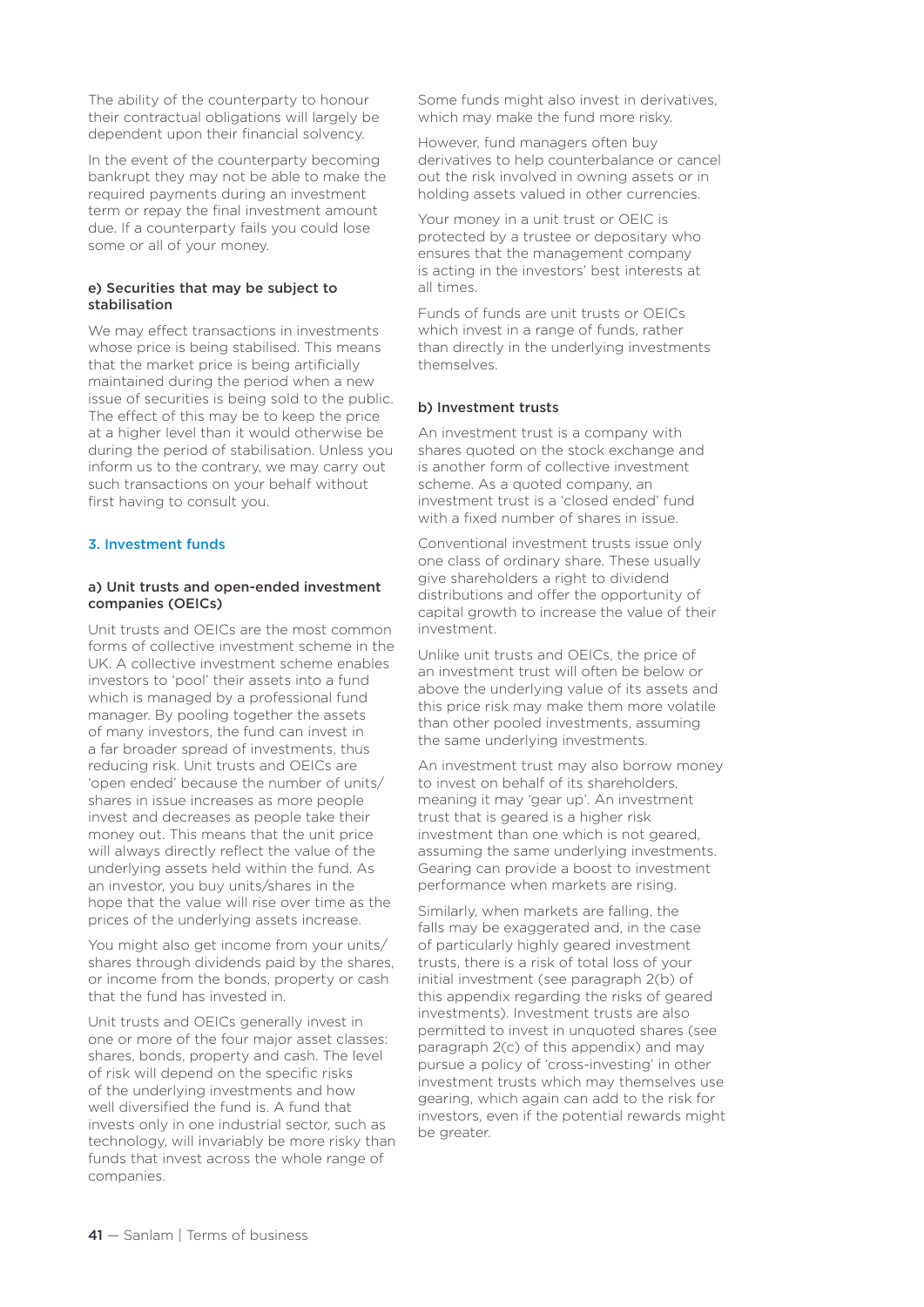The ability of the counterparty to honour their contractual obligations will largely be dependent upon their financial solvency.

In the event of the counterparty becoming bankrupt they may not be able to make the required payments during an investment term or repay the final investment amount due. If a counterparty fails you could lose some or all of your money.

#### e) Securities that may be subject to stabilisation

We may effect transactions in investments whose price is being stabilised. This means that the market price is being artificially maintained during the period when a new issue of securities is being sold to the public. The effect of this may be to keep the price at a higher level than it would otherwise be during the period of stabilisation. Unless you inform us to the contrary, we may carry out such transactions on your behalf without first having to consult you.

### 3. Investment funds

#### a) Unit trusts and open-ended investment companies (OEICs)

Unit trusts and OEICs are the most common forms of collective investment scheme in the UK. A collective investment scheme enables investors to 'pool' their assets into a fund which is managed by a professional fund manager. By pooling together the assets of many investors, the fund can invest in a far broader spread of investments, thus reducing risk. Unit trusts and OEICs are 'open ended' because the number of units/shares in issue increases as more people invest and decreases as people take their money out. This means that the unit price will always directly reflect the value of the underlying assets held within the fund. As an investor, you buy units/shares in the hope that the value will rise over time as the prices of the underlying assets increase.

You might also get income from your units/shares through dividends paid by the shares, or income from the bonds, property or cash that the fund has invested in.

Unit trusts and OEICs generally invest in one or more of the four major asset classes: shares, bonds, property and cash. The level of risk will depend on the specific risks of the underlying investments and how well diversified the fund is. A fund that invests only in one industrial sector, such as technology, will invariably be more risky than funds that invest across the whole range of companies.

Some funds might also invest in derivatives, which may make the fund more risky.

However, fund managers often buy derivatives to help counterbalance or cancel out the risk involved in owning assets or in holding assets valued in other currencies.

Your money in a unit trust or OEIC is protected by a trustee or depositary who ensures that the management company is acting in the investors' best interests at all times.

Funds of funds are unit trusts or OEICs which invest in a range of funds, rather than directly in the underlying investments themselves.

#### b) Investment trusts

An investment trust is a company with shares quoted on the stock exchange and is another form of collective investment scheme. As a quoted company, an investment trust is a 'closed ended' fund with a fixed number of shares in issue.

Conventional investment trusts issue only one class of ordinary share. These usually give shareholders a right to dividend distributions and offer the opportunity of capital growth to increase the value of their investment.

Unlike unit trusts and OEICs, the price of an investment trust will often be below or above the underlying value of its assets and this price risk may make them more volatile than other pooled investments, assuming the same underlying investments.

An investment trust may also borrow money to invest on behalf of its shareholders, meaning it may 'gear up'. An investment trust that is geared is a higher risk investment than one which is not geared, assuming the same underlying investments. Gearing can provide a boost to investment performance when markets are rising.

Similarly, when markets are falling, the falls may be exaggerated and, in the case of particularly highly geared investment trusts, there is a risk of total loss of your initial investment (see paragraph 2(b) of this appendix regarding the risks of geared investments). Investment trusts are also permitted to invest in unquoted shares (see paragraph 2(c) of this appendix) and may pursue a policy of 'cross-investing' in other investment trusts which may themselves use gearing, which again can add to the risk for investors, even if the potential rewards might be greater.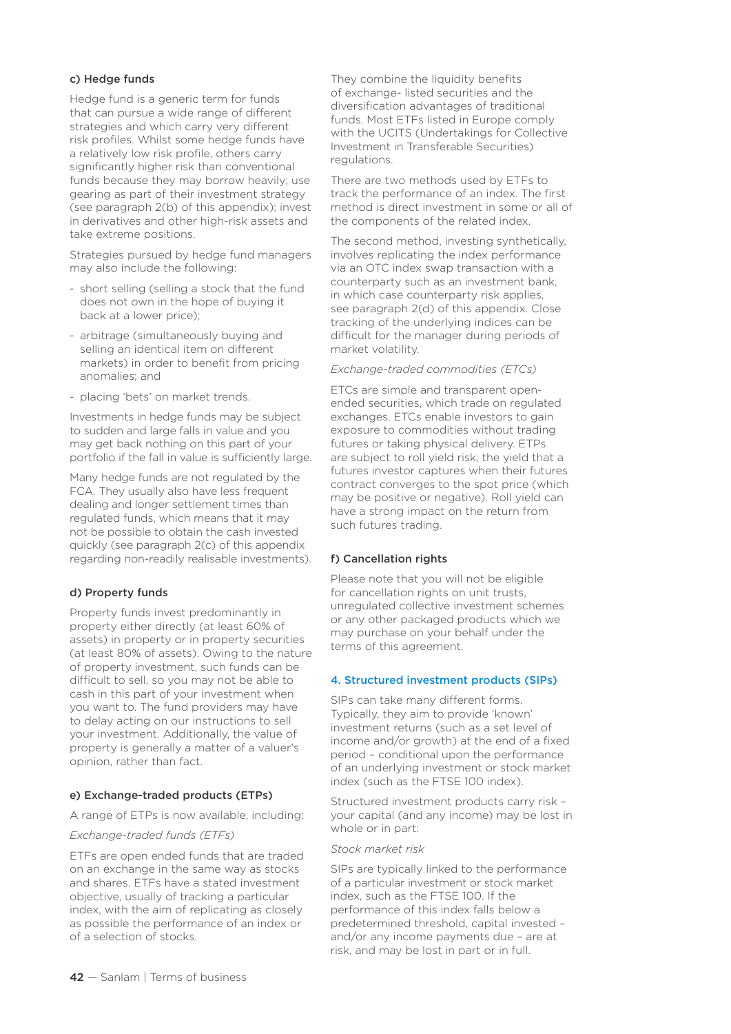#### c) Hedge funds

Hedge fund is a generic term for funds that can pursue a wide range of different strategies and which carry very different risk profiles. Whilst some hedge funds have a relatively low risk profile, others carry significantly higher risk than conventional funds because they may borrow heavily; use gearing as part of their investment strategy (see paragraph 2(b) of this appendix); invest in derivatives and other high-risk assets and take extreme positions.

Strategies pursued by hedge fund managers may also include the following:

- short selling (selling a stock that the fund does not own in the hope of buying it back at a lower price);
- arbitrage (simultaneously buying and selling an identical item on different markets) in order to benefit from pricing anomalies; and
- placing 'bets' on market trends.

Investments in hedge funds may be subject to sudden and large falls in value and you may get back nothing on this part of your portfolio if the fall in value is sufficiently large.

Many hedge funds are not regulated by the FCA. They usually also have less frequent dealing and longer settlement times than regulated funds, which means that it may not be possible to obtain the cash invested quickly (see paragraph 2(c) of this appendix regarding non-readily realisable investments).

#### d) Property funds

Property funds invest predominantly in property either directly (at least 60% of assets) in property or in property securities (at least 80% of assets). Owing to the nature of property investment, such funds can be difficult to sell, so you may not be able to cash in this part of your investment when you want to. The fund providers may have to delay acting on our instructions to sell your investment. Additionally, the value of property is generally a matter of a valuer's opinion, rather than fact.

#### e) Exchange-traded products (ETPs)

A range of ETPs is now available, including:

*Exchange-traded funds (ETFs)*

ETFs are open ended funds that are traded on an exchange in the same way as stocks and shares. ETFs have a stated investment objective, usually of tracking a particular index, with the aim of replicating as closely as possible the performance of an index or of a selection of stocks.

They combine the liquidity benefits of exchange- listed securities and the diversification advantages of traditional funds. Most ETFs listed in Europe comply with the UCITS (Undertakings for Collective Investment in Transferable Securities) regulations.

There are two methods used by ETFs to track the performance of an index. The first method is direct investment in some or all of the components of the related index.

The second method, investing synthetically, involves replicating the index performance via an OTC index swap transaction with a counterparty such as an investment bank, in which case counterparty risk applies, see paragraph 2(d) of this appendix. Close tracking of the underlying indices can be difficult for the manager during periods of market volatility.

*Exchange-traded commodities (ETCs)*

ETCs are simple and transparent open-ended securities, which trade on regulated exchanges. ETCs enable investors to gain exposure to commodities without trading futures or taking physical delivery. ETPs are subject to roll yield risk, the yield that a futures investor captures when their futures contract converges to the spot price (which may be positive or negative). Roll yield can have a strong impact on the return from such futures trading.

#### f) Cancellation rights

Please note that you will not be eligible for cancellation rights on unit trusts, unregulated collective investment schemes or any other packaged products which we may purchase on your behalf under the terms of this agreement.

### 4. Structured investment products (SIPs)

SIPs can take many different forms. Typically, they aim to provide 'known' investment returns (such as a set level of income and/or growth) at the end of a fixed period – conditional upon the performance of an underlying investment or stock market index (such as the FTSE 100 index).

Structured investment products carry risk – your capital (and any income) may be lost in whole or in part:

*Stock market risk*

SIPs are typically linked to the performance of a particular investment or stock market index, such as the FTSE 100. If the performance of this index falls below a predetermined threshold, capital invested – and/or any income payments due – are at risk, and may be lost in part or in full.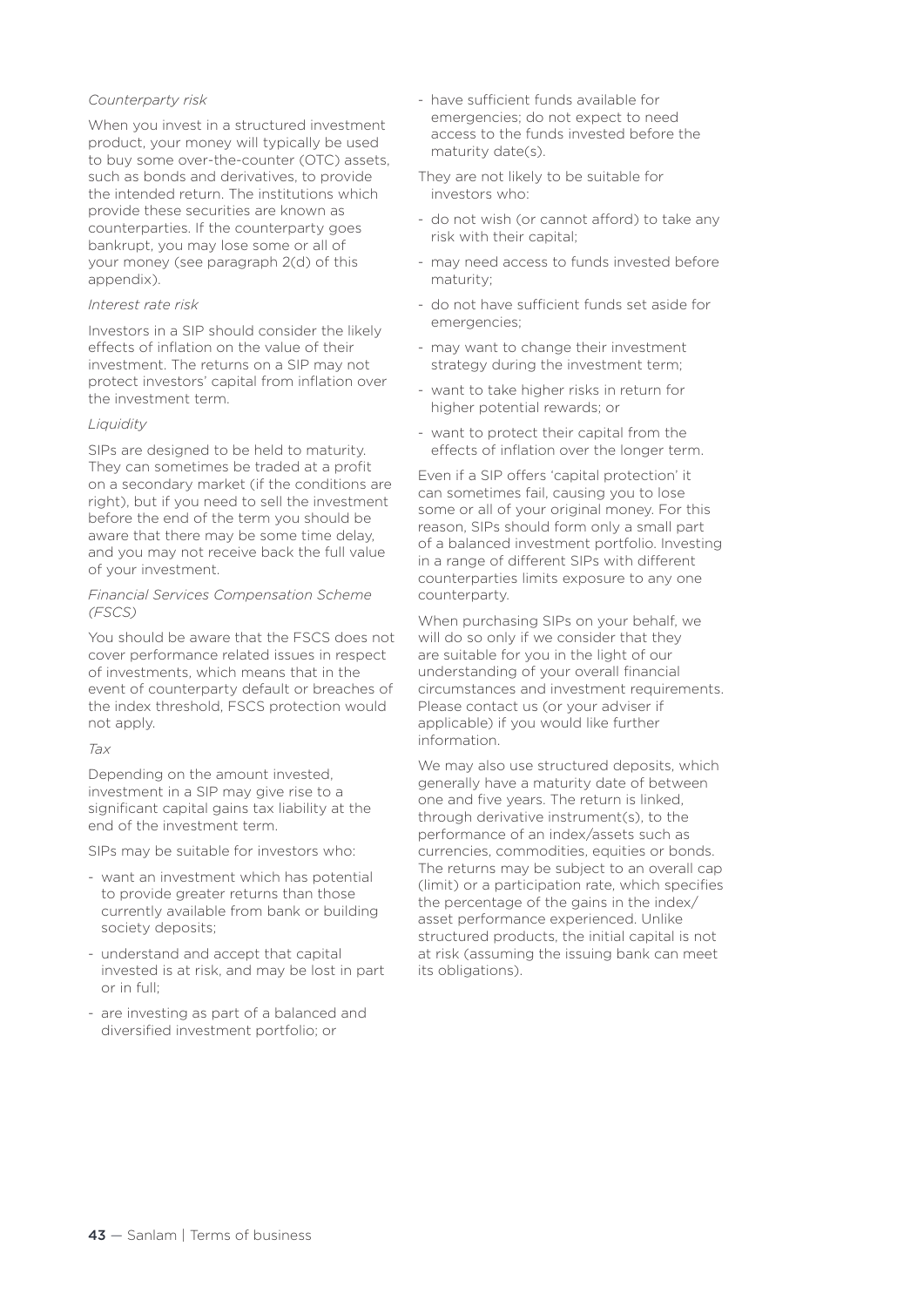*Counterparty risk*

When you invest in a structured investment product, your money will typically be used to buy some over-the-counter (OTC) assets, such as bonds and derivatives, to provide the intended return. The institutions which provide these securities are known as counterparties. If the counterparty goes bankrupt, you may lose some or all of your money (see paragraph 2(d) of this appendix).

*Interest rate risk*

Investors in a SIP should consider the likely effects of inflation on the value of their investment. The returns on a SIP may not protect investors' capital from inflation over the investment term.

*Liquidity*

SIPs are designed to be held to maturity. They can sometimes be traded at a profit on a secondary market (if the conditions are right), but if you need to sell the investment before the end of the term you should be aware that there may be some time delay, and you may not receive back the full value of your investment.

*Financial Services Compensation Scheme (FSCS)*

You should be aware that the FSCS does not cover performance related issues in respect of investments, which means that in the event of counterparty default or breaches of the index threshold, FSCS protection would not apply.

*Tax*

Depending on the amount invested, investment in a SIP may give rise to a significant capital gains tax liability at the end of the investment term.

SIPs may be suitable for investors who:

- want an investment which has potential to provide greater returns than those currently available from bank or building society deposits;
- understand and accept that capital invested is at risk, and may be lost in part or in full;
- are investing as part of a balanced and diversified investment portfolio; or
- have sufficient funds available for emergencies; do not expect to need access to the funds invested before the maturity date(s).

They are not likely to be suitable for investors who:

- do not wish (or cannot afford) to take any risk with their capital;
- may need access to funds invested before maturity;
- do not have sufficient funds set aside for emergencies;
- may want to change their investment strategy during the investment term;
- want to take higher risks in return for higher potential rewards; or
- want to protect their capital from the effects of inflation over the longer term.

Even if a SIP offers 'capital protection' it can sometimes fail, causing you to lose some or all of your original money. For this reason, SIPs should form only a small part of a balanced investment portfolio. Investing in a range of different SIPs with different counterparties limits exposure to any one counterparty.

When purchasing SIPs on your behalf, we will do so only if we consider that they are suitable for you in the light of our understanding of your overall financial circumstances and investment requirements. Please contact us (or your adviser if applicable) if you would like further information.

We may also use structured deposits, which generally have a maturity date of between one and five years. The return is linked, through derivative instrument(s), to the performance of an index/assets such as currencies, commodities, equities or bonds. The returns may be subject to an overall cap (limit) or a participation rate, which specifies the percentage of the gains in the index/asset performance experienced. Unlike structured products, the initial capital is not at risk (assuming the issuing bank can meet its obligations).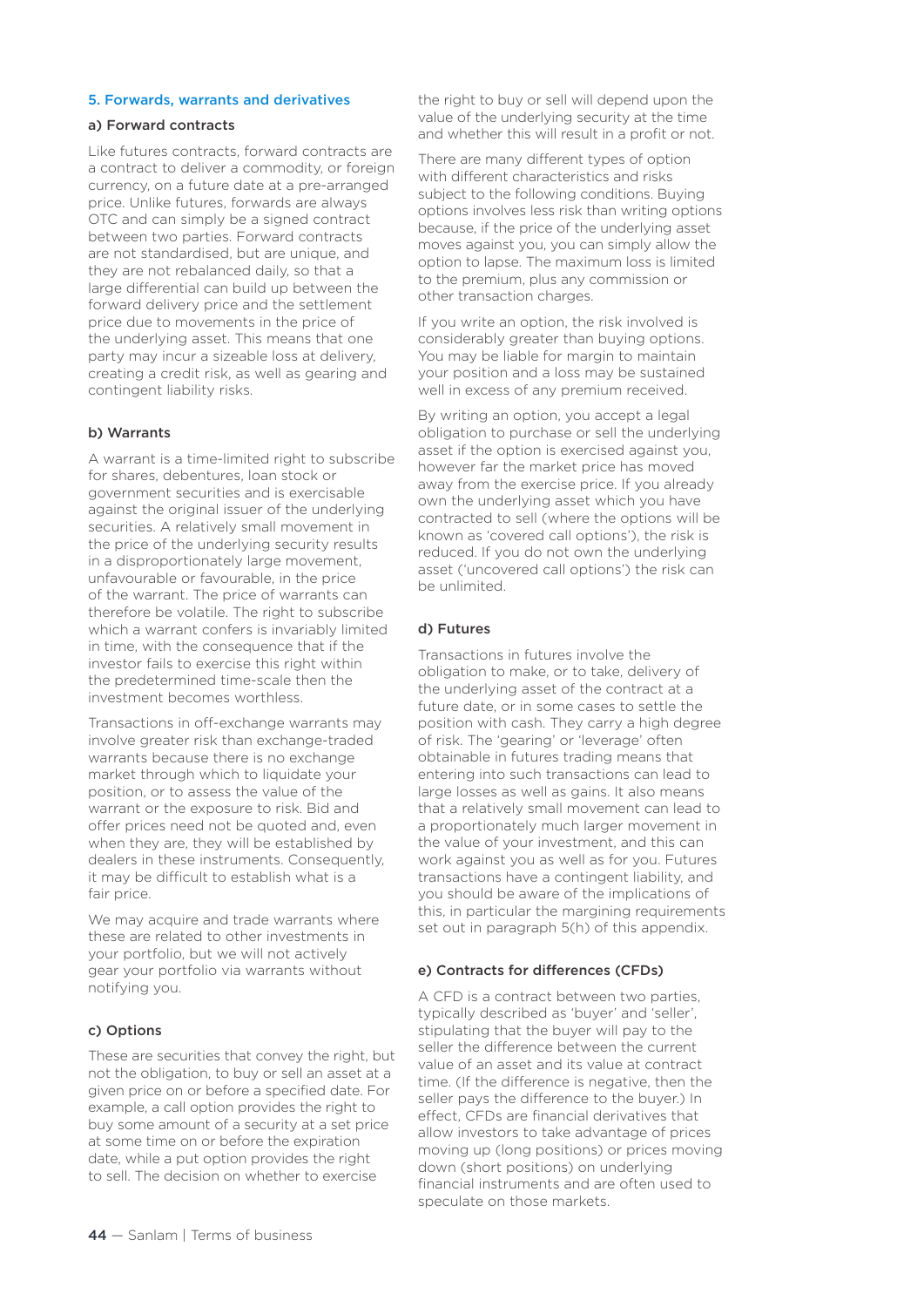## 5. Forwards, warrants and derivatives

### a) Forward contracts

Like futures contracts, forward contracts are a contract to deliver a commodity, or foreign currency, on a future date at a pre-arranged price. Unlike futures, forwards are always OTC and can simply be a signed contract between two parties. Forward contracts are not standardised, but are unique, and they are not rebalanced daily, so that a large differential can build up between the forward delivery price and the settlement price due to movements in the price of the underlying asset. This means that one party may incur a sizeable loss at delivery, creating a credit risk, as well as gearing and contingent liability risks.

### b) Warrants

A warrant is a time-limited right to subscribe for shares, debentures, loan stock or government securities and is exercisable against the original issuer of the underlying securities. A relatively small movement in the price of the underlying security results in a disproportionately large movement, unfavourable or favourable, in the price of the warrant. The price of warrants can therefore be volatile. The right to subscribe which a warrant confers is invariably limited in time, with the consequence that if the investor fails to exercise this right within the predetermined time-scale then the investment becomes worthless.

Transactions in off-exchange warrants may involve greater risk than exchange-traded warrants because there is no exchange market through which to liquidate your position, or to assess the value of the warrant or the exposure to risk. Bid and offer prices need not be quoted and, even when they are, they will be established by dealers in these instruments. Consequently, it may be difficult to establish what is a fair price.

We may acquire and trade warrants where these are related to other investments in your portfolio, but we will not actively gear your portfolio via warrants without notifying you.

### c) Options

These are securities that convey the right, but not the obligation, to buy or sell an asset at a given price on or before a specified date. For example, a call option provides the right to buy some amount of a security at a set price at some time on or before the expiration date, while a put option provides the right to sell. The decision on whether to exercise the right to buy or sell will depend upon the value of the underlying security at the time and whether this will result in a profit or not.

There are many different types of option with different characteristics and risks subject to the following conditions. Buying options involves less risk than writing options because, if the price of the underlying asset moves against you, you can simply allow the option to lapse. The maximum loss is limited to the premium, plus any commission or other transaction charges.

If you write an option, the risk involved is considerably greater than buying options. You may be liable for margin to maintain your position and a loss may be sustained well in excess of any premium received.

By writing an option, you accept a legal obligation to purchase or sell the underlying asset if the option is exercised against you, however far the market price has moved away from the exercise price. If you already own the underlying asset which you have contracted to sell (where the options will be known as 'covered call options'), the risk is reduced. If you do not own the underlying asset ('uncovered call options') the risk can be unlimited.

### d) Futures

Transactions in futures involve the obligation to make, or to take, delivery of the underlying asset of the contract at a future date, or in some cases to settle the position with cash. They carry a high degree of risk. The 'gearing' or 'leverage' often obtainable in futures trading means that entering into such transactions can lead to large losses as well as gains. It also means that a relatively small movement can lead to a proportionately much larger movement in the value of your investment, and this can work against you as well as for you. Futures transactions have a contingent liability, and you should be aware of the implications of this, in particular the margining requirements set out in paragraph 5(h) of this appendix.

### e) Contracts for differences (CFDs)

A CFD is a contract between two parties, typically described as 'buyer' and 'seller', stipulating that the buyer will pay to the seller the difference between the current value of an asset and its value at contract time. (If the difference is negative, then the seller pays the difference to the buyer.) In effect, CFDs are financial derivatives that allow investors to take advantage of prices moving up (long positions) or prices moving down (short positions) on underlying financial instruments and are often used to speculate on those markets.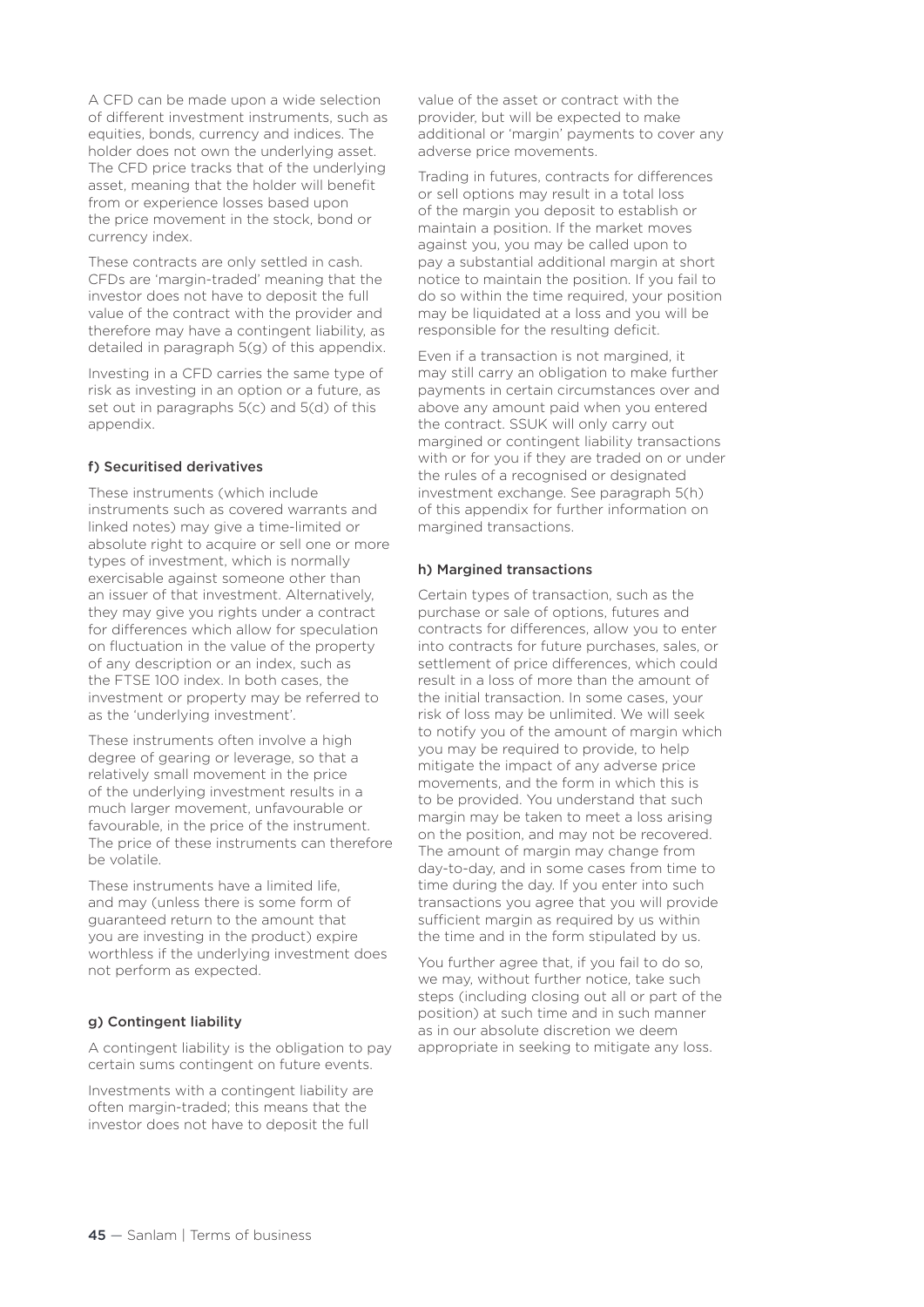A CFD can be made upon a wide selection of different investment instruments, such as equities, bonds, currency and indices. The holder does not own the underlying asset. The CFD price tracks that of the underlying asset, meaning that the holder will benefit from or experience losses based upon the price movement in the stock, bond or currency index.

These contracts are only settled in cash. CFDs are 'margin-traded' meaning that the investor does not have to deposit the full value of the contract with the provider and therefore may have a contingent liability, as detailed in paragraph 5(g) of this appendix.

Investing in a CFD carries the same type of risk as investing in an option or a future, as set out in paragraphs 5(c) and 5(d) of this appendix.

#### f) Securitised derivatives

These instruments (which include instruments such as covered warrants and linked notes) may give a time-limited or absolute right to acquire or sell one or more types of investment, which is normally exercisable against someone other than an issuer of that investment. Alternatively, they may give you rights under a contract for differences which allow for speculation on fluctuation in the value of the property of any description or an index, such as the FTSE 100 index. In both cases, the investment or property may be referred to as the 'underlying investment'.

These instruments often involve a high degree of gearing or leverage, so that a relatively small movement in the price of the underlying investment results in a much larger movement, unfavourable or favourable, in the price of the instrument. The price of these instruments can therefore be volatile.

These instruments have a limited life, and may (unless there is some form of guaranteed return to the amount that you are investing in the product) expire worthless if the underlying investment does not perform as expected.

#### g) Contingent liability

A contingent liability is the obligation to pay certain sums contingent on future events.

Investments with a contingent liability are often margin-traded; this means that the investor does not have to deposit the full value of the asset or contract with the provider, but will be expected to make additional or 'margin' payments to cover any adverse price movements.

Trading in futures, contracts for differences or sell options may result in a total loss of the margin you deposit to establish or maintain a position. If the market moves against you, you may be called upon to pay a substantial additional margin at short notice to maintain the position. If you fail to do so within the time required, your position may be liquidated at a loss and you will be responsible for the resulting deficit.

Even if a transaction is not margined, it may still carry an obligation to make further payments in certain circumstances over and above any amount paid when you entered the contract. SSUK will only carry out margined or contingent liability transactions with or for you if they are traded on or under the rules of a recognised or designated investment exchange. See paragraph 5(h) of this appendix for further information on margined transactions.

#### h) Margined transactions

Certain types of transaction, such as the purchase or sale of options, futures and contracts for differences, allow you to enter into contracts for future purchases, sales, or settlement of price differences, which could result in a loss of more than the amount of the initial transaction. In some cases, your risk of loss may be unlimited. We will seek to notify you of the amount of margin which you may be required to provide, to help mitigate the impact of any adverse price movements, and the form in which this is to be provided. You understand that such margin may be taken to meet a loss arising on the position, and may not be recovered. The amount of margin may change from day-to-day, and in some cases from time to time during the day. If you enter into such transactions you agree that you will provide sufficient margin as required by us within the time and in the form stipulated by us.

You further agree that, if you fail to do so, we may, without further notice, take such steps (including closing out all or part of the position) at such time and in such manner as in our absolute discretion we deem appropriate in seeking to mitigate any loss.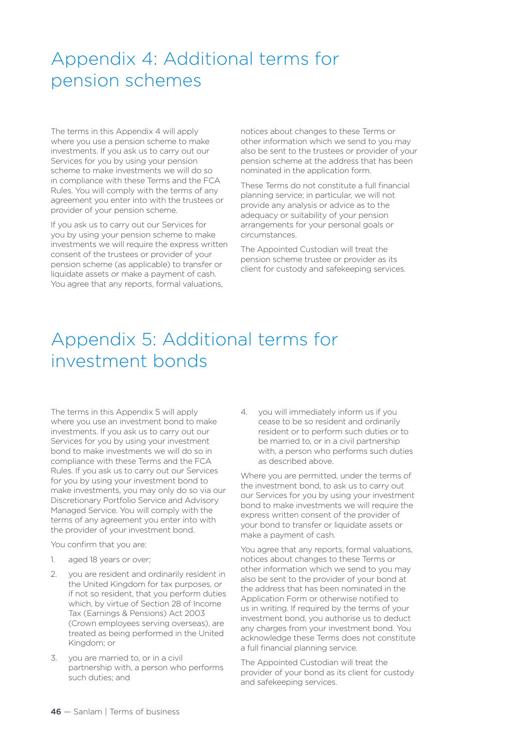# Appendix 4: Additional terms for pension schemes

The terms in this Appendix 4 will apply where you use a pension scheme to make investments. If you ask us to carry out our Services for you by using your pension scheme to make investments we will do so in compliance with these Terms and the FCA Rules. You will comply with the terms of any agreement you enter into with the trustees or provider of your pension scheme.

If you ask us to carry out our Services for you by using your pension scheme to make investments we will require the express written consent of the trustees or provider of your pension scheme (as applicable) to transfer or liquidate assets or make a payment of cash. You agree that any reports, formal valuations, notices about changes to these Terms or other information which we send to you may also be sent to the trustees or provider of your pension scheme at the address that has been nominated in the application form.

These Terms do not constitute a full financial planning service; in particular, we will not provide any analysis or advice as to the adequacy or suitability of your pension arrangements for your personal goals or circumstances.

The Appointed Custodian will treat the pension scheme trustee or provider as its client for custody and safekeeping services.

# Appendix 5: Additional terms for investment bonds

The terms in this Appendix 5 will apply where you use an investment bond to make investments. If you ask us to carry out our Services for you by using your investment bond to make investments we will do so in compliance with these Terms and the FCA Rules. If you ask us to carry out our Services for you by using your investment bond to make investments, you may only do so via our Discretionary Portfolio Service and Advisory Managed Service. You will comply with the terms of any agreement you enter into with the provider of your investment bond.

You confirm that you are:

1. aged 18 years or over;
2. you are resident and ordinarily resident in the United Kingdom for tax purposes, or if not so resident, that you perform duties which, by virtue of Section 28 of Income Tax (Earnings & Pensions) Act 2003 (Crown employees serving overseas), are treated as being performed in the United Kingdom; or
3. you are married to, or in a civil partnership with, a person who performs such duties; and
4. you will immediately inform us if you cease to be so resident and ordinarily resident or to perform such duties or to be married to, or in a civil partnership with, a person who performs such duties as described above.

Where you are permitted, under the terms of the investment bond, to ask us to carry out our Services for you by using your investment bond to make investments we will require the express written consent of the provider of your bond to transfer or liquidate assets or make a payment of cash.

You agree that any reports, formal valuations, notices about changes to these Terms or other information which we send to you may also be sent to the provider of your bond at the address that has been nominated in the Application Form or otherwise notified to us in writing. If required by the terms of your investment bond, you authorise us to deduct any charges from your investment bond. You acknowledge these Terms does not constitute a full financial planning service.

The Appointed Custodian will treat the provider of your bond as its client for custody and safekeeping services.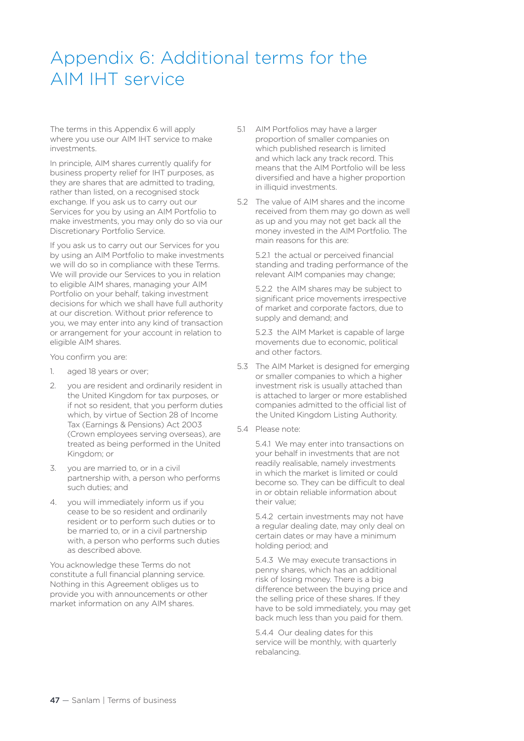# Appendix 6: Additional terms for the AIM IHT service

The terms in this Appendix 6 will apply where you use our AIM IHT service to make investments.

In principle, AIM shares currently qualify for business property relief for IHT purposes, as they are shares that are admitted to trading, rather than listed, on a recognised stock exchange. If you ask us to carry out our Services for you by using an AIM Portfolio to make investments, you may only do so via our Discretionary Portfolio Service.

If you ask us to carry out our Services for you by using an AIM Portfolio to make investments we will do so in compliance with these Terms. We will provide our Services to you in relation to eligible AIM shares, managing your AIM Portfolio on your behalf, taking investment decisions for which we shall have full authority at our discretion. Without prior reference to you, we may enter into any kind of transaction or arrangement for your account in relation to eligible AIM shares.

You confirm you are:

1. aged 18 years or over;
2. you are resident and ordinarily resident in the United Kingdom for tax purposes, or if not so resident, that you perform duties which, by virtue of Section 28 of Income Tax (Earnings & Pensions) Act 2003 (Crown employees serving overseas), are treated as being performed in the United Kingdom; or
3. you are married to, or in a civil partnership with, a person who performs such duties; and
4. you will immediately inform us if you cease to be so resident and ordinarily resident or to perform such duties or to be married to, or in a civil partnership with, a person who performs such duties as described above.

You acknowledge these Terms do not constitute a full financial planning service. Nothing in this Agreement obliges us to provide you with announcements or other market information on any AIM shares.

5.1 AIM Portfolios may have a larger proportion of smaller companies on which published research is limited and which lack any track record. This means that the AIM Portfolio will be less diversified and have a higher proportion in illiquid investments.

5.2 The value of AIM shares and the income received from them may go down as well as up and you may not get back all the money invested in the AIM Portfolio. The main reasons for this are:

5.2.1 the actual or perceived financial standing and trading performance of the relevant AIM companies may change;

5.2.2 the AIM shares may be subject to significant price movements irrespective of market and corporate factors, due to supply and demand; and

5.2.3 the AIM Market is capable of large movements due to economic, political and other factors.

5.3 The AIM Market is designed for emerging or smaller companies to which a higher investment risk is usually attached than is attached to larger or more established companies admitted to the official list of the United Kingdom Listing Authority.

5.4 Please note:

5.4.1 We may enter into transactions on your behalf in investments that are not readily realisable, namely investments in which the market is limited or could become so. They can be difficult to deal in or obtain reliable information about their value;

5.4.2 certain investments may not have a regular dealing date, may only deal on certain dates or may have a minimum holding period; and

5.4.3 We may execute transactions in penny shares, which has an additional risk of losing money. There is a big difference between the buying price and the selling price of these shares. If they have to be sold immediately, you may get back much less than you paid for them.

5.4.4 Our dealing dates for this service will be monthly, with quarterly rebalancing.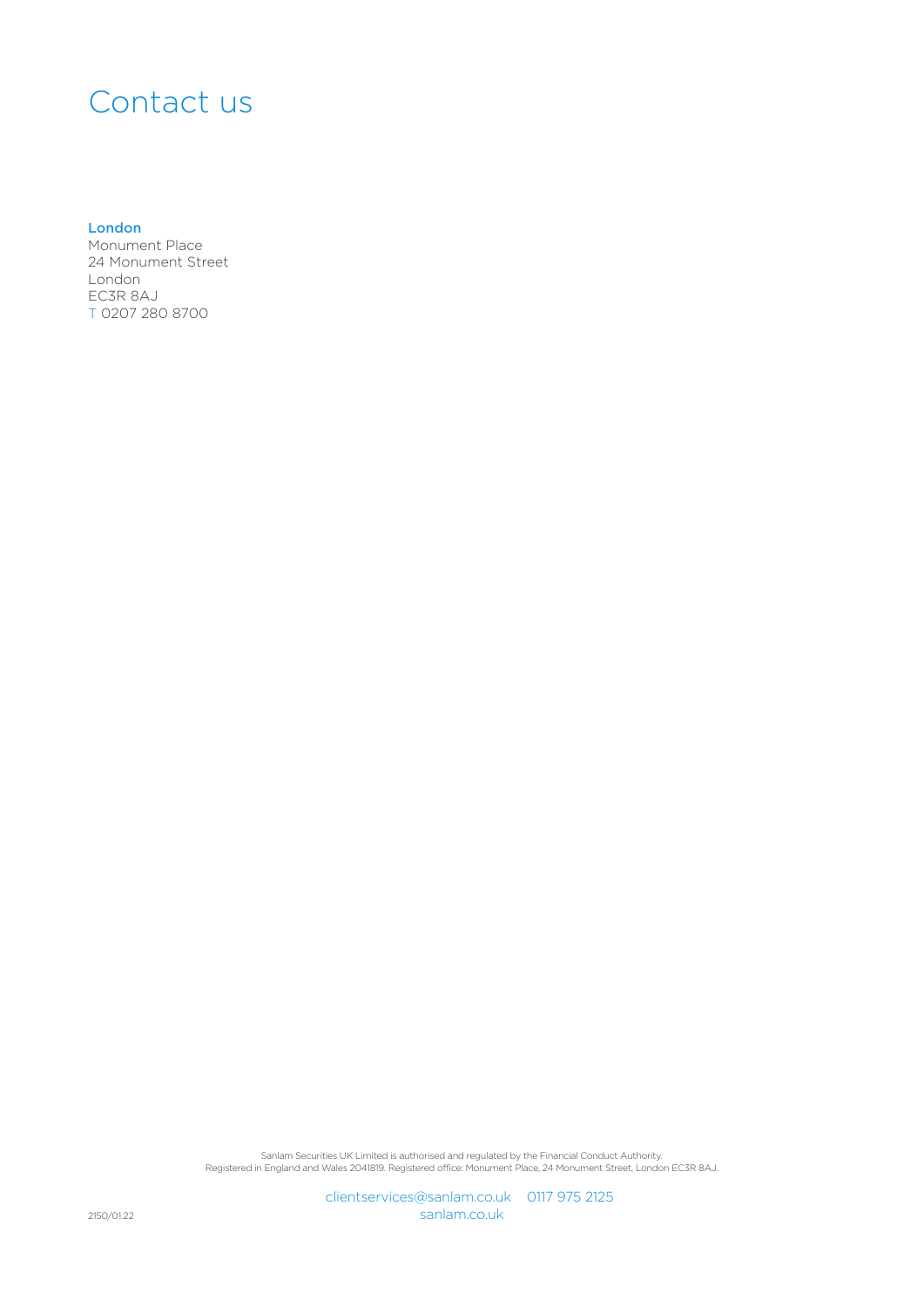# Contact us

**London**
Monument Place
24 Monument Street
London
EC3R 8AJ
T 0207 280 8700

Sanlam Securities UK Limited is authorised and regulated by the Financial Conduct Authority.
Registered in England and Wales 2041819. Registered office: Monument Place, 24 Monument Street, London EC3R 8AJ.

clientservices@sanlam.co.uk 0117 975 2125
sanlam.co.uk

2150/01.22